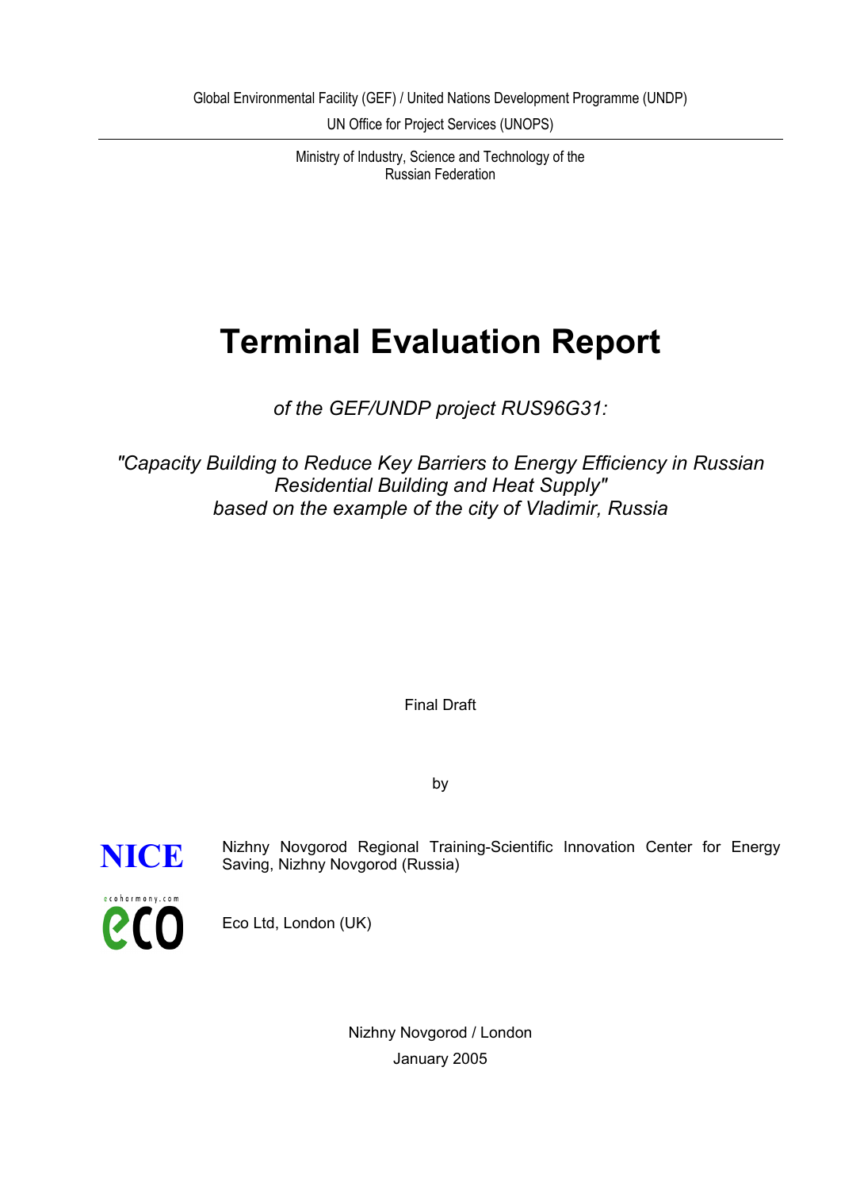Global Environmental Facility (GEF) / United Nations Development Programme (UNDP)

UN Office for Project Services (UNOPS)

---

Ministry of Industry, Science and Technology of the
Russian Federation

# Terminal Evaluation Report

*of the GEF/UNDP project RUS96G31:*

*"Capacity Building to Reduce Key Barriers to Energy Efficiency in Russian Residential Building and Heat Supply"*
*based on the example of the city of Vladimir, Russia*

Final Draft

by

**NICE** Nizhny Novgorod Regional Training-Scientific Innovation Center for Energy Saving, Nizhny Novgorod (Russia)

ecoharmony.com **eco** Eco Ltd, London (UK)

Nizhny Novgorod / London

January 2005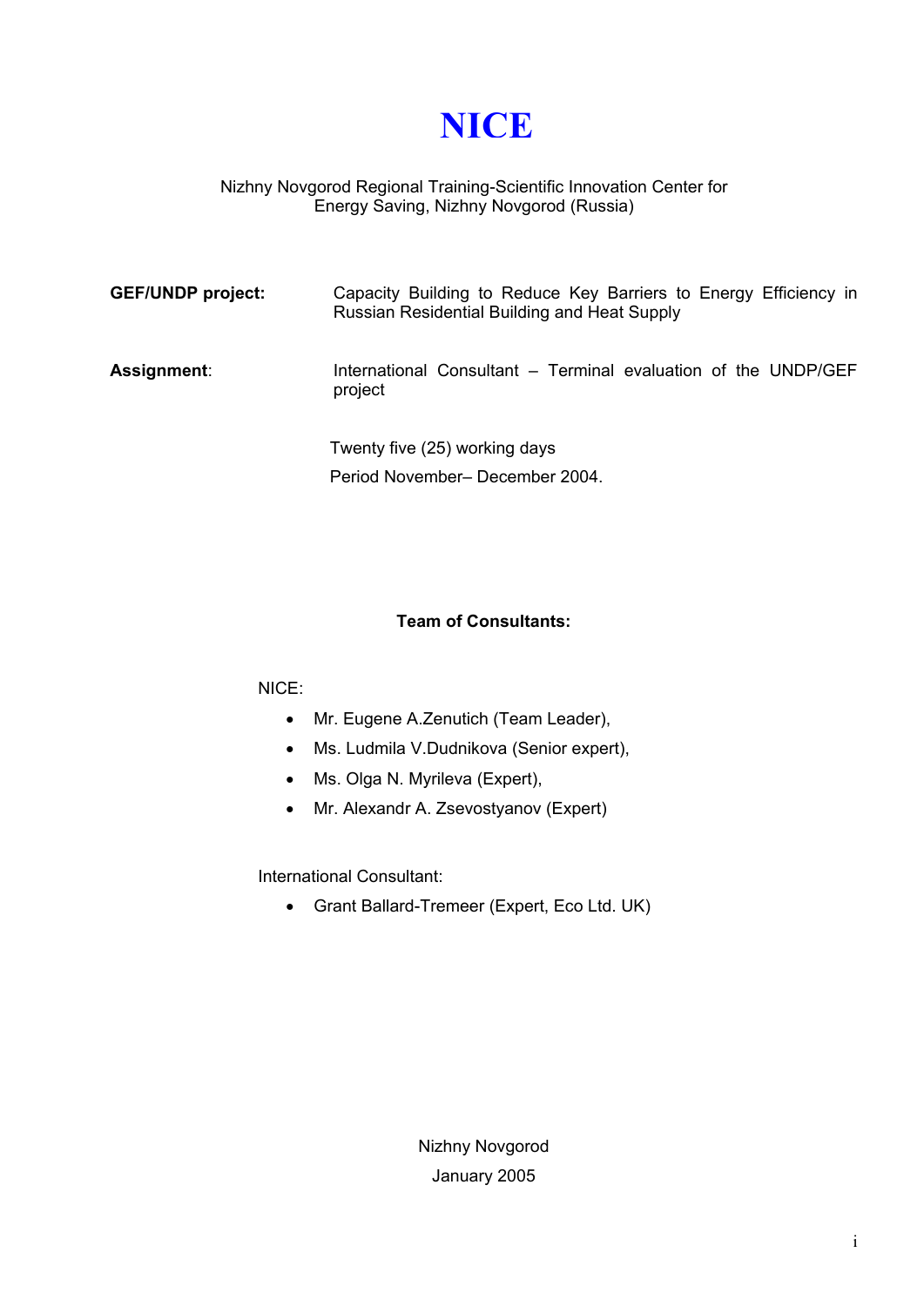# NICE

Nizhny Novgorod Regional Training-Scientific Innovation Center for Energy Saving, Nizhny Novgorod (Russia)

**GEF/UNDP project:** Capacity Building to Reduce Key Barriers to Energy Efficiency in Russian Residential Building and Heat Supply

**Assignment**: International Consultant – Terminal evaluation of the UNDP/GEF project

Twenty five (25) working days

Period November– December 2004.

**Team of Consultants:**

NICE:

- Mr. Eugene A.Zenutich (Team Leader),
- Ms. Ludmila V.Dudnikova (Senior expert),
- Ms. Olga N. Myrileva (Expert),
- Mr. Alexandr A. Zsevostyanov (Expert)

International Consultant:

- Grant Ballard-Tremeer (Expert, Eco Ltd. UK)

Nizhny Novgorod

January 2005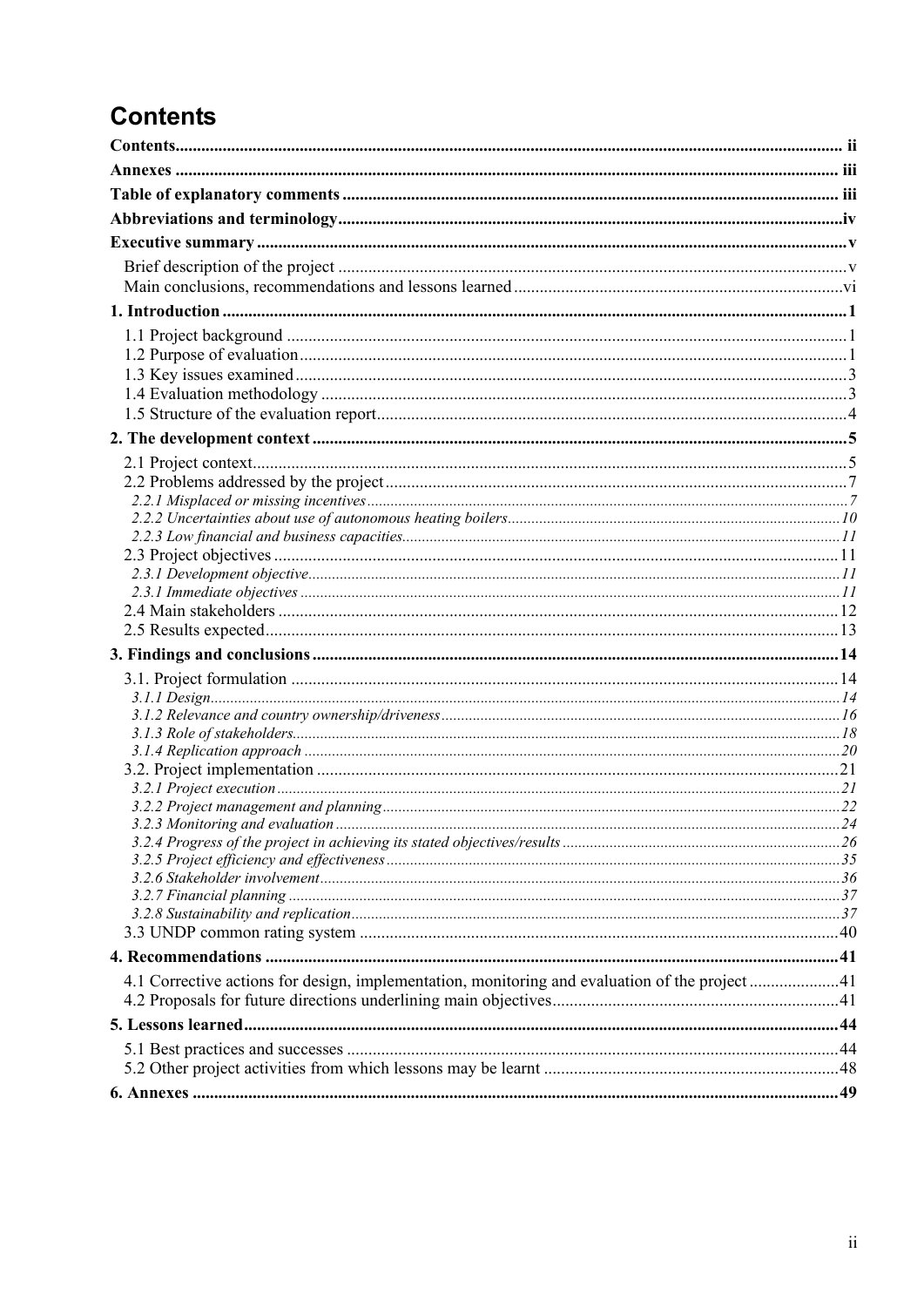# Contents

**Contents** ii
**Annexes** iii
**Table of explanatory comments** iii
**Abbreviations and terminology** iv
**Executive summary** v

- Brief description of the project v
- Main conclusions, recommendations and lessons learned vi

**1. Introduction** 1

- 1.1 Project background 1
- 1.2 Purpose of evaluation 1
- 1.3 Key issues examined 3
- 1.4 Evaluation methodology 3
- 1.5 Structure of the evaluation report 4

**2. The development context** 5

- 2.1 Project context 5
- 2.2 Problems addressed by the project 7
  - *2.2.1 Misplaced or missing incentives* 7
  - *2.2.2 Uncertainties about use of autonomous heating boilers* 10
  - *2.2.3 Low financial and business capacities* 11
- 2.3 Project objectives 11
  - *2.3.1 Development objective* 11
  - *2.3.1 Immediate objectives* 11
- 2.4 Main stakeholders 12
- 2.5 Results expected 13

**3. Findings and conclusions** 14

- 3.1. Project formulation 14
  - *3.1.1 Design* 14
  - *3.1.2 Relevance and country ownership/driveness* 16
  - *3.1.3 Role of stakeholders* 18
  - *3.1.4 Replication approach* 20
- 3.2. Project implementation 21
  - *3.2.1 Project execution* 21
  - *3.2.2 Project management and planning* 22
  - *3.2.3 Monitoring and evaluation* 24
  - *3.2.4 Progress of the project in achieving its stated objectives/results* 26
  - *3.2.5 Project efficiency and effectiveness* 35
  - *3.2.6 Stakeholder involvement* 36
  - *3.2.7 Financial planning* 37
  - *3.2.8 Sustainability and replication* 37
- 3.3 UNDP common rating system 40

**4. Recommendations** 41

- 4.1 Corrective actions for design, implementation, monitoring and evaluation of the project 41
- 4.2 Proposals for future directions underlining main objectives 41

**5. Lessons learned** 44

- 5.1 Best practices and successes 44
- 5.2 Other project activities from which lessons may be learnt 48

**6. Annexes** 49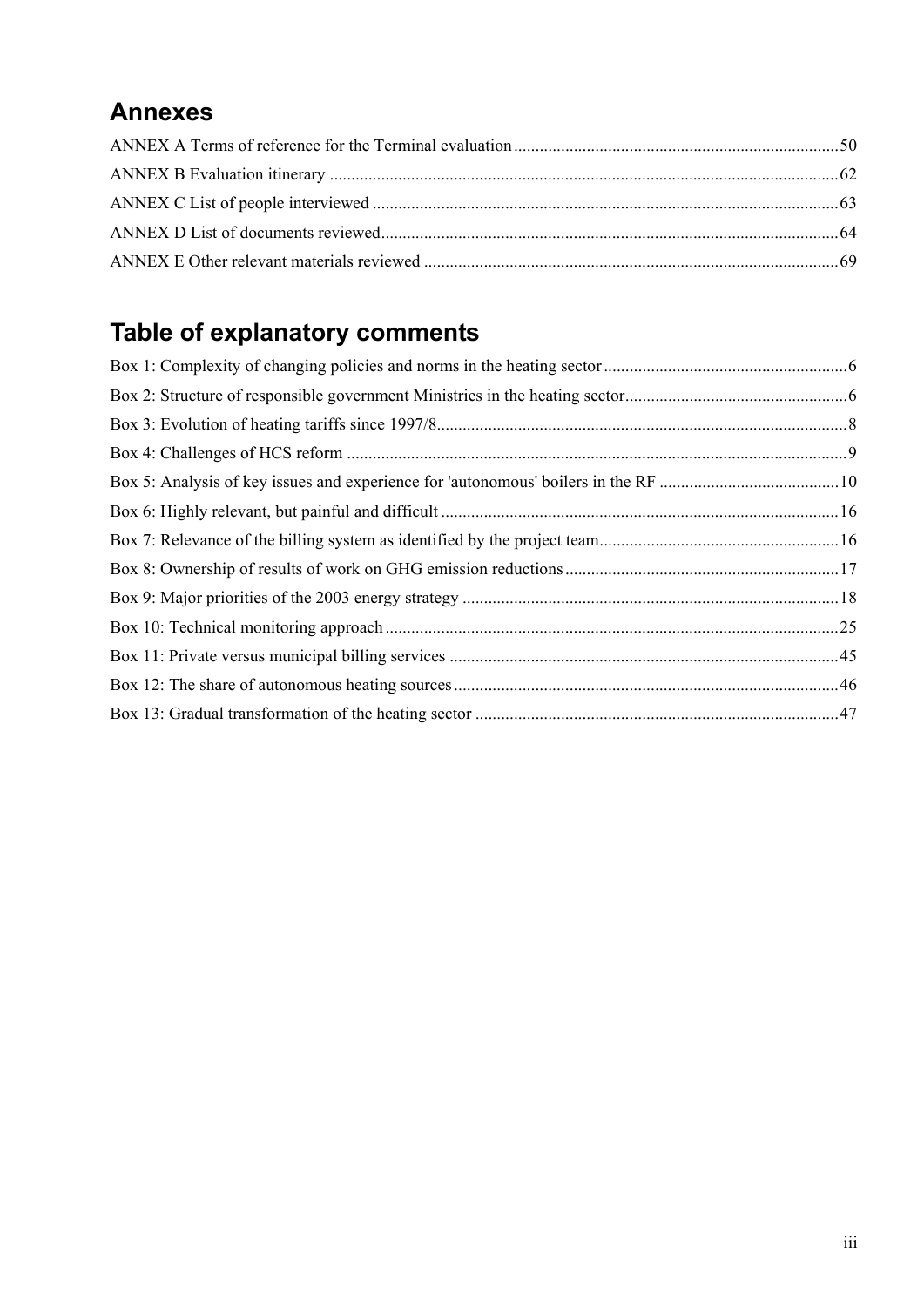## Annexes

ANNEX A Terms of reference for the Terminal evaluation ........................................................................... 50
ANNEX B Evaluation itinerary ..................................................................................................................... 62
ANNEX C List of people interviewed .......................................................................................................... 63
ANNEX D List of documents reviewed ........................................................................................................ 64
ANNEX E Other relevant materials reviewed ............................................................................................... 69

## Table of explanatory comments

Box 1: Complexity of changing policies and norms in the heating sector ........................................................ 6
Box 2: Structure of responsible government Ministries in the heating sector ................................................... 6
Box 3: Evolution of heating tariffs since 1997/8 ............................................................................................. 8
Box 4: Challenges of HCS reform .................................................................................................................. 9
Box 5: Analysis of key issues and experience for 'autonomous' boilers in the RF ......................................... 10
Box 6: Highly relevant, but painful and difficult ........................................................................................... 16
Box 7: Relevance of the billing system as identified by the project team ...................................................... 16
Box 8: Ownership of results of work on GHG emission reductions ............................................................... 17
Box 9: Major priorities of the 2003 energy strategy ...................................................................................... 18
Box 10: Technical monitoring approach ........................................................................................................ 25
Box 11: Private versus municipal billing services ......................................................................................... 45
Box 12: The share of autonomous heating sources ........................................................................................ 46
Box 13: Gradual transformation of the heating sector ................................................................................... 47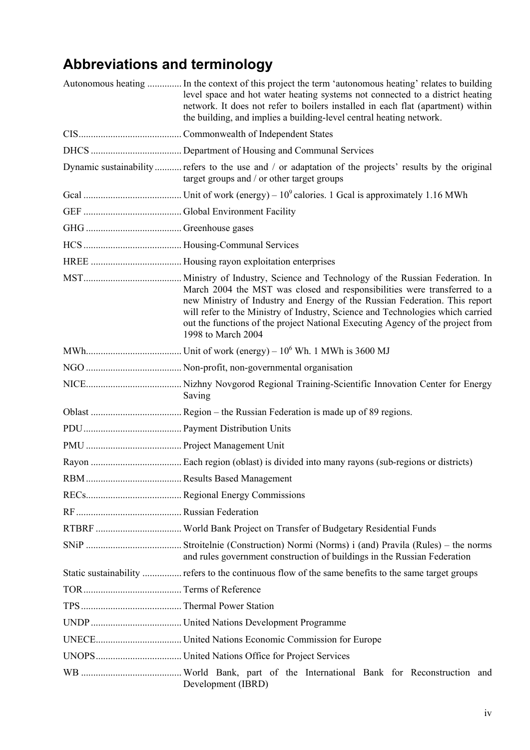## Abbreviations and terminology

| | |
|---|---|
| Autonomous heating | In the context of this project the term 'autonomous heating' relates to building level space and hot water heating systems not connected to a district heating network. It does not refer to boilers installed in each flat (apartment) within the building, and implies a building-level central heating network. |
| CIS | Commonwealth of Independent States |
| DHCS | Department of Housing and Communal Services |
| Dynamic sustainability | refers to the use and / or adaptation of the projects' results by the original target groups and / or other target groups |
| Gcal | Unit of work (energy) – $10^9$ calories. 1 Gcal is approximately 1.16 MWh |
| GEF | Global Environment Facility |
| GHG | Greenhouse gases |
| HCS | Housing-Communal Services |
| HREE | Housing rayon exploitation enterprises |
| MST | Ministry of Industry, Science and Technology of the Russian Federation. In March 2004 the MST was closed and responsibilities were transferred to a new Ministry of Industry and Energy of the Russian Federation. This report will refer to the Ministry of Industry, Science and Technologies which carried out the functions of the project National Executing Agency of the project from 1998 to March 2004 |
| MWh | Unit of work (energy) – $10^6$ Wh. 1 MWh is 3600 MJ |
| NGO | Non-profit, non-governmental organisation |
| NICE | Nizhny Novgorod Regional Training-Scientific Innovation Center for Energy Saving |
| Oblast | Region – the Russian Federation is made up of 89 regions. |
| PDU | Payment Distribution Units |
| PMU | Project Management Unit |
| Rayon | Each region (oblast) is divided into many rayons (sub-regions or districts) |
| RBM | Results Based Management |
| RECs | Regional Energy Commissions |
| RF | Russian Federation |
| RTBRF | World Bank Project on Transfer of Budgetary Residential Funds |
| SNiP | Stroitelnie (Construction) Normi (Norms) i (and) Pravila (Rules) – the norms and rules government construction of buildings in the Russian Federation |
| Static sustainability | refers to the continuous flow of the same benefits to the same target groups |
| TOR | Terms of Reference |
| TPS | Thermal Power Station |
| UNDP | United Nations Development Programme |
| UNECE | United Nations Economic Commission for Europe |
| UNOPS | United Nations Office for Project Services |
| WB | World Bank, part of the International Bank for Reconstruction and Development (IBRD) |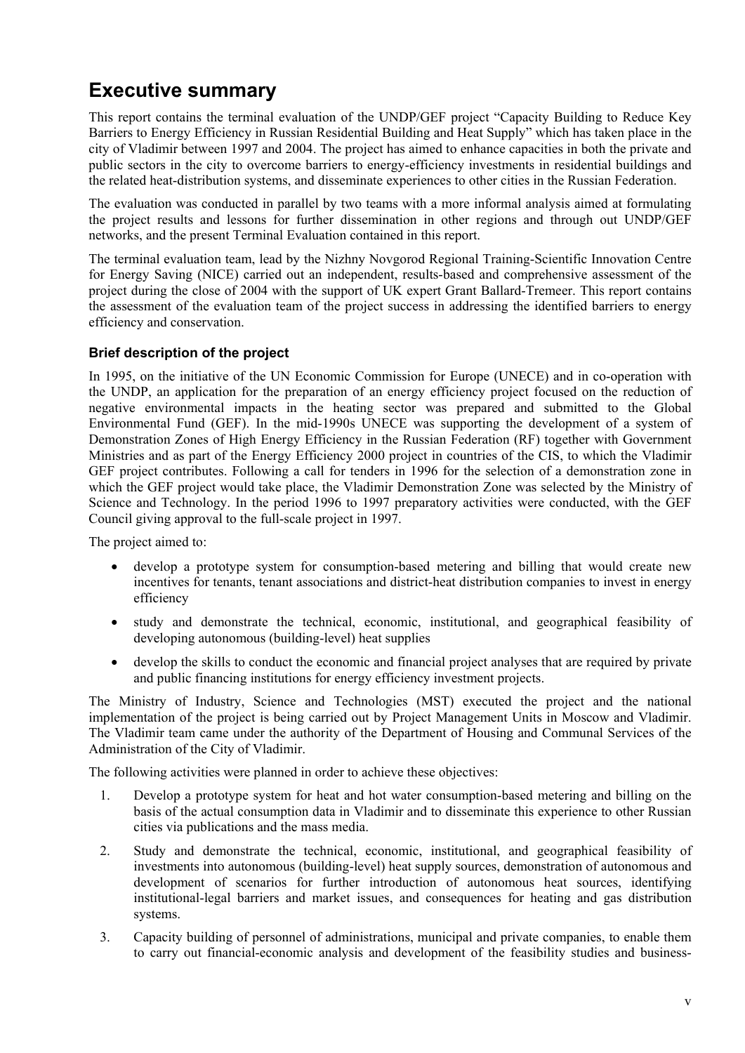# Executive summary

This report contains the terminal evaluation of the UNDP/GEF project "Capacity Building to Reduce Key Barriers to Energy Efficiency in Russian Residential Building and Heat Supply" which has taken place in the city of Vladimir between 1997 and 2004. The project has aimed to enhance capacities in both the private and public sectors in the city to overcome barriers to energy-efficiency investments in residential buildings and the related heat-distribution systems, and disseminate experiences to other cities in the Russian Federation.

The evaluation was conducted in parallel by two teams with a more informal analysis aimed at formulating the project results and lessons for further dissemination in other regions and through out UNDP/GEF networks, and the present Terminal Evaluation contained in this report.

The terminal evaluation team, lead by the Nizhny Novgorod Regional Training-Scientific Innovation Centre for Energy Saving (NICE) carried out an independent, results-based and comprehensive assessment of the project during the close of 2004 with the support of UK expert Grant Ballard-Tremeer. This report contains the assessment of the evaluation team of the project success in addressing the identified barriers to energy efficiency and conservation.

### Brief description of the project

In 1995, on the initiative of the UN Economic Commission for Europe (UNECE) and in co-operation with the UNDP, an application for the preparation of an energy efficiency project focused on the reduction of negative environmental impacts in the heating sector was prepared and submitted to the Global Environmental Fund (GEF). In the mid-1990s UNECE was supporting the development of a system of Demonstration Zones of High Energy Efficiency in the Russian Federation (RF) together with Government Ministries and as part of the Energy Efficiency 2000 project in countries of the CIS, to which the Vladimir GEF project contributes. Following a call for tenders in 1996 for the selection of a demonstration zone in which the GEF project would take place, the Vladimir Demonstration Zone was selected by the Ministry of Science and Technology. In the period 1996 to 1997 preparatory activities were conducted, with the GEF Council giving approval to the full-scale project in 1997.

The project aimed to:

- develop a prototype system for consumption-based metering and billing that would create new incentives for tenants, tenant associations and district-heat distribution companies to invest in energy efficiency
- study and demonstrate the technical, economic, institutional, and geographical feasibility of developing autonomous (building-level) heat supplies
- develop the skills to conduct the economic and financial project analyses that are required by private and public financing institutions for energy efficiency investment projects.

The Ministry of Industry, Science and Technologies (MST) executed the project and the national implementation of the project is being carried out by Project Management Units in Moscow and Vladimir. The Vladimir team came under the authority of the Department of Housing and Communal Services of the Administration of the City of Vladimir.

The following activities were planned in order to achieve these objectives:

1. Develop a prototype system for heat and hot water consumption-based metering and billing on the basis of the actual consumption data in Vladimir and to disseminate this experience to other Russian cities via publications and the mass media.
2. Study and demonstrate the technical, economic, institutional, and geographical feasibility of investments into autonomous (building-level) heat supply sources, demonstration of autonomous and development of scenarios for further introduction of autonomous heat sources, identifying institutional-legal barriers and market issues, and consequences for heating and gas distribution systems.
3. Capacity building of personnel of administrations, municipal and private companies, to enable them to carry out financial-economic analysis and development of the feasibility studies and business-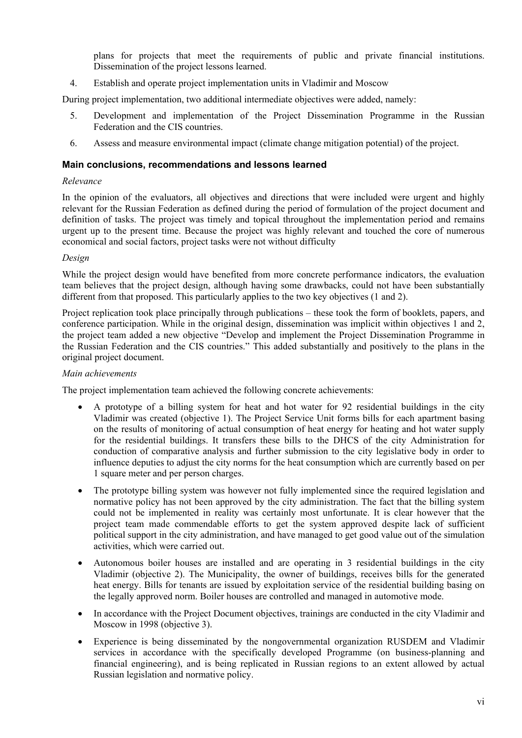plans for projects that meet the requirements of public and private financial institutions. Dissemination of the project lessons learned.

4. Establish and operate project implementation units in Vladimir and Moscow

During project implementation, two additional intermediate objectives were added, namely:

5. Development and implementation of the Project Dissemination Programme in the Russian Federation and the CIS countries.
6. Assess and measure environmental impact (climate change mitigation potential) of the project.

### Main conclusions, recommendations and lessons learned

*Relevance*

In the opinion of the evaluators, all objectives and directions that were included were urgent and highly relevant for the Russian Federation as defined during the period of formulation of the project document and definition of tasks. The project was timely and topical throughout the implementation period and remains urgent up to the present time. Because the project was highly relevant and touched the core of numerous economical and social factors, project tasks were not without difficulty

*Design*

While the project design would have benefited from more concrete performance indicators, the evaluation team believes that the project design, although having some drawbacks, could not have been substantially different from that proposed. This particularly applies to the two key objectives (1 and 2).

Project replication took place principally through publications – these took the form of booklets, papers, and conference participation. While in the original design, dissemination was implicit within objectives 1 and 2, the project team added a new objective "Develop and implement the Project Dissemination Programme in the Russian Federation and the CIS countries." This added substantially and positively to the plans in the original project document.

*Main achievements*

The project implementation team achieved the following concrete achievements:

- A prototype of a billing system for heat and hot water for 92 residential buildings in the city Vladimir was created (objective 1). The Project Service Unit forms bills for each apartment basing on the results of monitoring of actual consumption of heat energy for heating and hot water supply for the residential buildings. It transfers these bills to the DHCS of the city Administration for conduction of comparative analysis and further submission to the city legislative body in order to influence deputies to adjust the city norms for the heat consumption which are currently based on per 1 square meter and per person charges.
- The prototype billing system was however not fully implemented since the required legislation and normative policy has not been approved by the city administration. The fact that the billing system could not be implemented in reality was certainly most unfortunate. It is clear however that the project team made commendable efforts to get the system approved despite lack of sufficient political support in the city administration, and have managed to get good value out of the simulation activities, which were carried out.
- Autonomous boiler houses are installed and are operating in 3 residential buildings in the city Vladimir (objective 2). The Municipality, the owner of buildings, receives bills for the generated heat energy. Bills for tenants are issued by exploitation service of the residential building basing on the legally approved norm. Boiler houses are controlled and managed in automotive mode.
- In accordance with the Project Document objectives, trainings are conducted in the city Vladimir and Moscow in 1998 (objective 3).
- Experience is being disseminated by the nongovernmental organization RUSDEM and Vladimir services in accordance with the specifically developed Programme (on business-planning and financial engineering), and is being replicated in Russian regions to an extent allowed by actual Russian legislation and normative policy.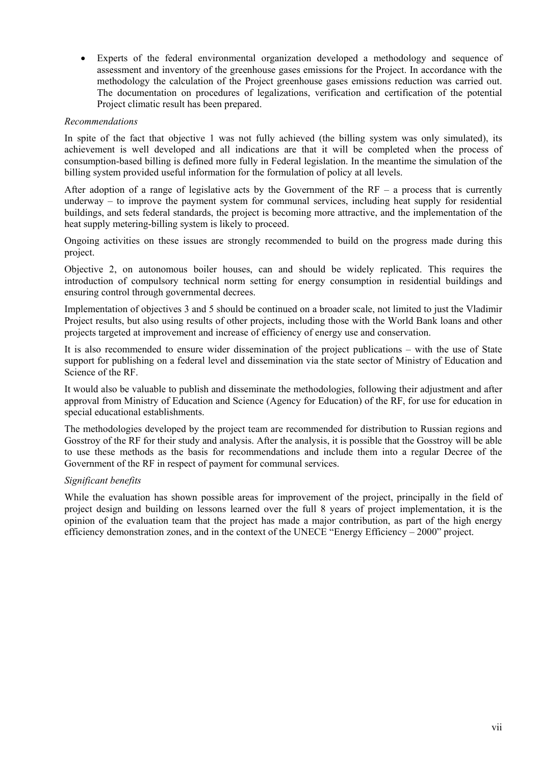- Experts of the federal environmental organization developed a methodology and sequence of assessment and inventory of the greenhouse gases emissions for the Project. In accordance with the methodology the calculation of the Project greenhouse gases emissions reduction was carried out. The documentation on procedures of legalizations, verification and certification of the potential Project climatic result has been prepared.

*Recommendations*

In spite of the fact that objective 1 was not fully achieved (the billing system was only simulated), its achievement is well developed and all indications are that it will be completed when the process of consumption-based billing is defined more fully in Federal legislation. In the meantime the simulation of the billing system provided useful information for the formulation of policy at all levels.

After adoption of a range of legislative acts by the Government of the RF – a process that is currently underway – to improve the payment system for communal services, including heat supply for residential buildings, and sets federal standards, the project is becoming more attractive, and the implementation of the heat supply metering-billing system is likely to proceed.

Ongoing activities on these issues are strongly recommended to build on the progress made during this project.

Objective 2, on autonomous boiler houses, can and should be widely replicated. This requires the introduction of compulsory technical norm setting for energy consumption in residential buildings and ensuring control through governmental decrees.

Implementation of objectives 3 and 5 should be continued on a broader scale, not limited to just the Vladimir Project results, but also using results of other projects, including those with the World Bank loans and other projects targeted at improvement and increase of efficiency of energy use and conservation.

It is also recommended to ensure wider dissemination of the project publications – with the use of State support for publishing on a federal level and dissemination via the state sector of Ministry of Education and Science of the RF.

It would also be valuable to publish and disseminate the methodologies, following their adjustment and after approval from Ministry of Education and Science (Agency for Education) of the RF, for use for education in special educational establishments.

The methodologies developed by the project team are recommended for distribution to Russian regions and Gosstroy of the RF for their study and analysis. After the analysis, it is possible that the Gosstroy will be able to use these methods as the basis for recommendations and include them into a regular Decree of the Government of the RF in respect of payment for communal services.

*Significant benefits*

While the evaluation has shown possible areas for improvement of the project, principally in the field of project design and building on lessons learned over the full 8 years of project implementation, it is the opinion of the evaluation team that the project has made a major contribution, as part of the high energy efficiency demonstration zones, and in the context of the UNECE "Energy Efficiency – 2000" project.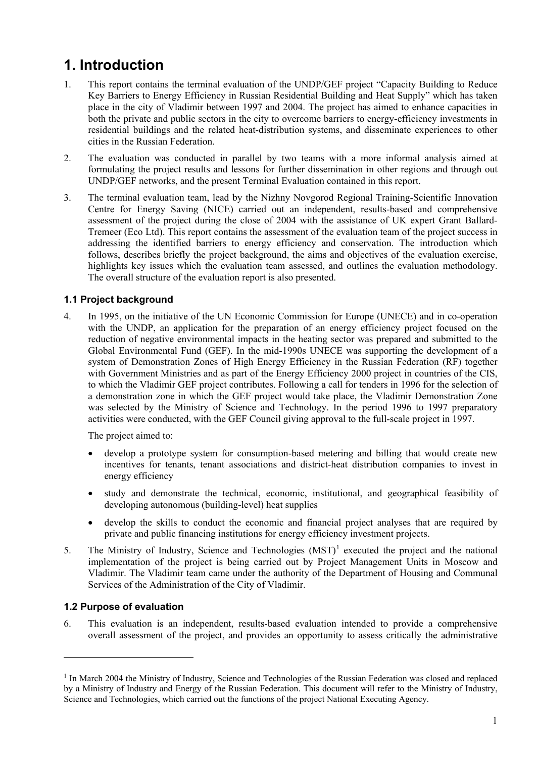# 1. Introduction

1. This report contains the terminal evaluation of the UNDP/GEF project "Capacity Building to Reduce Key Barriers to Energy Efficiency in Russian Residential Building and Heat Supply" which has taken place in the city of Vladimir between 1997 and 2004. The project has aimed to enhance capacities in both the private and public sectors in the city to overcome barriers to energy-efficiency investments in residential buildings and the related heat-distribution systems, and disseminate experiences to other cities in the Russian Federation.

2. The evaluation was conducted in parallel by two teams with a more informal analysis aimed at formulating the project results and lessons for further dissemination in other regions and through out UNDP/GEF networks, and the present Terminal Evaluation contained in this report.

3. The terminal evaluation team, lead by the Nizhny Novgorod Regional Training-Scientific Innovation Centre for Energy Saving (NICE) carried out an independent, results-based and comprehensive assessment of the project during the close of 2004 with the assistance of UK expert Grant Ballard-Tremeer (Eco Ltd). This report contains the assessment of the evaluation team of the project success in addressing the identified barriers to energy efficiency and conservation. The introduction which follows, describes briefly the project background, the aims and objectives of the evaluation exercise, highlights key issues which the evaluation team assessed, and outlines the evaluation methodology. The overall structure of the evaluation report is also presented.

## 1.1 Project background

4. In 1995, on the initiative of the UN Economic Commission for Europe (UNECE) and in co-operation with the UNDP, an application for the preparation of an energy efficiency project focused on the reduction of negative environmental impacts in the heating sector was prepared and submitted to the Global Environmental Fund (GEF). In the mid-1990s UNECE was supporting the development of a system of Demonstration Zones of High Energy Efficiency in the Russian Federation (RF) together with Government Ministries and as part of the Energy Efficiency 2000 project in countries of the CIS, to which the Vladimir GEF project contributes. Following a call for tenders in 1996 for the selection of a demonstration zone in which the GEF project would take place, the Vladimir Demonstration Zone was selected by the Ministry of Science and Technology. In the period 1996 to 1997 preparatory activities were conducted, with the GEF Council giving approval to the full-scale project in 1997.

   The project aimed to:

   - develop a prototype system for consumption-based metering and billing that would create new incentives for tenants, tenant associations and district-heat distribution companies to invest in energy efficiency
   - study and demonstrate the technical, economic, institutional, and geographical feasibility of developing autonomous (building-level) heat supplies
   - develop the skills to conduct the economic and financial project analyses that are required by private and public financing institutions for energy efficiency investment projects.

5. The Ministry of Industry, Science and Technologies (MST)[1] executed the project and the national implementation of the project is being carried out by Project Management Units in Moscow and Vladimir. The Vladimir team came under the authority of the Department of Housing and Communal Services of the Administration of the City of Vladimir.

## 1.2 Purpose of evaluation

6. This evaluation is an independent, results-based evaluation intended to provide a comprehensive overall assessment of the project, and provides an opportunity to assess critically the administrative

---

[1] In March 2004 the Ministry of Industry, Science and Technologies of the Russian Federation was closed and replaced by a Ministry of Industry and Energy of the Russian Federation. This document will refer to the Ministry of Industry, Science and Technologies, which carried out the functions of the project National Executing Agency.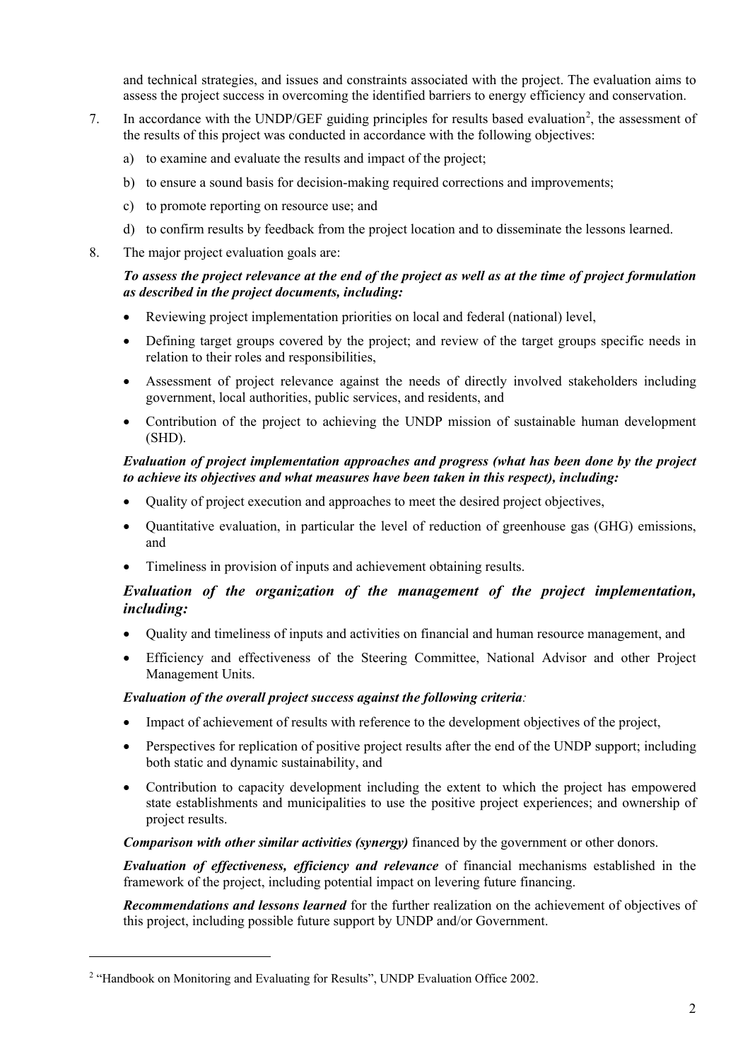and technical strategies, and issues and constraints associated with the project. The evaluation aims to assess the project success in overcoming the identified barriers to energy efficiency and conservation.

7. In accordance with the UNDP/GEF guiding principles for results based evaluation[2], the assessment of the results of this project was conducted in accordance with the following objectives:

   a) to examine and evaluate the results and impact of the project;

   b) to ensure a sound basis for decision-making required corrections and improvements;

   c) to promote reporting on resource use; and

   d) to confirm results by feedback from the project location and to disseminate the lessons learned.

8. The major project evaluation goals are:

***To assess the project relevance at the end of the project as well as at the time of project formulation as described in the project documents, including:***

- Reviewing project implementation priorities on local and federal (national) level,
- Defining target groups covered by the project; and review of the target groups specific needs in relation to their roles and responsibilities,
- Assessment of project relevance against the needs of directly involved stakeholders including government, local authorities, public services, and residents, and
- Contribution of the project to achieving the UNDP mission of sustainable human development (SHD).

***Evaluation of project implementation approaches and progress (what has been done by the project to achieve its objectives and what measures have been taken in this respect), including:***

- Quality of project execution and approaches to meet the desired project objectives,
- Quantitative evaluation, in particular the level of reduction of greenhouse gas (GHG) emissions, and
- Timeliness in provision of inputs and achievement obtaining results.

### *Evaluation of the organization of the management of the project implementation, including:*

- Quality and timeliness of inputs and activities on financial and human resource management, and
- Efficiency and effectiveness of the Steering Committee, National Advisor and other Project Management Units.

***Evaluation of the overall project success against the following criteria:***

- Impact of achievement of results with reference to the development objectives of the project,
- Perspectives for replication of positive project results after the end of the UNDP support; including both static and dynamic sustainability, and
- Contribution to capacity development including the extent to which the project has empowered state establishments and municipalities to use the positive project experiences; and ownership of project results.

***Comparison with other similar activities (synergy)*** financed by the government or other donors.

***Evaluation of effectiveness, efficiency and relevance*** of financial mechanisms established in the framework of the project, including potential impact on levering future financing.

***Recommendations and lessons learned*** for the further realization on the achievement of objectives of this project, including possible future support by UNDP and/or Government.

---

[2] "Handbook on Monitoring and Evaluating for Results", UNDP Evaluation Office 2002.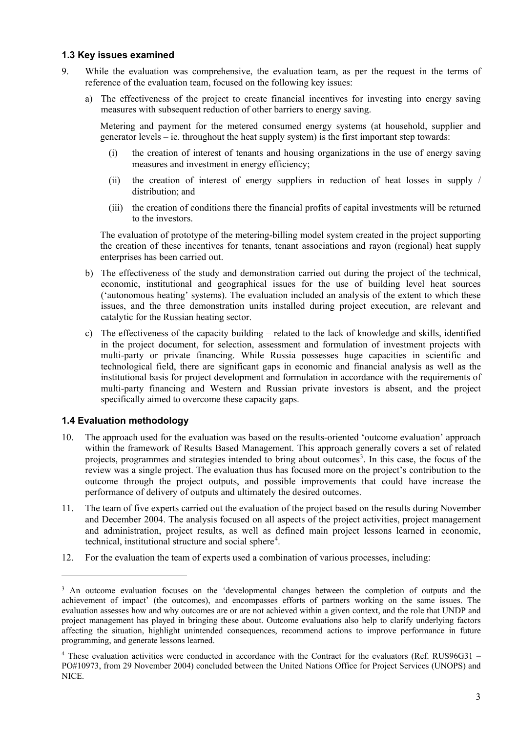### 1.3 Key issues examined

9. While the evaluation was comprehensive, the evaluation team, as per the request in the terms of reference of the evaluation team, focused on the following key issues:

   a) The effectiveness of the project to create financial incentives for investing into energy saving measures with subsequent reduction of other barriers to energy saving.

   Metering and payment for the metered consumed energy systems (at household, supplier and generator levels – ie. throughout the heat supply system) is the first important step towards:

   (i) the creation of interest of tenants and housing organizations in the use of energy saving measures and investment in energy efficiency;

   (ii) the creation of interest of energy suppliers in reduction of heat losses in supply / distribution; and

   (iii) the creation of conditions there the financial profits of capital investments will be returned to the investors.

   The evaluation of prototype of the metering-billing model system created in the project supporting the creation of these incentives for tenants, tenant associations and rayon (regional) heat supply enterprises has been carried out.

   b) The effectiveness of the study and demonstration carried out during the project of the technical, economic, institutional and geographical issues for the use of building level heat sources ('autonomous heating' systems). The evaluation included an analysis of the extent to which these issues, and the three demonstration units installed during project execution, are relevant and catalytic for the Russian heating sector.

   c) The effectiveness of the capacity building – related to the lack of knowledge and skills, identified in the project document, for selection, assessment and formulation of investment projects with multi-party or private financing. While Russia possesses huge capacities in scientific and technological field, there are significant gaps in economic and financial analysis as well as the institutional basis for project development and formulation in accordance with the requirements of multi-party financing and Western and Russian private investors is absent, and the project specifically aimed to overcome these capacity gaps.

### 1.4 Evaluation methodology

10. The approach used for the evaluation was based on the results-oriented 'outcome evaluation' approach within the framework of Results Based Management. This approach generally covers a set of related projects, programmes and strategies intended to bring about outcomes[3]. In this case, the focus of the review was a single project. The evaluation thus has focused more on the project's contribution to the outcome through the project outputs, and possible improvements that could have increase the performance of delivery of outputs and ultimately the desired outcomes.

11. The team of five experts carried out the evaluation of the project based on the results during November and December 2004. The analysis focused on all aspects of the project activities, project management and administration, project results, as well as defined main project lessons learned in economic, technical, institutional structure and social sphere[4].

12. For the evaluation the team of experts used a combination of various processes, including:

---

[3] An outcome evaluation focuses on the 'developmental changes between the completion of outputs and the achievement of impact' (the outcomes), and encompasses efforts of partners working on the same issues. The evaluation assesses how and why outcomes are or are not achieved within a given context, and the role that UNDP and project management has played in bringing these about. Outcome evaluations also help to clarify underlying factors affecting the situation, highlight unintended consequences, recommend actions to improve performance in future programming, and generate lessons learned.

[4] These evaluation activities were conducted in accordance with the Contract for the evaluators (Ref. RUS96G31 – PO#10973, from 29 November 2004) concluded between the United Nations Office for Project Services (UNOPS) and NICE.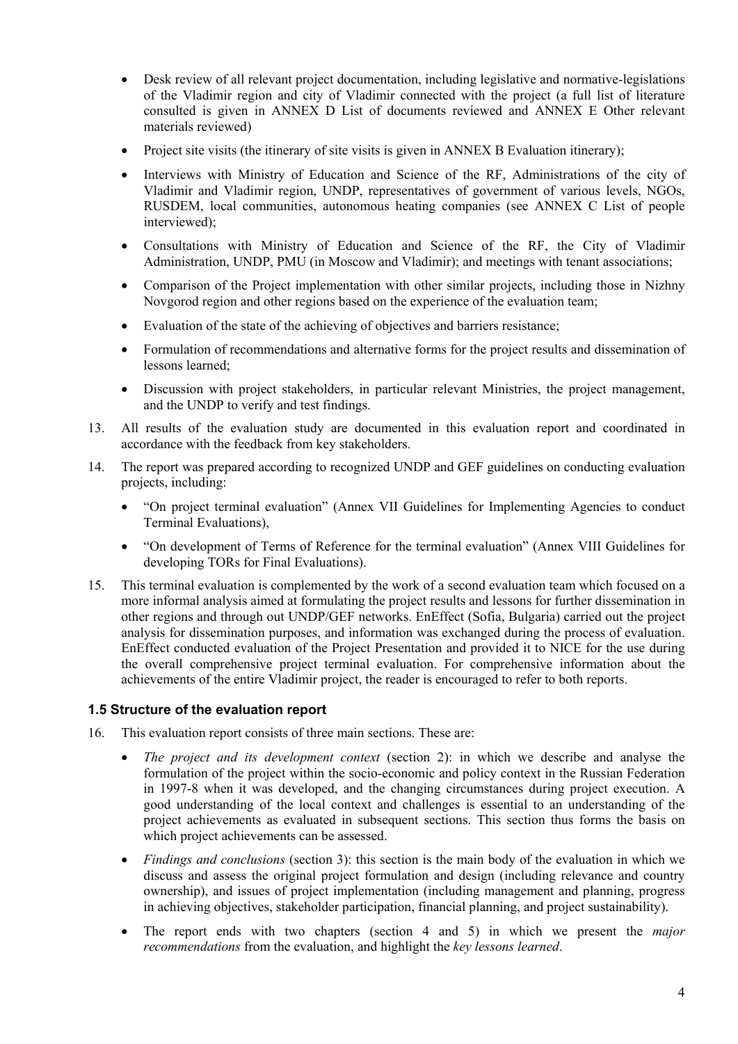- Desk review of all relevant project documentation, including legislative and normative-legislations of the Vladimir region and city of Vladimir connected with the project (a full list of literature consulted is given in ANNEX D List of documents reviewed and ANNEX E Other relevant materials reviewed)
- Project site visits (the itinerary of site visits is given in ANNEX B Evaluation itinerary);
- Interviews with Ministry of Education and Science of the RF, Administrations of the city of Vladimir and Vladimir region, UNDP, representatives of government of various levels, NGOs, RUSDEM, local communities, autonomous heating companies (see ANNEX C List of people interviewed);
- Consultations with Ministry of Education and Science of the RF, the City of Vladimir Administration, UNDP, PMU (in Moscow and Vladimir); and meetings with tenant associations;
- Comparison of the Project implementation with other similar projects, including those in Nizhny Novgorod region and other regions based on the experience of the evaluation team;
- Evaluation of the state of the achieving of objectives and barriers resistance;
- Formulation of recommendations and alternative forms for the project results and dissemination of lessons learned;
- Discussion with project stakeholders, in particular relevant Ministries, the project management, and the UNDP to verify and test findings.

13. All results of the evaluation study are documented in this evaluation report and coordinated in accordance with the feedback from key stakeholders.

14. The report was prepared according to recognized UNDP and GEF guidelines on conducting evaluation projects, including:
    - "On project terminal evaluation" (Annex VII Guidelines for Implementing Agencies to conduct Terminal Evaluations),
    - "On development of Terms of Reference for the terminal evaluation" (Annex VIII Guidelines for developing TORs for Final Evaluations).

15. This terminal evaluation is complemented by the work of a second evaluation team which focused on a more informal analysis aimed at formulating the project results and lessons for further dissemination in other regions and through out UNDP/GEF networks. EnEffect (Sofia, Bulgaria) carried out the project analysis for dissemination purposes, and information was exchanged during the process of evaluation. EnEffect conducted evaluation of the Project Presentation and provided it to NICE for the use during the overall comprehensive project terminal evaluation. For comprehensive information about the achievements of the entire Vladimir project, the reader is encouraged to refer to both reports.

### 1.5 Structure of the evaluation report

16. This evaluation report consists of three main sections. These are:
    - *The project and its development context* (section 2): in which we describe and analyse the formulation of the project within the socio-economic and policy context in the Russian Federation in 1997-8 when it was developed, and the changing circumstances during project execution. A good understanding of the local context and challenges is essential to an understanding of the project achievements as evaluated in subsequent sections. This section thus forms the basis on which project achievements can be assessed.
    - *Findings and conclusions* (section 3): this section is the main body of the evaluation in which we discuss and assess the original project formulation and design (including relevance and country ownership), and issues of project implementation (including management and planning, progress in achieving objectives, stakeholder participation, financial planning, and project sustainability).
    - The report ends with two chapters (section 4 and 5) in which we present the *major recommendations* from the evaluation, and highlight the *key lessons learned*.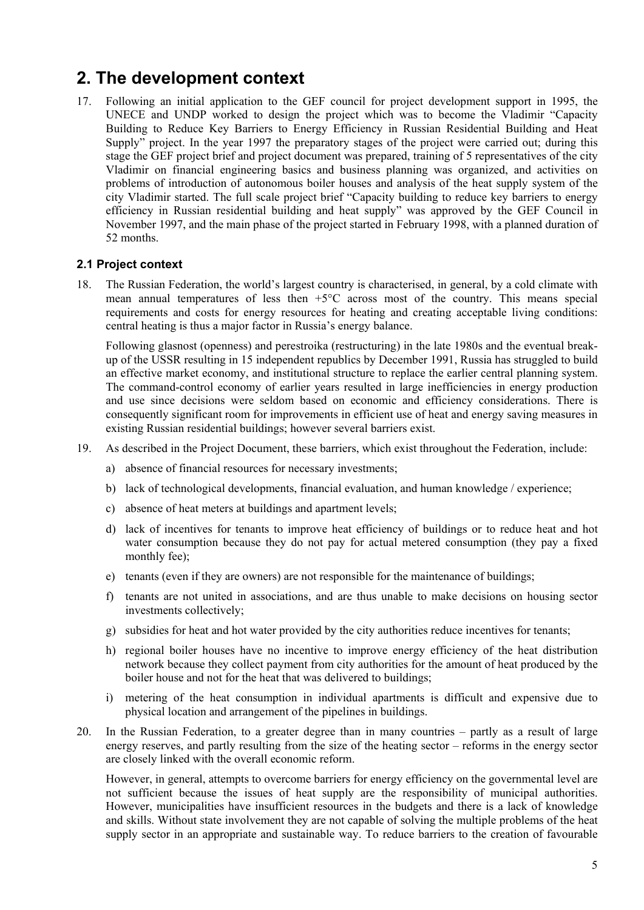## 2. The development context

17. Following an initial application to the GEF council for project development support in 1995, the UNECE and UNDP worked to design the project which was to become the Vladimir "Capacity Building to Reduce Key Barriers to Energy Efficiency in Russian Residential Building and Heat Supply" project. In the year 1997 the preparatory stages of the project were carried out; during this stage the GEF project brief and project document was prepared, training of 5 representatives of the city Vladimir on financial engineering basics and business planning was organized, and activities on problems of introduction of autonomous boiler houses and analysis of the heat supply system of the city Vladimir started. The full scale project brief "Capacity building to reduce key barriers to energy efficiency in Russian residential building and heat supply" was approved by the GEF Council in November 1997, and the main phase of the project started in February 1998, with a planned duration of 52 months.

### 2.1 Project context

18. The Russian Federation, the world's largest country is characterised, in general, by a cold climate with mean annual temperatures of less then +5°C across most of the country. This means special requirements and costs for energy resources for heating and creating acceptable living conditions: central heating is thus a major factor in Russia's energy balance.

    Following glasnost (openness) and perestroika (restructuring) in the late 1980s and the eventual break-up of the USSR resulting in 15 independent republics by December 1991, Russia has struggled to build an effective market economy, and institutional structure to replace the earlier central planning system. The command-control economy of earlier years resulted in large inefficiencies in energy production and use since decisions were seldom based on economic and efficiency considerations. There is consequently significant room for improvements in efficient use of heat and energy saving measures in existing Russian residential buildings; however several barriers exist.

19. As described in the Project Document, these barriers, which exist throughout the Federation, include:

    a) absence of financial resources for necessary investments;

    b) lack of technological developments, financial evaluation, and human knowledge / experience;

    c) absence of heat meters at buildings and apartment levels;

    d) lack of incentives for tenants to improve heat efficiency of buildings or to reduce heat and hot water consumption because they do not pay for actual metered consumption (they pay a fixed monthly fee);

    e) tenants (even if they are owners) are not responsible for the maintenance of buildings;

    f) tenants are not united in associations, and are thus unable to make decisions on housing sector investments collectively;

    g) subsidies for heat and hot water provided by the city authorities reduce incentives for tenants;

    h) regional boiler houses have no incentive to improve energy efficiency of the heat distribution network because they collect payment from city authorities for the amount of heat produced by the boiler house and not for the heat that was delivered to buildings;

    i) metering of the heat consumption in individual apartments is difficult and expensive due to physical location and arrangement of the pipelines in buildings.

20. In the Russian Federation, to a greater degree than in many countries – partly as a result of large energy reserves, and partly resulting from the size of the heating sector – reforms in the energy sector are closely linked with the overall economic reform.

    However, in general, attempts to overcome barriers for energy efficiency on the governmental level are not sufficient because the issues of heat supply are the responsibility of municipal authorities. However, municipalities have insufficient resources in the budgets and there is a lack of knowledge and skills. Without state involvement they are not capable of solving the multiple problems of the heat supply sector in an appropriate and sustainable way. To reduce barriers to the creation of favourable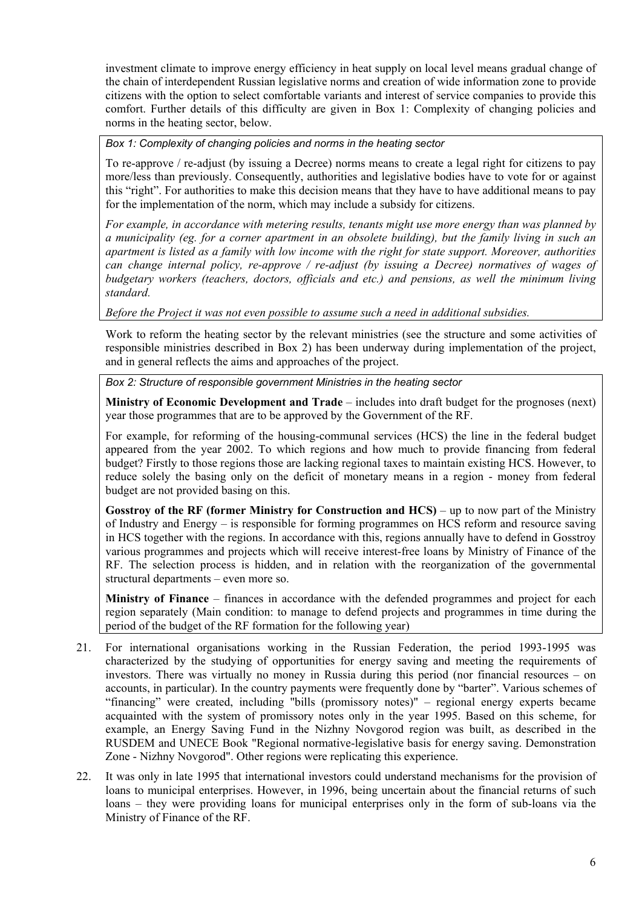investment climate to improve energy efficiency in heat supply on local level means gradual change of the chain of interdependent Russian legislative norms and creation of wide information zone to provide citizens with the option to select comfortable variants and interest of service companies to provide this comfort. Further details of this difficulty are given in Box 1: Complexity of changing policies and norms in the heating sector, below.

> *Box 1: Complexity of changing policies and norms in the heating sector*
>
> To re-approve / re-adjust (by issuing a Decree) norms means to create a legal right for citizens to pay more/less than previously. Consequently, authorities and legislative bodies have to vote for or against this "right". For authorities to make this decision means that they have to have additional means to pay for the implementation of the norm, which may include a subsidy for citizens.
>
> *For example, in accordance with metering results, tenants might use more energy than was planned by a municipality (eg. for a corner apartment in an obsolete building), but the family living in such an apartment is listed as a family with low income with the right for state support. Moreover, authorities can change internal policy, re-approve / re-adjust (by issuing a Decree) normatives of wages of budgetary workers (teachers, doctors, officials and etc.) and pensions, as well the minimum living standard.*
>
> *Before the Project it was not even possible to assume such a need in additional subsidies.*

Work to reform the heating sector by the relevant ministries (see the structure and some activities of responsible ministries described in Box 2) has been underway during implementation of the project, and in general reflects the aims and approaches of the project.

> *Box 2: Structure of responsible government Ministries in the heating sector*
>
> **Ministry of Economic Development and Trade** – includes into draft budget for the prognoses (next) year those programmes that are to be approved by the Government of the RF.
>
> For example, for reforming of the housing-communal services (HCS) the line in the federal budget appeared from the year 2002. To which regions and how much to provide financing from federal budget? Firstly to those regions those are lacking regional taxes to maintain existing HCS. However, to reduce solely the basing only on the deficit of monetary means in a region - money from federal budget are not provided basing on this.
>
> **Gosstroy of the RF (former Ministry for Construction and HCS)** – up to now part of the Ministry of Industry and Energy – is responsible for forming programmes on HCS reform and resource saving in HCS together with the regions. In accordance with this, regions annually have to defend in Gosstroy various programmes and projects which will receive interest-free loans by Ministry of Finance of the RF. The selection process is hidden, and in relation with the reorganization of the governmental structural departments – even more so.
>
> **Ministry of Finance** – finances in accordance with the defended programmes and project for each region separately (Main condition: to manage to defend projects and programmes in time during the period of the budget of the RF formation for the following year)

21. For international organisations working in the Russian Federation, the period 1993-1995 was characterized by the studying of opportunities for energy saving and meeting the requirements of investors. There was virtually no money in Russia during this period (nor financial resources – on accounts, in particular). In the country payments were frequently done by "barter". Various schemes of "financing" were created, including "bills (promissory notes)" – regional energy experts became acquainted with the system of promissory notes only in the year 1995. Based on this scheme, for example, an Energy Saving Fund in the Nizhny Novgorod region was built, as described in the RUSDEM and UNECE Book "Regional normative-legislative basis for energy saving. Demonstration Zone - Nizhny Novgorod". Other regions were replicating this experience.

22. It was only in late 1995 that international investors could understand mechanisms for the provision of loans to municipal enterprises. However, in 1996, being uncertain about the financial returns of such loans – they were providing loans for municipal enterprises only in the form of sub-loans via the Ministry of Finance of the RF.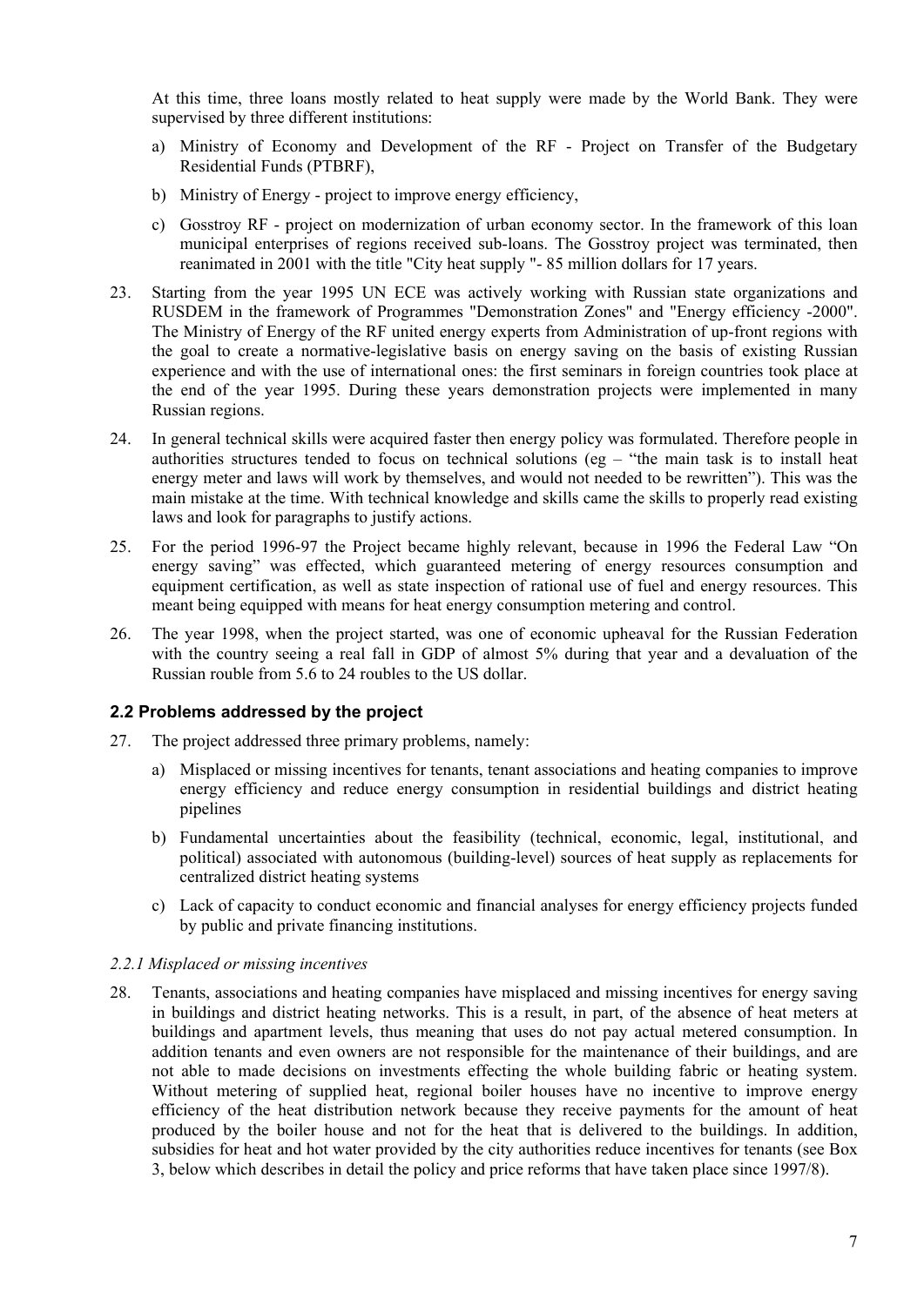At this time, three loans mostly related to heat supply were made by the World Bank. They were supervised by three different institutions:

a) Ministry of Economy and Development of the RF - Project on Transfer of the Budgetary Residential Funds (PTBRF),

b) Ministry of Energy - project to improve energy efficiency,

c) Gosstroy RF - project on modernization of urban economy sector. In the framework of this loan municipal enterprises of regions received sub-loans. The Gosstroy project was terminated, then reanimated in 2001 with the title "City heat supply "- 85 million dollars for 17 years.

23. Starting from the year 1995 UN ECE was actively working with Russian state organizations and RUSDEM in the framework of Programmes "Demonstration Zones" and "Energy efficiency -2000". The Ministry of Energy of the RF united energy experts from Administration of up-front regions with the goal to create a normative-legislative basis on energy saving on the basis of existing Russian experience and with the use of international ones: the first seminars in foreign countries took place at the end of the year 1995. During these years demonstration projects were implemented in many Russian regions.

24. In general technical skills were acquired faster then energy policy was formulated. Therefore people in authorities structures tended to focus on technical solutions (eg – "the main task is to install heat energy meter and laws will work by themselves, and would not needed to be rewritten"). This was the main mistake at the time. With technical knowledge and skills came the skills to properly read existing laws and look for paragraphs to justify actions.

25. For the period 1996-97 the Project became highly relevant, because in 1996 the Federal Law "On energy saving" was effected, which guaranteed metering of energy resources consumption and equipment certification, as well as state inspection of rational use of fuel and energy resources. This meant being equipped with means for heat energy consumption metering and control.

26. The year 1998, when the project started, was one of economic upheaval for the Russian Federation with the country seeing a real fall in GDP of almost 5% during that year and a devaluation of the Russian rouble from 5.6 to 24 roubles to the US dollar.

## 2.2 Problems addressed by the project

27. The project addressed three primary problems, namely:

a) Misplaced or missing incentives for tenants, tenant associations and heating companies to improve energy efficiency and reduce energy consumption in residential buildings and district heating pipelines

b) Fundamental uncertainties about the feasibility (technical, economic, legal, institutional, and political) associated with autonomous (building-level) sources of heat supply as replacements for centralized district heating systems

c) Lack of capacity to conduct economic and financial analyses for energy efficiency projects funded by public and private financing institutions.

### *2.2.1 Misplaced or missing incentives*

28. Tenants, associations and heating companies have misplaced and missing incentives for energy saving in buildings and district heating networks. This is a result, in part, of the absence of heat meters at buildings and apartment levels, thus meaning that uses do not pay actual metered consumption. In addition tenants and even owners are not responsible for the maintenance of their buildings, and are not able to made decisions on investments effecting the whole building fabric or heating system. Without metering of supplied heat, regional boiler houses have no incentive to improve energy efficiency of the heat distribution network because they receive payments for the amount of heat produced by the boiler house and not for the heat that is delivered to the buildings. In addition, subsidies for heat and hot water provided by the city authorities reduce incentives for tenants (see Box 3, below which describes in detail the policy and price reforms that have taken place since 1997/8).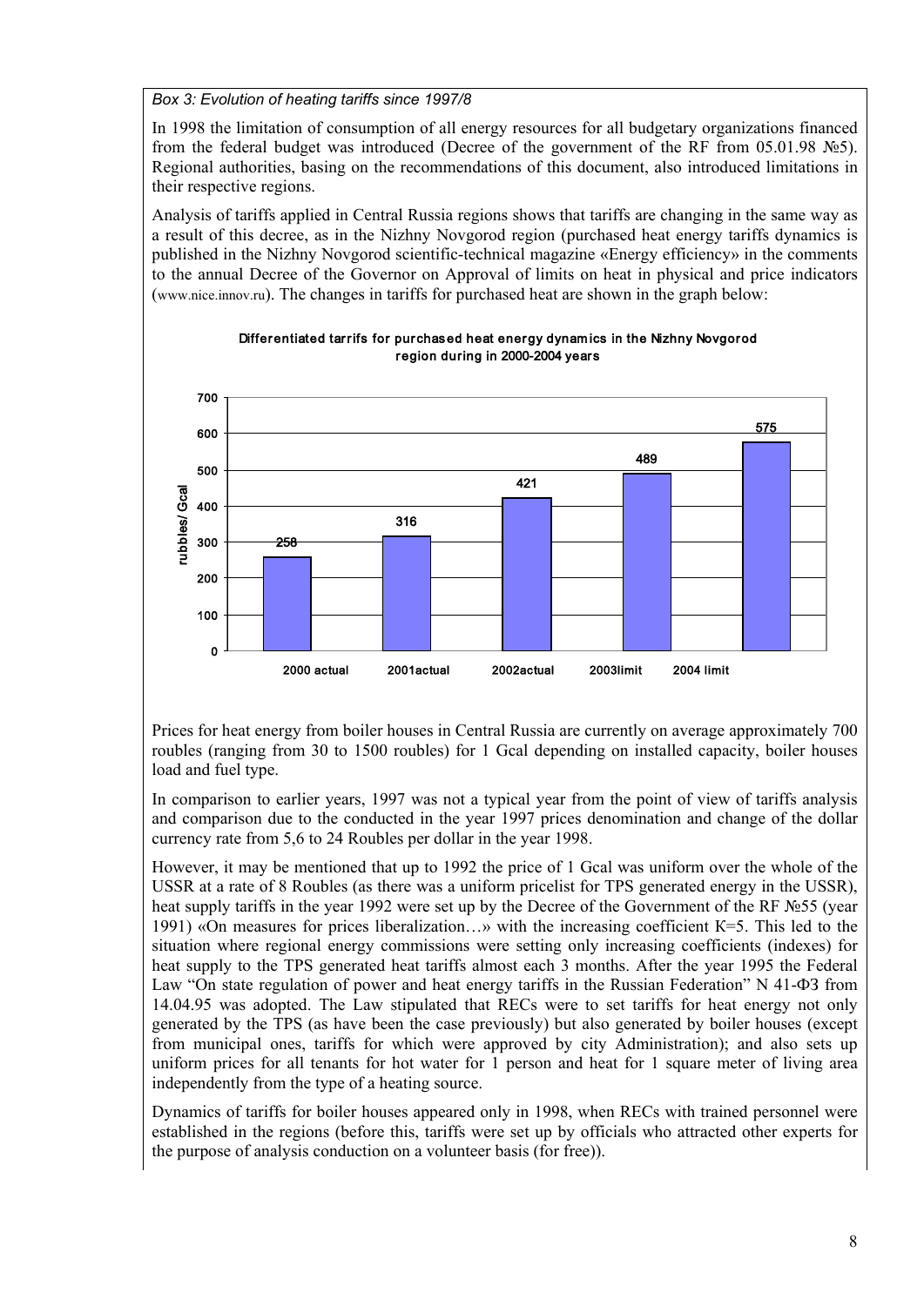*Box 3: Evolution of heating tariffs since 1997/8*

In 1998 the limitation of consumption of all energy resources for all budgetary organizations financed from the federal budget was introduced (Decree of the government of the RF from 05.01.98 №5). Regional authorities, basing on the recommendations of this document, also introduced limitations in their respective regions.

Analysis of tariffs applied in Central Russia regions shows that tariffs are changing in the same way as a result of this decree, as in the Nizhny Novgorod region (purchased heat energy tariffs dynamics is published in the Nizhny Novgorod scientific-technical magazine «Energy efficiency» in the comments to the annual Decree of the Governor on Approval of limits on heat in physical and price indicators (www.nice.innov.ru). The changes in tariffs for purchased heat are shown in the graph below:

**Differentiated tarrifs for purchased heat energy dynamics in the Nizhny Novgorod region during in 2000-2004 years**

| | 2000 actual | 2001actual | 2002actual | 2003limit | 2004 limit |
|---|---|---|---|---|---|
| rubbles/ Gcal | 258 | 316 | 421 | 489 | 575 |

Prices for heat energy from boiler houses in Central Russia are currently on average approximately 700 roubles (ranging from 30 to 1500 roubles) for 1 Gcal depending on installed capacity, boiler houses load and fuel type.

In comparison to earlier years, 1997 was not a typical year from the point of view of tariffs analysis and comparison due to the conducted in the year 1997 prices denomination and change of the dollar currency rate from 5,6 to 24 Roubles per dollar in the year 1998.

However, it may be mentioned that up to 1992 the price of 1 Gcal was uniform over the whole of the USSR at a rate of 8 Roubles (as there was a uniform pricelist for TPS generated energy in the USSR), heat supply tariffs in the year 1992 were set up by the Decree of the Government of the RF №55 (year 1991) «On measures for prices liberalization…» with the increasing coefficient K=5. This led to the situation where regional energy commissions were setting only increasing coefficients (indexes) for heat supply to the TPS generated heat tariffs almost each 3 months. After the year 1995 the Federal Law "On state regulation of power and heat energy tariffs in the Russian Federation" N 41-ФЗ from 14.04.95 was adopted. The Law stipulated that RECs were to set tariffs for heat energy not only generated by the TPS (as have been the case previously) but also generated by boiler houses (except from municipal ones, tariffs for which were approved by city Administration); and also sets up uniform prices for all tenants for hot water for 1 person and heat for 1 square meter of living area independently from the type of a heating source.

Dynamics of tariffs for boiler houses appeared only in 1998, when RECs with trained personnel were established in the regions (before this, tariffs were set up by officials who attracted other experts for the purpose of analysis conduction on a volunteer basis (for free)).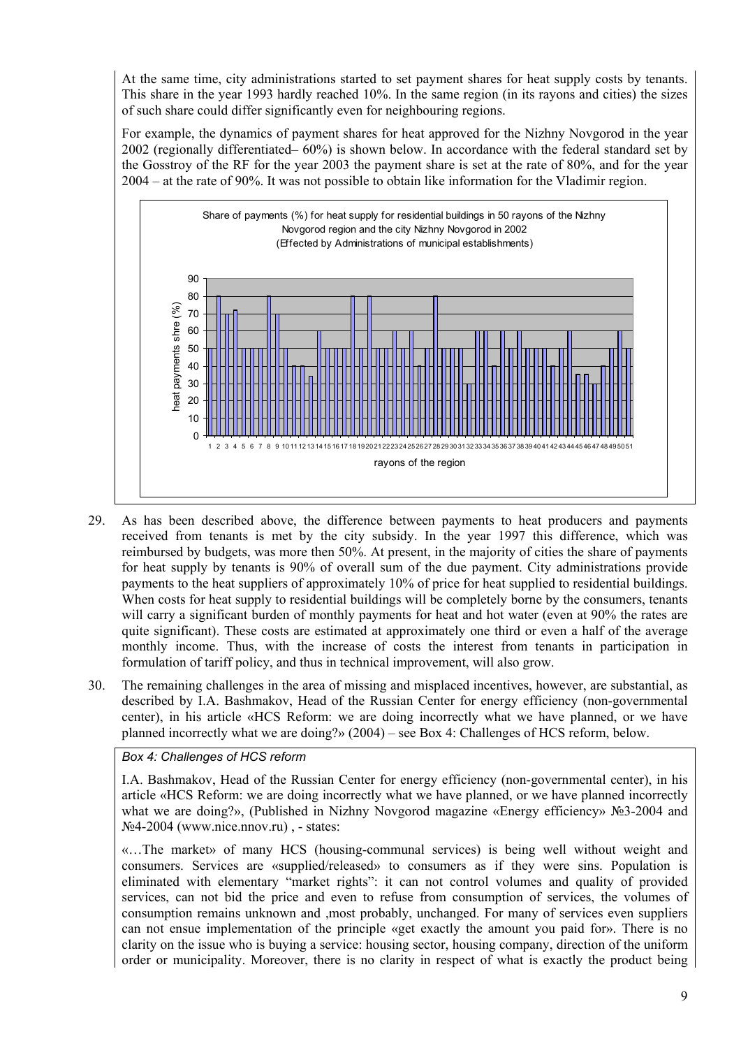At the same time, city administrations started to set payment shares for heat supply costs by tenants. This share in the year 1993 hardly reached 10%. In the same region (in its rayons and cities) the sizes of such share could differ significantly even for neighbouring regions.

For example, the dynamics of payment shares for heat approved for the Nizhny Novgorod in the year 2002 (regionally differentiated– 60%) is shown below. In accordance with the federal standard set by the Gosstroy of the RF for the year 2003 the payment share is set at the rate of 80%, and for the year 2004 – at the rate of 90%. It was not possible to obtain like information for the Vladimir region.

Share of payments (%) for heat supply for residential buildings in 50 rayons of the Nizhny Novgorod region and the city Nizhny Novgorod in 2002
(Effected by Administrations of municipal establishments)

29. As has been described above, the difference between payments to heat producers and payments received from tenants is met by the city subsidy. In the year 1997 this difference, which was reimbursed by budgets, was more then 50%. At present, in the majority of cities the share of payments for heat supply by tenants is 90% of overall sum of the due payment. City administrations provide payments to the heat suppliers of approximately 10% of price for heat supplied to residential buildings. When costs for heat supply to residential buildings will be completely borne by the consumers, tenants will carry a significant burden of monthly payments for heat and hot water (even at 90% the rates are quite significant). These costs are estimated at approximately one third or even a half of the average monthly income. Thus, with the increase of costs the interest from tenants in participation in formulation of tariff policy, and thus in technical improvement, will also grow.

30. The remaining challenges in the area of missing and misplaced incentives, however, are substantial, as described by I.A. Bashmakov, Head of the Russian Center for energy efficiency (non-governmental center), in his article «HCS Reform: we are doing incorrectly what we have planned, or we have planned incorrectly what we are doing?» (2004) – see Box 4: Challenges of HCS reform, below.

*Box 4: Challenges of HCS reform*

I.A. Bashmakov, Head of the Russian Center for energy efficiency (non-governmental center), in his article «HCS Reform: we are doing incorrectly what we have planned, or we have planned incorrectly what we are doing?», (Published in Nizhny Novgorod magazine «Energy efficiency» №3-2004 and №4-2004 (www.nice.nnov.ru) , - states:

«…The market» of many HCS (housing-communal services) is being well without weight and consumers. Services are «supplied/released» to consumers as if they were sins. Population is eliminated with elementary "market rights": it can not control volumes and quality of provided services, can not bid the price and even to refuse from consumption of services, the volumes of consumption remains unknown and ,most probably, unchanged. For many of services even suppliers can not ensue implementation of the principle «get exactly the amount you paid for». There is no clarity on the issue who is buying a service: housing sector, housing company, direction of the uniform order or municipality. Moreover, there is no clarity in respect of what is exactly the product being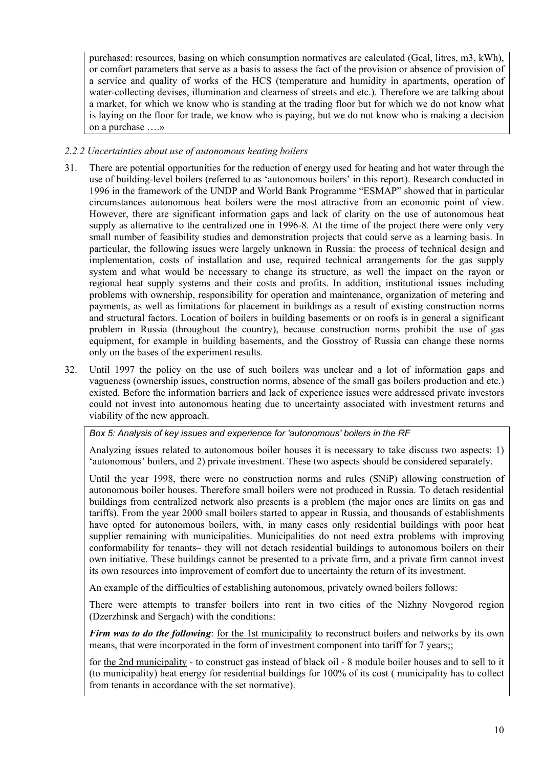purchased: resources, basing on which consumption normatives are calculated (Gcal, litres, m3, kWh), or comfort parameters that serve as a basis to assess the fact of the provision or absence of provision of a service and quality of works of the HCS (temperature and humidity in apartments, operation of water-collecting devises, illumination and clearness of streets and etc.). Therefore we are talking about a market, for which we know who is standing at the trading floor but for which we do not know what is laying on the floor for trade, we know who is paying, but we do not know who is making a decision on a purchase ….»

### *2.2.2 Uncertainties about use of autonomous heating boilers*

31. There are potential opportunities for the reduction of energy used for heating and hot water through the use of building-level boilers (referred to as 'autonomous boilers' in this report). Research conducted in 1996 in the framework of the UNDP and World Bank Programme "ESMAP" showed that in particular circumstances autonomous heat boilers were the most attractive from an economic point of view. However, there are significant information gaps and lack of clarity on the use of autonomous heat supply as alternative to the centralized one in 1996-8. At the time of the project there were only very small number of feasibility studies and demonstration projects that could serve as a learning basis. In particular, the following issues were largely unknown in Russia: the process of technical design and implementation, costs of installation and use, required technical arrangements for the gas supply system and what would be necessary to change its structure, as well the impact on the rayon or regional heat supply systems and their costs and profits. In addition, institutional issues including problems with ownership, responsibility for operation and maintenance, organization of metering and payments, as well as limitations for placement in buildings as a result of existing construction norms and structural factors. Location of boilers in building basements or on roofs is in general a significant problem in Russia (throughout the country), because construction norms prohibit the use of gas equipment, for example in building basements, and the Gosstroy of Russia can change these norms only on the bases of the experiment results.

32. Until 1997 the policy on the use of such boilers was unclear and a lot of information gaps and vagueness (ownership issues, construction norms, absence of the small gas boilers production and etc.) existed. Before the information barriers and lack of experience issues were addressed private investors could not invest into autonomous heating due to uncertainty associated with investment returns and viability of the new approach.

*Box 5: Analysis of key issues and experience for 'autonomous' boilers in the RF*

Analyzing issues related to autonomous boiler houses it is necessary to take discuss two aspects: 1) 'autonomous' boilers, and 2) private investment. These two aspects should be considered separately.

Until the year 1998, there were no construction norms and rules (SNiP) allowing construction of autonomous boiler houses. Therefore small boilers were not produced in Russia. To detach residential buildings from centralized network also presents is a problem (the major ones are limits on gas and tariffs). From the year 2000 small boilers started to appear in Russia, and thousands of establishments have opted for autonomous boilers, with, in many cases only residential buildings with poor heat supplier remaining with municipalities. Municipalities do not need extra problems with improving conformability for tenants– they will not detach residential buildings to autonomous boilers on their own initiative. These buildings cannot be presented to a private firm, and a private firm cannot invest its own resources into improvement of comfort due to uncertainty the return of its investment.

An example of the difficulties of establishing autonomous, privately owned boilers follows:

There were attempts to transfer boilers into rent in two cities of the Nizhny Novgorod region (Dzerzhinsk and Sergach) with the conditions:

***Firm was to do the following***: <u>for the 1st municipality</u> to reconstruct boilers and networks by its own means, that were incorporated in the form of investment component into tariff for 7 years;;

for <u>the 2nd municipality</u> - to construct gas instead of black oil - 8 module boiler houses and to sell to it (to municipality) heat energy for residential buildings for 100% of its cost ( municipality has to collect from tenants in accordance with the set normative).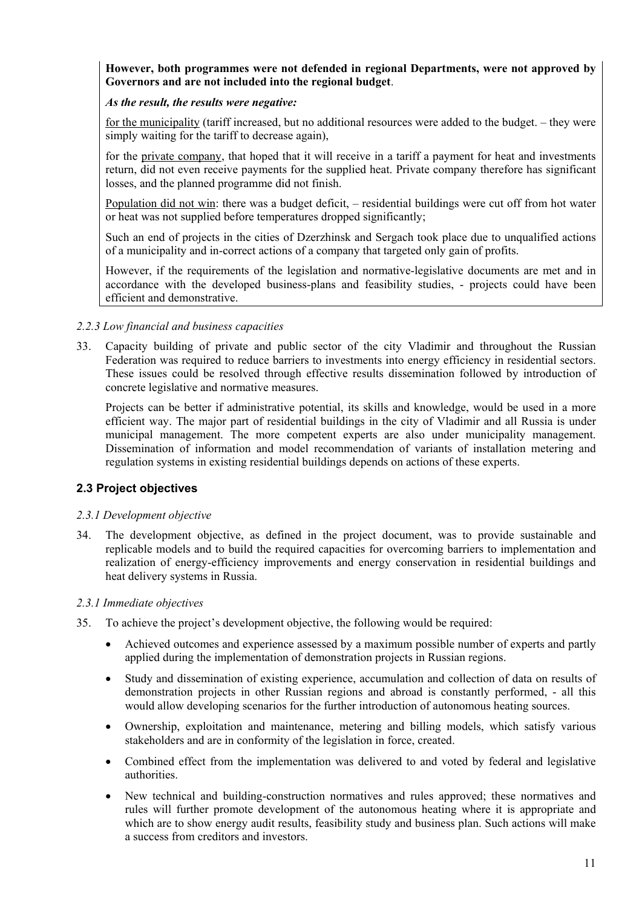**However, both programmes were not defended in regional Departments, were not approved by Governors and are not included into the regional budget**.

***As the result, the results were negative:***

for the municipality (tariff increased, but no additional resources were added to the budget. – they were simply waiting for the tariff to decrease again),

for the private company, that hoped that it will receive in a tariff a payment for heat and investments return, did not even receive payments for the supplied heat. Private company therefore has significant losses, and the planned programme did not finish.

Population did not win: there was a budget deficit, – residential buildings were cut off from hot water or heat was not supplied before temperatures dropped significantly;

Such an end of projects in the cities of Dzerzhinsk and Sergach took place due to unqualified actions of a municipality and in-correct actions of a company that targeted only gain of profits.

However, if the requirements of the legislation and normative-legislative documents are met and in accordance with the developed business-plans and feasibility studies, - projects could have been efficient and demonstrative.

*2.2.3 Low financial and business capacities*

33. Capacity building of private and public sector of the city Vladimir and throughout the Russian Federation was required to reduce barriers to investments into energy efficiency in residential sectors. These issues could be resolved through effective results dissemination followed by introduction of concrete legislative and normative measures.

    Projects can be better if administrative potential, its skills and knowledge, would be used in a more efficient way. The major part of residential buildings in the city of Vladimir and all Russia is under municipal management. The more competent experts are also under municipality management. Dissemination of information and model recommendation of variants of installation metering and regulation systems in existing residential buildings depends on actions of these experts.

## 2.3 Project objectives

*2.3.1 Development objective*

34. The development objective, as defined in the project document, was to provide sustainable and replicable models and to build the required capacities for overcoming barriers to implementation and realization of energy-efficiency improvements and energy conservation in residential buildings and heat delivery systems in Russia.

*2.3.1 Immediate objectives*

35. To achieve the project's development objective, the following would be required:

    - Achieved outcomes and experience assessed by a maximum possible number of experts and partly applied during the implementation of demonstration projects in Russian regions.
    - Study and dissemination of existing experience, accumulation and collection of data on results of demonstration projects in other Russian regions and abroad is constantly performed, - all this would allow developing scenarios for the further introduction of autonomous heating sources.
    - Ownership, exploitation and maintenance, metering and billing models, which satisfy various stakeholders and are in conformity of the legislation in force, created.
    - Combined effect from the implementation was delivered to and voted by federal and legislative authorities.
    - New technical and building-construction normatives and rules approved; these normatives and rules will further promote development of the autonomous heating where it is appropriate and which are to show energy audit results, feasibility study and business plan. Such actions will make a success from creditors and investors.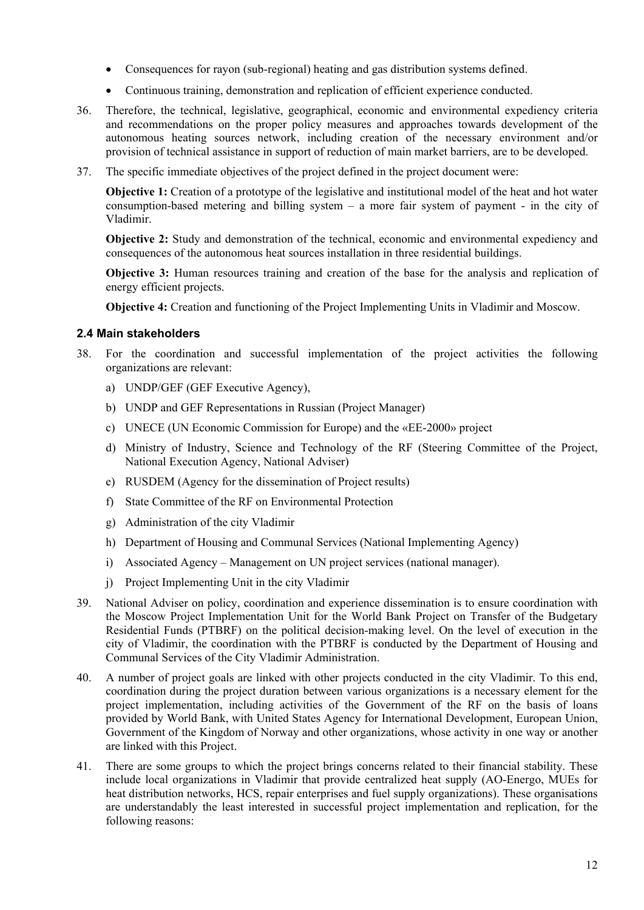- Consequences for rayon (sub-regional) heating and gas distribution systems defined.
- Continuous training, demonstration and replication of efficient experience conducted.

36. Therefore, the technical, legislative, geographical, economic and environmental expediency criteria and recommendations on the proper policy measures and approaches towards development of the autonomous heating sources network, including creation of the necessary environment and/or provision of technical assistance in support of reduction of main market barriers, are to be developed.

37. The specific immediate objectives of the project defined in the project document were:

    **Objective 1:** Creation of a prototype of the legislative and institutional model of the heat and hot water consumption-based metering and billing system – a more fair system of payment - in the city of Vladimir.

    **Objective 2:** Study and demonstration of the technical, economic and environmental expediency and consequences of the autonomous heat sources installation in three residential buildings.

    **Objective 3:** Human resources training and creation of the base for the analysis and replication of energy efficient projects.

    **Objective 4:** Creation and functioning of the Project Implementing Units in Vladimir and Moscow.

### 2.4 Main stakeholders

38. For the coordination and successful implementation of the project activities the following organizations are relevant:

    a) UNDP/GEF (GEF Executive Agency),

    b) UNDP and GEF Representations in Russian (Project Manager)

    c) UNECE (UN Economic Commission for Europe) and the «EE-2000» project

    d) Ministry of Industry, Science and Technology of the RF (Steering Committee of the Project, National Execution Agency, National Adviser)

    e) RUSDEM (Agency for the dissemination of Project results)

    f) State Committee of the RF on Environmental Protection

    g) Administration of the city Vladimir

    h) Department of Housing and Communal Services (National Implementing Agency)

    i) Associated Agency – Management on UN project services (national manager).

    j) Project Implementing Unit in the city Vladimir

39. National Adviser on policy, coordination and experience dissemination is to ensure coordination with the Moscow Project Implementation Unit for the World Bank Project on Transfer of the Budgetary Residential Funds (PTBRF) on the political decision-making level. On the level of execution in the city of Vladimir, the coordination with the PTBRF is conducted by the Department of Housing and Communal Services of the City Vladimir Administration.

40. A number of project goals are linked with other projects conducted in the city Vladimir. To this end, coordination during the project duration between various organizations is a necessary element for the project implementation, including activities of the Government of the RF on the basis of loans provided by World Bank, with United States Agency for International Development, European Union, Government of the Kingdom of Norway and other organizations, whose activity in one way or another are linked with this Project.

41. There are some groups to which the project brings concerns related to their financial stability. These include local organizations in Vladimir that provide centralized heat supply (AO-Energo, MUEs for heat distribution networks, HCS, repair enterprises and fuel supply organizations). These organisations are understandably the least interested in successful project implementation and replication, for the following reasons: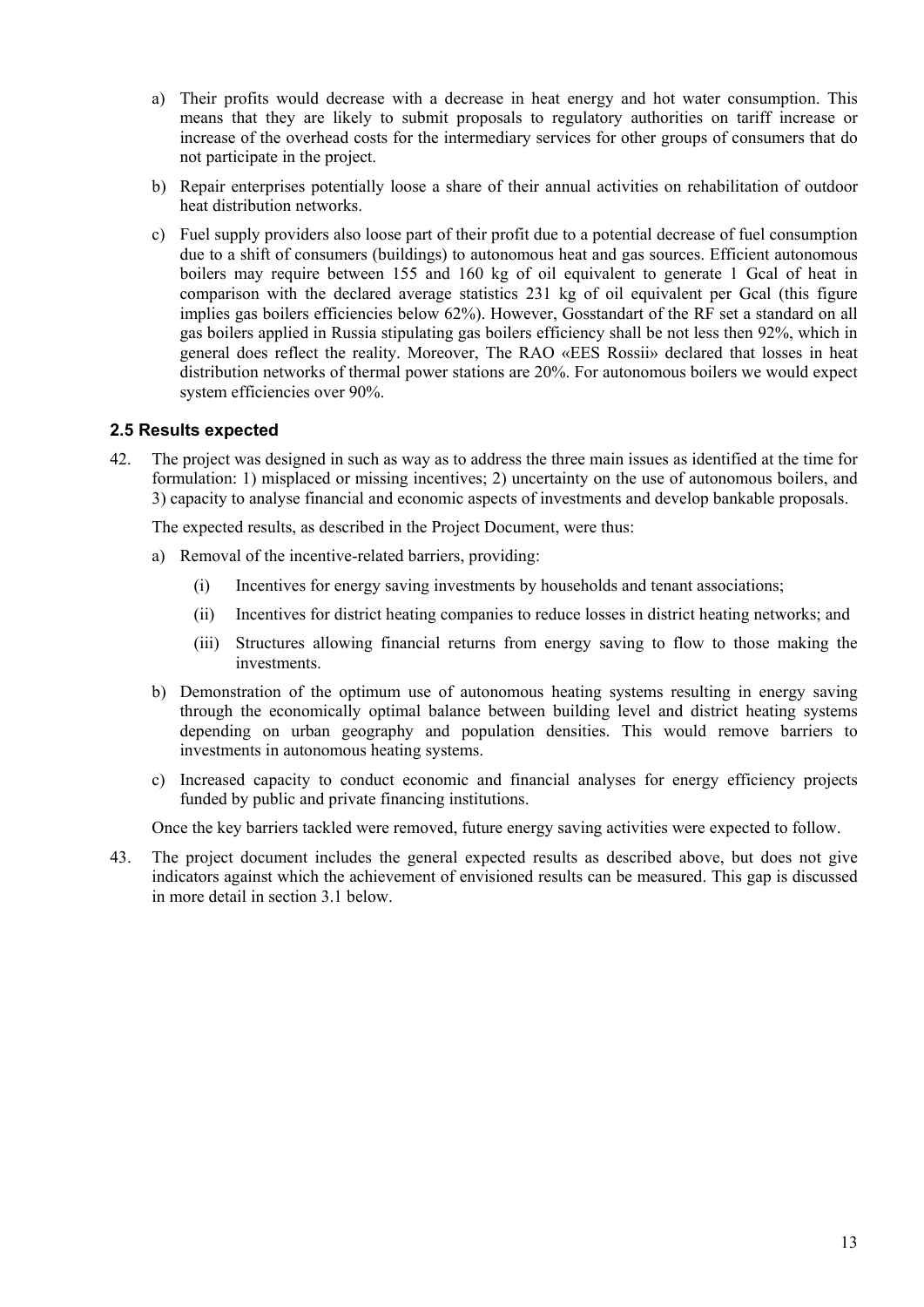a) Their profits would decrease with a decrease in heat energy and hot water consumption. This means that they are likely to submit proposals to regulatory authorities on tariff increase or increase of the overhead costs for the intermediary services for other groups of consumers that do not participate in the project.

b) Repair enterprises potentially loose a share of their annual activities on rehabilitation of outdoor heat distribution networks.

c) Fuel supply providers also loose part of their profit due to a potential decrease of fuel consumption due to a shift of consumers (buildings) to autonomous heat and gas sources. Efficient autonomous boilers may require between 155 and 160 kg of oil equivalent to generate 1 Gcal of heat in comparison with the declared average statistics 231 kg of oil equivalent per Gcal (this figure implies gas boilers efficiencies below 62%). However, Gosstandart of the RF set a standard on all gas boilers applied in Russia stipulating gas boilers efficiency shall be not less then 92%, which in general does reflect the reality. Moreover, The RAO «EES Rossii» declared that losses in heat distribution networks of thermal power stations are 20%. For autonomous boilers we would expect system efficiencies over 90%.

### 2.5 Results expected

42. The project was designed in such as way as to address the three main issues as identified at the time for formulation: 1) misplaced or missing incentives; 2) uncertainty on the use of autonomous boilers, and 3) capacity to analyse financial and economic aspects of investments and develop bankable proposals.

    The expected results, as described in the Project Document, were thus:

    a) Removal of the incentive-related barriers, providing:

        (i) Incentives for energy saving investments by households and tenant associations;

        (ii) Incentives for district heating companies to reduce losses in district heating networks; and

        (iii) Structures allowing financial returns from energy saving to flow to those making the investments.

    b) Demonstration of the optimum use of autonomous heating systems resulting in energy saving through the economically optimal balance between building level and district heating systems depending on urban geography and population densities. This would remove barriers to investments in autonomous heating systems.

    c) Increased capacity to conduct economic and financial analyses for energy efficiency projects funded by public and private financing institutions.

    Once the key barriers tackled were removed, future energy saving activities were expected to follow.

43. The project document includes the general expected results as described above, but does not give indicators against which the achievement of envisioned results can be measured. This gap is discussed in more detail in section 3.1 below.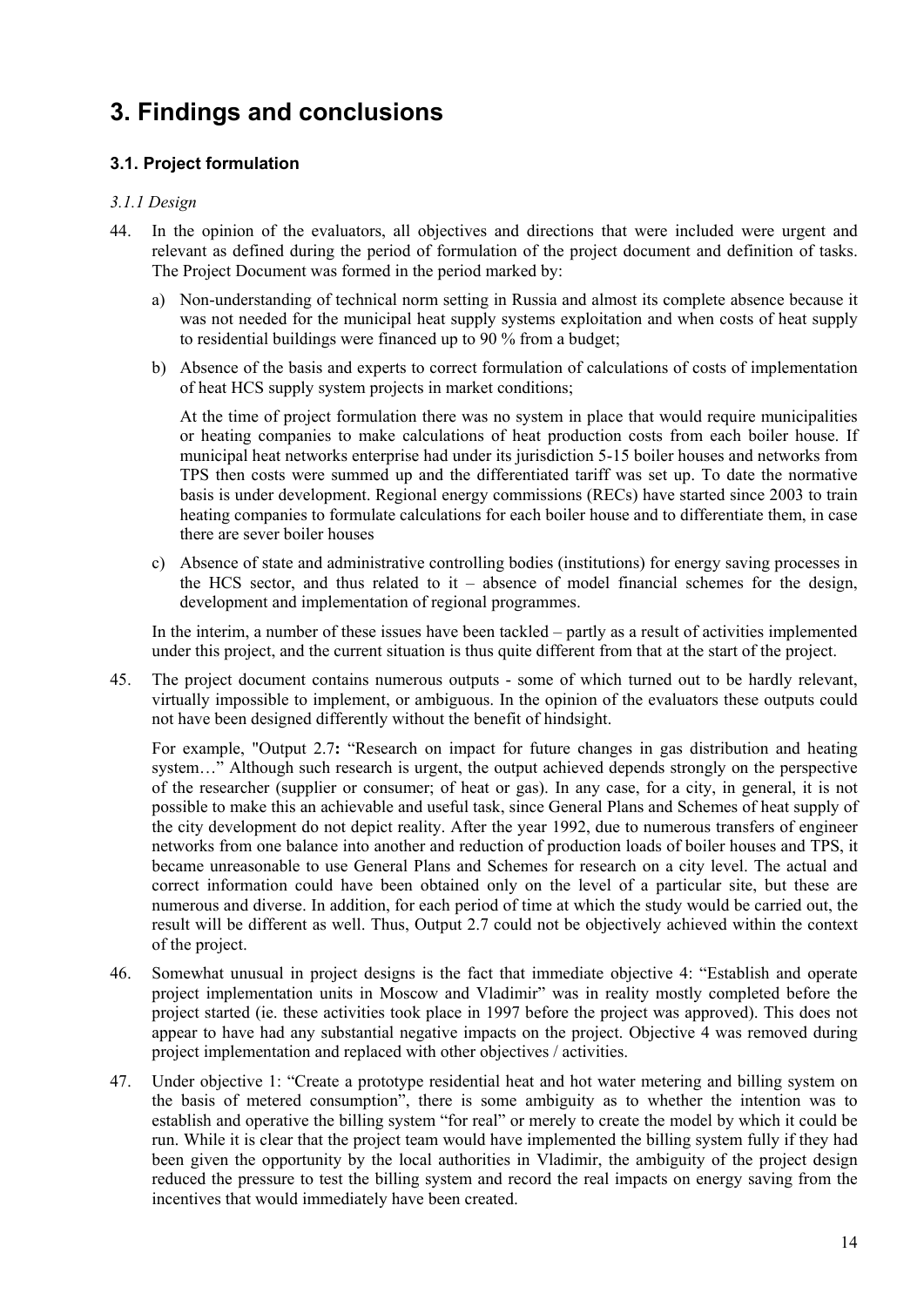# 3. Findings and conclusions

## 3.1. Project formulation

### *3.1.1 Design*

44. In the opinion of the evaluators, all objectives and directions that were included were urgent and relevant as defined during the period of formulation of the project document and definition of tasks. The Project Document was formed in the period marked by:

   a) Non-understanding of technical norm setting in Russia and almost its complete absence because it was not needed for the municipal heat supply systems exploitation and when costs of heat supply to residential buildings were financed up to 90 % from a budget;

   b) Absence of the basis and experts to correct formulation of calculations of costs of implementation of heat HCS supply system projects in market conditions;

   At the time of project formulation there was no system in place that would require municipalities or heating companies to make calculations of heat production costs from each boiler house. If municipal heat networks enterprise had under its jurisdiction 5-15 boiler houses and networks from TPS then costs were summed up and the differentiated tariff was set up. To date the normative basis is under development. Regional energy commissions (RECs) have started since 2003 to train heating companies to formulate calculations for each boiler house and to differentiate them, in case there are sever boiler houses

   c) Absence of state and administrative controlling bodies (institutions) for energy saving processes in the HCS sector, and thus related to it – absence of model financial schemes for the design, development and implementation of regional programmes.

   In the interim, a number of these issues have been tackled – partly as a result of activities implemented under this project, and the current situation is thus quite different from that at the start of the project.

45. The project document contains numerous outputs - some of which turned out to be hardly relevant, virtually impossible to implement, or ambiguous. In the opinion of the evaluators these outputs could not have been designed differently without the benefit of hindsight.

   For example, "Output 2.7**:** "Research on impact for future changes in gas distribution and heating system…" Although such research is urgent, the output achieved depends strongly on the perspective of the researcher (supplier or consumer; of heat or gas). In any case, for a city, in general, it is not possible to make this an achievable and useful task, since General Plans and Schemes of heat supply of the city development do not depict reality. After the year 1992, due to numerous transfers of engineer networks from one balance into another and reduction of production loads of boiler houses and TPS, it became unreasonable to use General Plans and Schemes for research on a city level. The actual and correct information could have been obtained only on the level of a particular site, but these are numerous and diverse. In addition, for each period of time at which the study would be carried out, the result will be different as well. Thus, Output 2.7 could not be objectively achieved within the context of the project.

46. Somewhat unusual in project designs is the fact that immediate objective 4: "Establish and operate project implementation units in Moscow and Vladimir" was in reality mostly completed before the project started (ie. these activities took place in 1997 before the project was approved). This does not appear to have had any substantial negative impacts on the project. Objective 4 was removed during project implementation and replaced with other objectives / activities.

47. Under objective 1: "Create a prototype residential heat and hot water metering and billing system on the basis of metered consumption", there is some ambiguity as to whether the intention was to establish and operative the billing system "for real" or merely to create the model by which it could be run. While it is clear that the project team would have implemented the billing system fully if they had been given the opportunity by the local authorities in Vladimir, the ambiguity of the project design reduced the pressure to test the billing system and record the real impacts on energy saving from the incentives that would immediately have been created.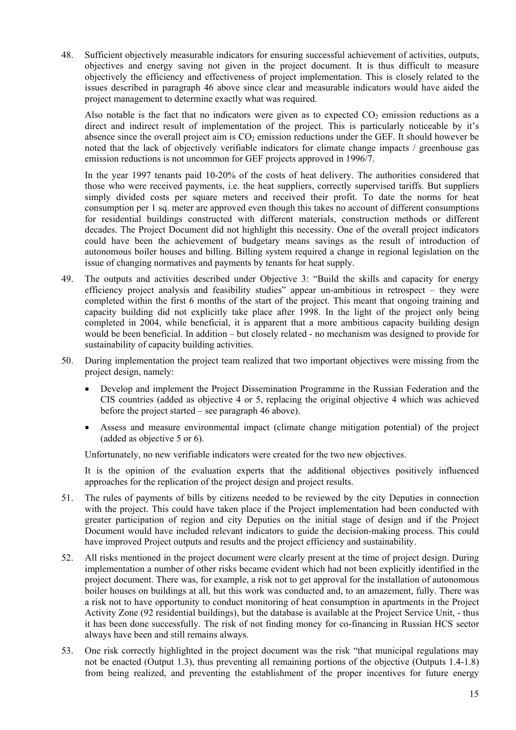48. Sufficient objectively measurable indicators for ensuring successful achievement of activities, outputs, objectives and energy saving not given in the project document. It is thus difficult to measure objectively the efficiency and effectiveness of project implementation. This is closely related to the issues described in paragraph 46 above since clear and measurable indicators would have aided the project management to determine exactly what was required.

    Also notable is the fact that no indicators were given as to expected $CO_2$ emission reductions as a direct and indirect result of implementation of the project. This is particularly noticeable by it's absence since the overall project aim is $CO_2$ emission reductions under the GEF. It should however be noted that the lack of objectively verifiable indicators for climate change impacts / greenhouse gas emission reductions is not uncommon for GEF projects approved in 1996/7.

    In the year 1997 tenants paid 10-20% of the costs of heat delivery. The authorities considered that those who were received payments, i.e. the heat suppliers, correctly supervised tariffs. But suppliers simply divided costs per square meters and received their profit. To date the norms for heat consumption per 1 sq. meter are approved even though this takes no account of different consumptions for residential buildings constructed with different materials, construction methods or different decades. The Project Document did not highlight this necessity. One of the overall project indicators could have been the achievement of budgetary means savings as the result of introduction of autonomous boiler houses and billing. Billing system required a change in regional legislation on the issue of changing normatives and payments by tenants for heat supply.

49. The outputs and activities described under Objective 3: "Build the skills and capacity for energy efficiency project analysis and feasibility studies" appear un-ambitious in retrospect – they were completed within the first 6 months of the start of the project. This meant that ongoing training and capacity building did not explicitly take place after 1998. In the light of the project only being completed in 2004, while beneficial, it is apparent that a more ambitious capacity building design would be been beneficial. In addition – but closely related - no mechanism was designed to provide for sustainability of capacity building activities.

50. During implementation the project team realized that two important objectives were missing from the project design, namely:

    - Develop and implement the Project Dissemination Programme in the Russian Federation and the CIS countries (added as objective 4 or 5, replacing the original objective 4 which was achieved before the project started – see paragraph 46 above).
    - Assess and measure environmental impact (climate change mitigation potential) of the project (added as objective 5 or 6).

    Unfortunately, no new verifiable indicators were created for the two new objectives.

    It is the opinion of the evaluation experts that the additional objectives positively influenced approaches for the replication of the project design and project results.

51. The rules of payments of bills by citizens needed to be reviewed by the city Deputies in connection with the project. This could have taken place if the Project implementation had been conducted with greater participation of region and city Deputies on the initial stage of design and if the Project Document would have included relevant indicators to guide the decision-making process. This could have improved Project outputs and results and the project efficiency and sustainability.

52. All risks mentioned in the project document were clearly present at the time of project design. During implementation a number of other risks became evident which had not been explicitly identified in the project document. There was, for example, a risk not to get approval for the installation of autonomous boiler houses on buildings at all, but this work was conducted and, to an amazement, fully. There was a risk not to have opportunity to conduct monitoring of heat consumption in apartments in the Project Activity Zone (92 residential buildings), but the database is available at the Project Service Unit, - thus it has been done successfully. The risk of not finding money for co-financing in Russian HCS sector always have been and still remains always.

53. One risk correctly highlighted in the project document was the risk "that municipal regulations may not be enacted (Output 1.3), thus preventing all remaining portions of the objective (Outputs 1.4-1.8) from being realized, and preventing the establishment of the proper incentives for future energy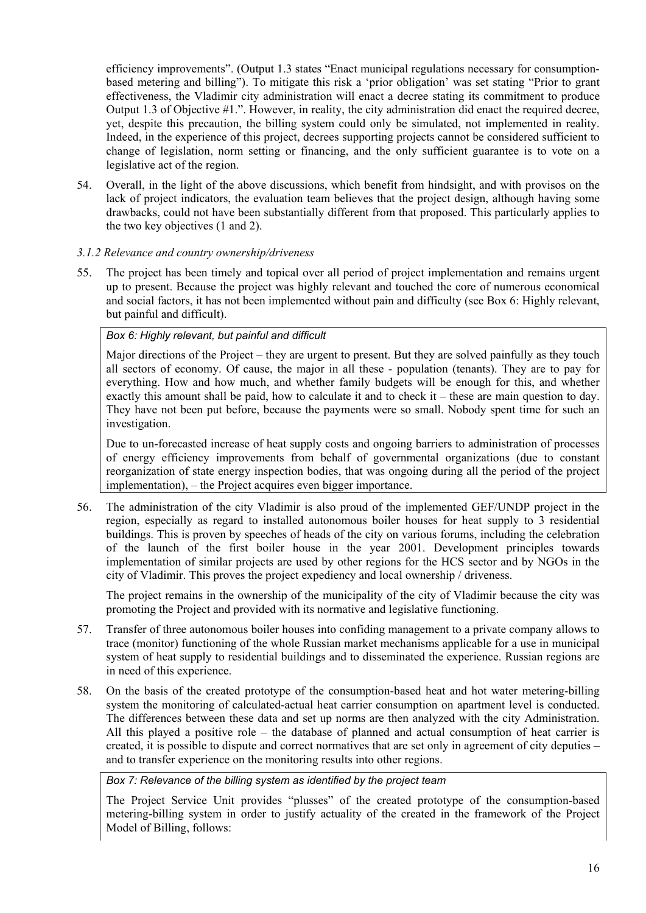efficiency improvements". (Output 1.3 states "Enact municipal regulations necessary for consumption-based metering and billing"). To mitigate this risk a 'prior obligation' was set stating "Prior to grant effectiveness, the Vladimir city administration will enact a decree stating its commitment to produce Output 1.3 of Objective #1.". However, in reality, the city administration did enact the required decree, yet, despite this precaution, the billing system could only be simulated, not implemented in reality. Indeed, in the experience of this project, decrees supporting projects cannot be considered sufficient to change of legislation, norm setting or financing, and the only sufficient guarantee is to vote on a legislative act of the region.

54. Overall, in the light of the above discussions, which benefit from hindsight, and with provisos on the lack of project indicators, the evaluation team believes that the project design, although having some drawbacks, could not have been substantially different from that proposed. This particularly applies to the two key objectives (1 and 2).

### *3.1.2 Relevance and country ownership/driveness*

55. The project has been timely and topical over all period of project implementation and remains urgent up to present. Because the project was highly relevant and touched the core of numerous economical and social factors, it has not been implemented without pain and difficulty (see Box 6: Highly relevant, but painful and difficult).

> *Box 6: Highly relevant, but painful and difficult*
>
> Major directions of the Project – they are urgent to present. But they are solved painfully as they touch all sectors of economy. Of cause, the major in all these - population (tenants). They are to pay for everything. How and how much, and whether family budgets will be enough for this, and whether exactly this amount shall be paid, how to calculate it and to check it – these are main question to day. They have not been put before, because the payments were so small. Nobody spent time for such an investigation.
>
> Due to un-forecasted increase of heat supply costs and ongoing barriers to administration of processes of energy efficiency improvements from behalf of governmental organizations (due to constant reorganization of state energy inspection bodies, that was ongoing during all the period of the project implementation), – the Project acquires even bigger importance.

56. The administration of the city Vladimir is also proud of the implemented GEF/UNDP project in the region, especially as regard to installed autonomous boiler houses for heat supply to 3 residential buildings. This is proven by speeches of heads of the city on various forums, including the celebration of the launch of the first boiler house in the year 2001. Development principles towards implementation of similar projects are used by other regions for the HCS sector and by NGOs in the city of Vladimir. This proves the project expediency and local ownership / driveness.

    The project remains in the ownership of the municipality of the city of Vladimir because the city was promoting the Project and provided with its normative and legislative functioning.

57. Transfer of three autonomous boiler houses into confiding management to a private company allows to trace (monitor) functioning of the whole Russian market mechanisms applicable for a use in municipal system of heat supply to residential buildings and to disseminated the experience. Russian regions are in need of this experience.

58. On the basis of the created prototype of the consumption-based heat and hot water metering-billing system the monitoring of calculated-actual heat carrier consumption on apartment level is conducted. The differences between these data and set up norms are then analyzed with the city Administration. All this played a positive role – the database of planned and actual consumption of heat carrier is created, it is possible to dispute and correct normatives that are set only in agreement of city deputies – and to transfer experience on the monitoring results into other regions.

> *Box 7: Relevance of the billing system as identified by the project team*
>
> The Project Service Unit provides "plusses" of the created prototype of the consumption-based metering-billing system in order to justify actuality of the created in the framework of the Project Model of Billing, follows: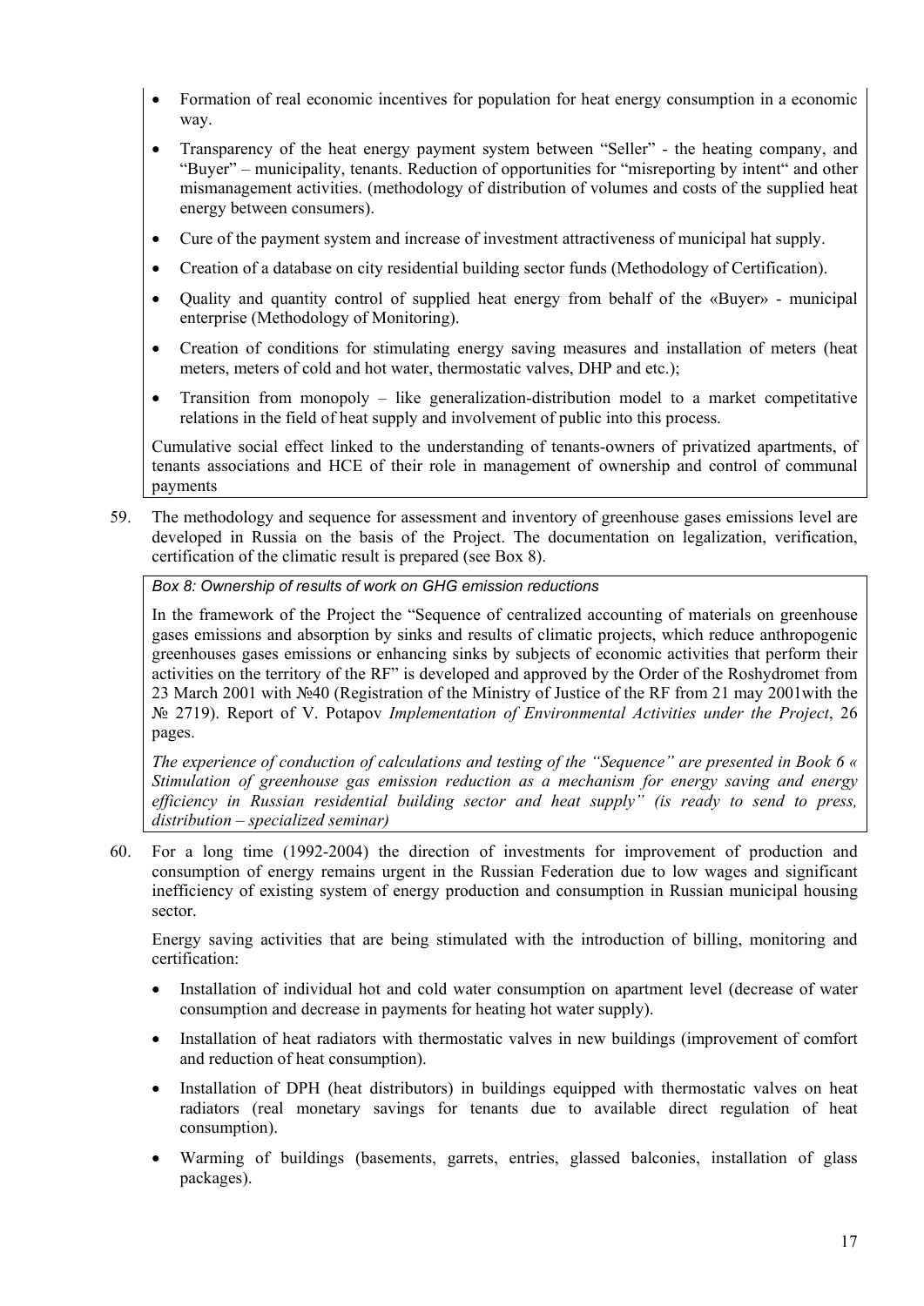- Formation of real economic incentives for population for heat energy consumption in a economic way.
- Transparency of the heat energy payment system between "Seller" - the heating company, and "Buyer" – municipality, tenants. Reduction of opportunities for "misreporting by intent" and other mismanagement activities. (methodology of distribution of volumes and costs of the supplied heat energy between consumers).
- Cure of the payment system and increase of investment attractiveness of municipal hat supply.
- Creation of a database on city residential building sector funds (Methodology of Certification).
- Quality and quantity control of supplied heat energy from behalf of the «Buyer» - municipal enterprise (Methodology of Monitoring).
- Creation of conditions for stimulating energy saving measures and installation of meters (heat meters, meters of cold and hot water, thermostatic valves, DHP and etc.);
- Transition from monopoly – like generalization-distribution model to a market competitative relations in the field of heat supply and involvement of public into this process.

Cumulative social effect linked to the understanding of tenants-owners of privatized apartments, of tenants associations and HCE of their role in management of ownership and control of communal payments

59. The methodology and sequence for assessment and inventory of greenhouse gases emissions level are developed in Russia on the basis of the Project. The documentation on legalization, verification, certification of the climatic result is prepared (see Box 8).

*Box 8: Ownership of results of work on GHG emission reductions*

In the framework of the Project the "Sequence of centralized accounting of materials on greenhouse gases emissions and absorption by sinks and results of climatic projects, which reduce anthropogenic greenhouses gases emissions or enhancing sinks by subjects of economic activities that perform their activities on the territory of the RF" is developed and approved by the Order of the Roshydromet from 23 March 2001 with №40 (Registration of the Ministry of Justice of the RF from 21 may 2001with the № 2719). Report of V. Potapov *Implementation of Environmental Activities under the Project*, 26 pages.

*The experience of conduction of calculations and testing of the "Sequence" are presented in Book 6 « Stimulation of greenhouse gas emission reduction as a mechanism for energy saving and energy efficiency in Russian residential building sector and heat supply" (is ready to send to press, distribution – specialized seminar)*

60. For a long time (1992-2004) the direction of investments for improvement of production and consumption of energy remains urgent in the Russian Federation due to low wages and significant inefficiency of existing system of energy production and consumption in Russian municipal housing sector.

Energy saving activities that are being stimulated with the introduction of billing, monitoring and certification:

- Installation of individual hot and cold water consumption on apartment level (decrease of water consumption and decrease in payments for heating hot water supply).
- Installation of heat radiators with thermostatic valves in new buildings (improvement of comfort and reduction of heat consumption).
- Installation of DPH (heat distributors) in buildings equipped with thermostatic valves on heat radiators (real monetary savings for tenants due to available direct regulation of heat consumption).
- Warming of buildings (basements, garrets, entries, glassed balconies, installation of glass packages).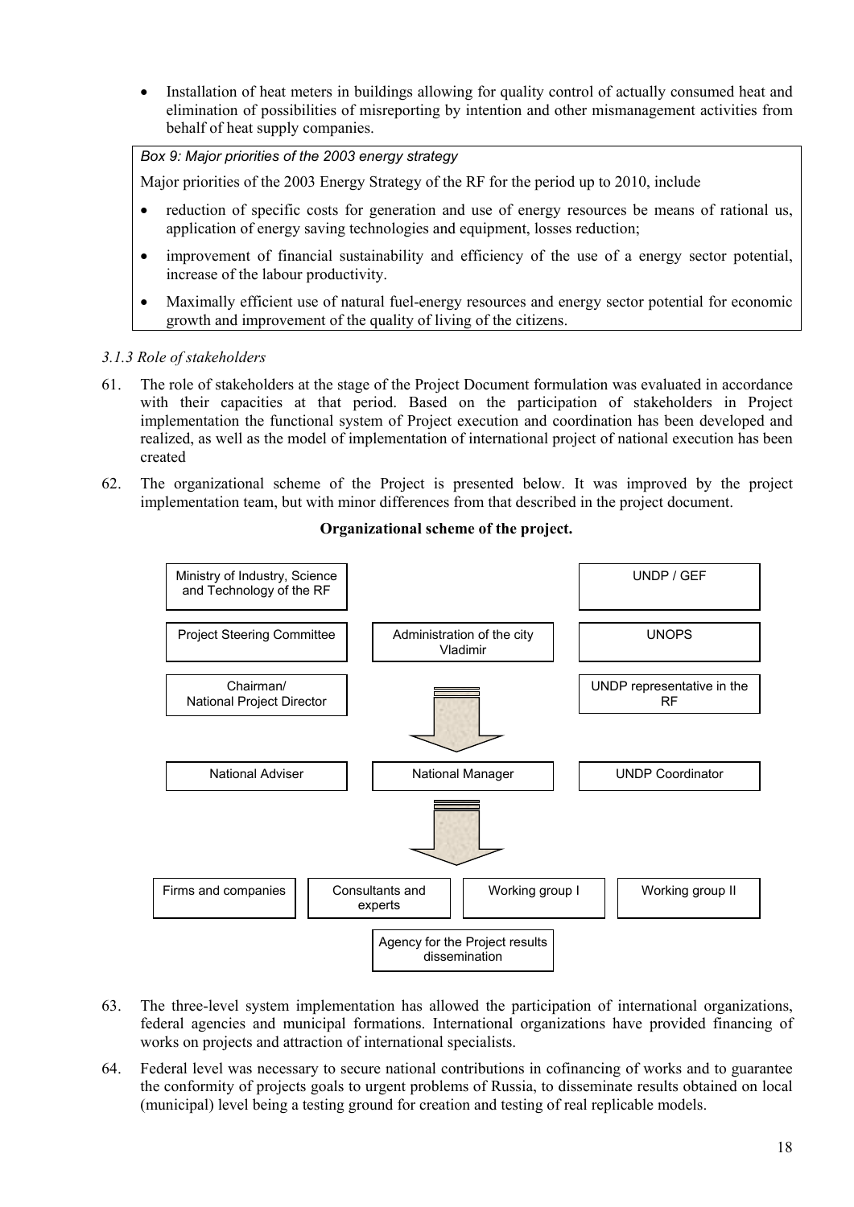- Installation of heat meters in buildings allowing for quality control of actually consumed heat and elimination of possibilities of misreporting by intention and other mismanagement activities from behalf of heat supply companies.

*Box 9: Major priorities of the 2003 energy strategy*

Major priorities of the 2003 Energy Strategy of the RF for the period up to 2010, include

- reduction of specific costs for generation and use of energy resources be means of rational us, application of energy saving technologies and equipment, losses reduction;
- improvement of financial sustainability and efficiency of the use of a energy sector potential, increase of the labour productivity.
- Maximally efficient use of natural fuel-energy resources and energy sector potential for economic growth and improvement of the quality of living of the citizens.

### *3.1.3 Role of stakeholders*

61. The role of stakeholders at the stage of the Project Document formulation was evaluated in accordance with their capacities at that period. Based on the participation of stakeholders in Project implementation the functional system of Project execution and coordination has been developed and realized, as well as the model of implementation of international project of national execution has been created

62. The organizational scheme of the Project is presented below. It was improved by the project implementation team, but with minor differences from that described in the project document.

**Organizational scheme of the project.**

| | | |
|---|---|---|
| Ministry of Industry, Science and Technology of the RF | | UNDP / GEF |
| Project Steering Committee | Administration of the city Vladimir | UNOPS |
| Chairman/ National Project Director | ↓ | UNDP representative in the RF |
| National Adviser | National Manager | UNDP Coordinator |
| | ↓ | |

| | | | |
|---|---|---|---|
| Firms and companies | Consultants and experts | Working group I | Working group II |
| | Agency for the Project results dissemination | | |

63. The three-level system implementation has allowed the participation of international organizations, federal agencies and municipal formations. International organizations have provided financing of works on projects and attraction of international specialists.

64. Federal level was necessary to secure national contributions in cofinancing of works and to guarantee the conformity of projects goals to urgent problems of Russia, to disseminate results obtained on local (municipal) level being a testing ground for creation and testing of real replicable models.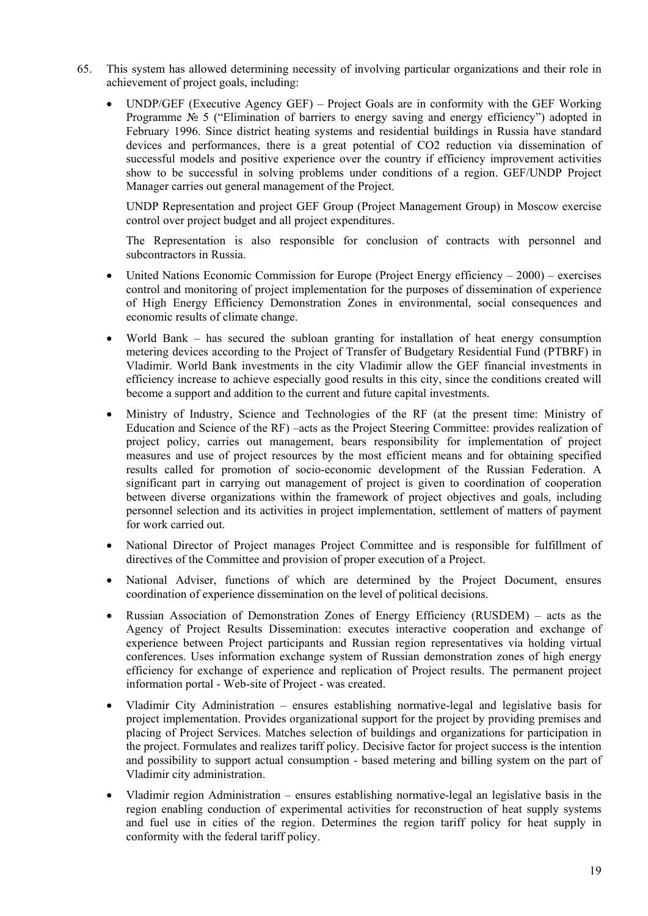65. This system has allowed determining necessity of involving particular organizations and their role in achievement of project goals, including:

- UNDP/GEF (Executive Agency GEF) – Project Goals are in conformity with the GEF Working Programme № 5 ("Elimination of barriers to energy saving and energy efficiency") adopted in February 1996. Since district heating systems and residential buildings in Russia have standard devices and performances, there is a great potential of $CO_2$ reduction via dissemination of successful models and positive experience over the country if efficiency improvement activities show to be successful in solving problems under conditions of a region. GEF/UNDP Project Manager carries out general management of the Project.

  UNDP Representation and project GEF Group (Project Management Group) in Moscow exercise control over project budget and all project expenditures.

  The Representation is also responsible for conclusion of contracts with personnel and subcontractors in Russia.

- United Nations Economic Commission for Europe (Project Energy efficiency – 2000) – exercises control and monitoring of project implementation for the purposes of dissemination of experience of High Energy Efficiency Demonstration Zones in environmental, social consequences and economic results of climate change.

- World Bank – has secured the subloan granting for installation of heat energy consumption metering devices according to the Project of Transfer of Budgetary Residential Fund (PTBRF) in Vladimir. World Bank investments in the city Vladimir allow the GEF financial investments in efficiency increase to achieve especially good results in this city, since the conditions created will become a support and addition to the current and future capital investments.

- Ministry of Industry, Science and Technologies of the RF (at the present time: Ministry of Education and Science of the RF) –acts as the Project Steering Committee: provides realization of project policy, carries out management, bears responsibility for implementation of project measures and use of project resources by the most efficient means and for obtaining specified results called for promotion of socio-economic development of the Russian Federation. A significant part in carrying out management of project is given to coordination of cooperation between diverse organizations within the framework of project objectives and goals, including personnel selection and its activities in project implementation, settlement of matters of payment for work carried out.

- National Director of Project manages Project Committee and is responsible for fulfillment of directives of the Committee and provision of proper execution of a Project.

- National Adviser, functions of which are determined by the Project Document, ensures coordination of experience dissemination on the level of political decisions.

- Russian Association of Demonstration Zones of Energy Efficiency (RUSDEM) – acts as the Agency of Project Results Dissemination: executes interactive cooperation and exchange of experience between Project participants and Russian region representatives via holding virtual conferences. Uses information exchange system of Russian demonstration zones of high energy efficiency for exchange of experience and replication of Project results. The permanent project information portal - Web-site of Project - was created.

- Vladimir City Administration – ensures establishing normative-legal and legislative basis for project implementation. Provides organizational support for the project by providing premises and placing of Project Services. Matches selection of buildings and organizations for participation in the project. Formulates and realizes tariff policy. Decisive factor for project success is the intention and possibility to support actual consumption - based metering and billing system on the part of Vladimir city administration.

- Vladimir region Administration – ensures establishing normative-legal an legislative basis in the region enabling conduction of experimental activities for reconstruction of heat supply systems and fuel use in cities of the region. Determines the region tariff policy for heat supply in conformity with the federal tariff policy.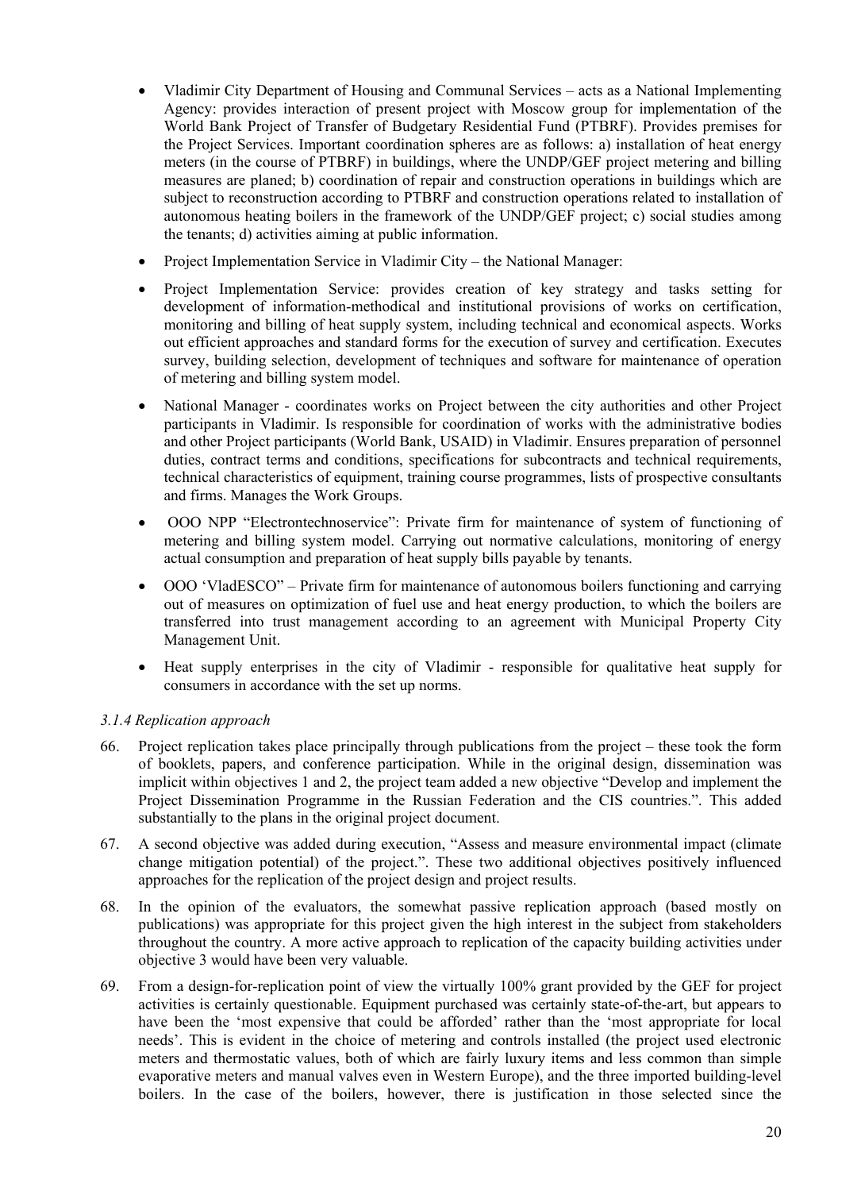- Vladimir City Department of Housing and Communal Services – acts as a National Implementing Agency: provides interaction of present project with Moscow group for implementation of the World Bank Project of Transfer of Budgetary Residential Fund (PTBRF). Provides premises for the Project Services. Important coordination spheres are as follows: a) installation of heat energy meters (in the course of PTBRF) in buildings, where the UNDP/GEF project metering and billing measures are planed; b) coordination of repair and construction operations in buildings which are subject to reconstruction according to PTBRF and construction operations related to installation of autonomous heating boilers in the framework of the UNDP/GEF project; c) social studies among the tenants; d) activities aiming at public information.
- Project Implementation Service in Vladimir City – the National Manager:
- Project Implementation Service: provides creation of key strategy and tasks setting for development of information-methodical and institutional provisions of works on certification, monitoring and billing of heat supply system, including technical and economical aspects. Works out efficient approaches and standard forms for the execution of survey and certification. Executes survey, building selection, development of techniques and software for maintenance of operation of metering and billing system model.
- National Manager - coordinates works on Project between the city authorities and other Project participants in Vladimir. Is responsible for coordination of works with the administrative bodies and other Project participants (World Bank, USAID) in Vladimir. Ensures preparation of personnel duties, contract terms and conditions, specifications for subcontracts and technical requirements, technical characteristics of equipment, training course programmes, lists of prospective consultants and firms. Manages the Work Groups.
- OOO NPP "Electrontechnoservice": Private firm for maintenance of system of functioning of metering and billing system model. Carrying out normative calculations, monitoring of energy actual consumption and preparation of heat supply bills payable by tenants.
- OOO 'VladESCO" – Private firm for maintenance of autonomous boilers functioning and carrying out of measures on optimization of fuel use and heat energy production, to which the boilers are transferred into trust management according to an agreement with Municipal Property City Management Unit.
- Heat supply enterprises in the city of Vladimir - responsible for qualitative heat supply for consumers in accordance with the set up norms.

*3.1.4 Replication approach*

66. Project replication takes place principally through publications from the project – these took the form of booklets, papers, and conference participation. While in the original design, dissemination was implicit within objectives 1 and 2, the project team added a new objective "Develop and implement the Project Dissemination Programme in the Russian Federation and the CIS countries.". This added substantially to the plans in the original project document.

67. A second objective was added during execution, "Assess and measure environmental impact (climate change mitigation potential) of the project.". These two additional objectives positively influenced approaches for the replication of the project design and project results.

68. In the opinion of the evaluators, the somewhat passive replication approach (based mostly on publications) was appropriate for this project given the high interest in the subject from stakeholders throughout the country. A more active approach to replication of the capacity building activities under objective 3 would have been very valuable.

69. From a design-for-replication point of view the virtually 100% grant provided by the GEF for project activities is certainly questionable. Equipment purchased was certainly state-of-the-art, but appears to have been the 'most expensive that could be afforded' rather than the 'most appropriate for local needs'. This is evident in the choice of metering and controls installed (the project used electronic meters and thermostatic values, both of which are fairly luxury items and less common than simple evaporative meters and manual valves even in Western Europe), and the three imported building-level boilers. In the case of the boilers, however, there is justification in those selected since the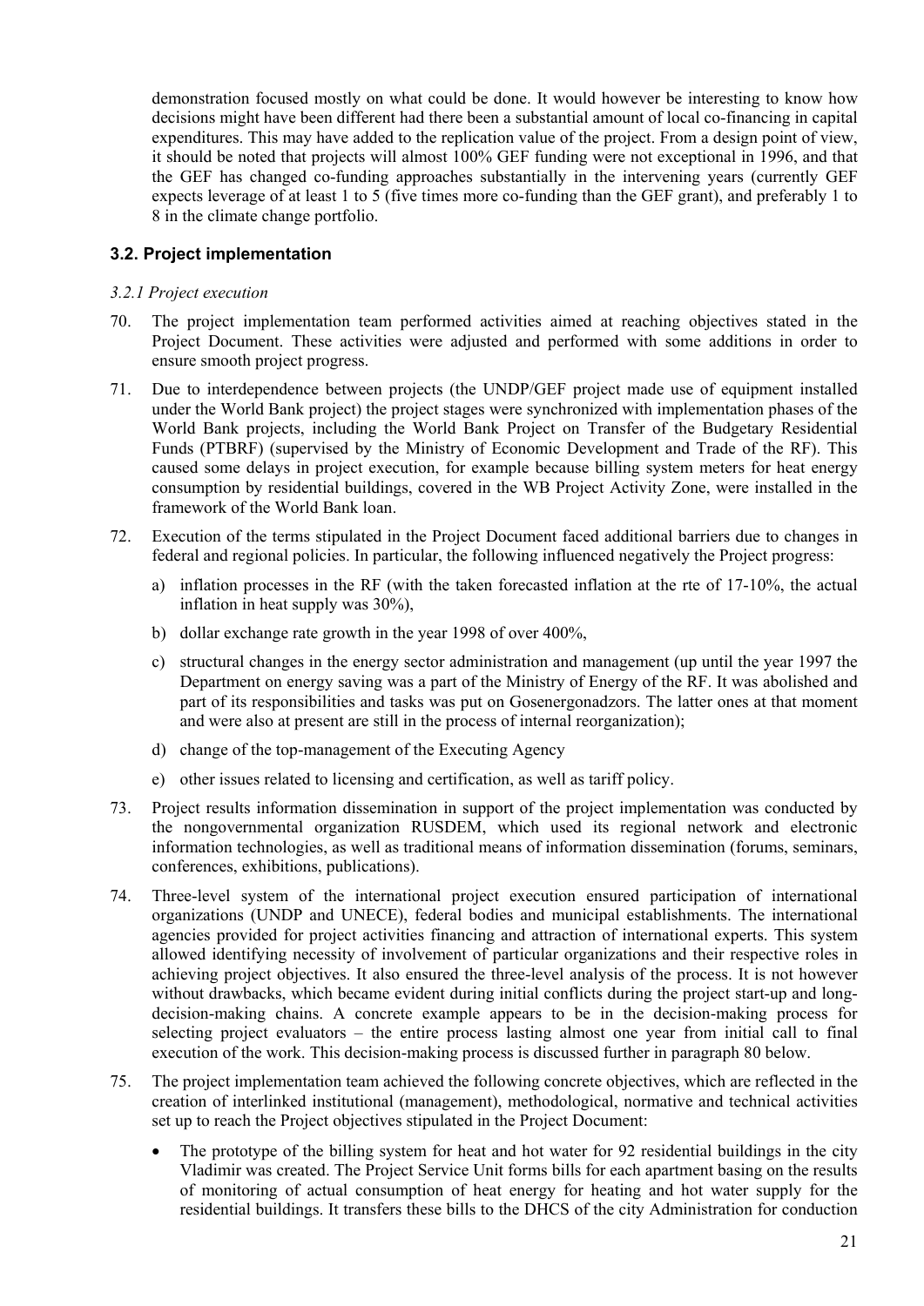demonstration focused mostly on what could be done. It would however be interesting to know how decisions might have been different had there been a substantial amount of local co-financing in capital expenditures. This may have added to the replication value of the project. From a design point of view, it should be noted that projects will almost 100% GEF funding were not exceptional in 1996, and that the GEF has changed co-funding approaches substantially in the intervening years (currently GEF expects leverage of at least 1 to 5 (five times more co-funding than the GEF grant), and preferably 1 to 8 in the climate change portfolio.

## 3.2. Project implementation

*3.2.1 Project execution*

70. The project implementation team performed activities aimed at reaching objectives stated in the Project Document. These activities were adjusted and performed with some additions in order to ensure smooth project progress.

71. Due to interdependence between projects (the UNDP/GEF project made use of equipment installed under the World Bank project) the project stages were synchronized with implementation phases of the World Bank projects, including the World Bank Project on Transfer of the Budgetary Residential Funds (PTBRF) (supervised by the Ministry of Economic Development and Trade of the RF). This caused some delays in project execution, for example because billing system meters for heat energy consumption by residential buildings, covered in the WB Project Activity Zone, were installed in the framework of the World Bank loan.

72. Execution of the terms stipulated in the Project Document faced additional barriers due to changes in federal and regional policies. In particular, the following influenced negatively the Project progress:

    a) inflation processes in the RF (with the taken forecasted inflation at the rte of 17-10%, the actual inflation in heat supply was 30%),

    b) dollar exchange rate growth in the year 1998 of over 400%,

    c) structural changes in the energy sector administration and management (up until the year 1997 the Department on energy saving was a part of the Ministry of Energy of the RF. It was abolished and part of its responsibilities and tasks was put on Gosenergonadzors. The latter ones at that moment and were also at present are still in the process of internal reorganization);

    d) change of the top-management of the Executing Agency

    e) other issues related to licensing and certification, as well as tariff policy.

73. Project results information dissemination in support of the project implementation was conducted by the nongovernmental organization RUSDEM, which used its regional network and electronic information technologies, as well as traditional means of information dissemination (forums, seminars, conferences, exhibitions, publications).

74. Three-level system of the international project execution ensured participation of international organizations (UNDP and UNECE), federal bodies and municipal establishments. The international agencies provided for project activities financing and attraction of international experts. This system allowed identifying necessity of involvement of particular organizations and their respective roles in achieving project objectives. It also ensured the three-level analysis of the process. It is not however without drawbacks, which became evident during initial conflicts during the project start-up and long-decision-making chains. A concrete example appears to be in the decision-making process for selecting project evaluators – the entire process lasting almost one year from initial call to final execution of the work. This decision-making process is discussed further in paragraph 80 below.

75. The project implementation team achieved the following concrete objectives, which are reflected in the creation of interlinked institutional (management), methodological, normative and technical activities set up to reach the Project objectives stipulated in the Project Document:

    - The prototype of the billing system for heat and hot water for 92 residential buildings in the city Vladimir was created. The Project Service Unit forms bills for each apartment basing on the results of monitoring of actual consumption of heat energy for heating and hot water supply for the residential buildings. It transfers these bills to the DHCS of the city Administration for conduction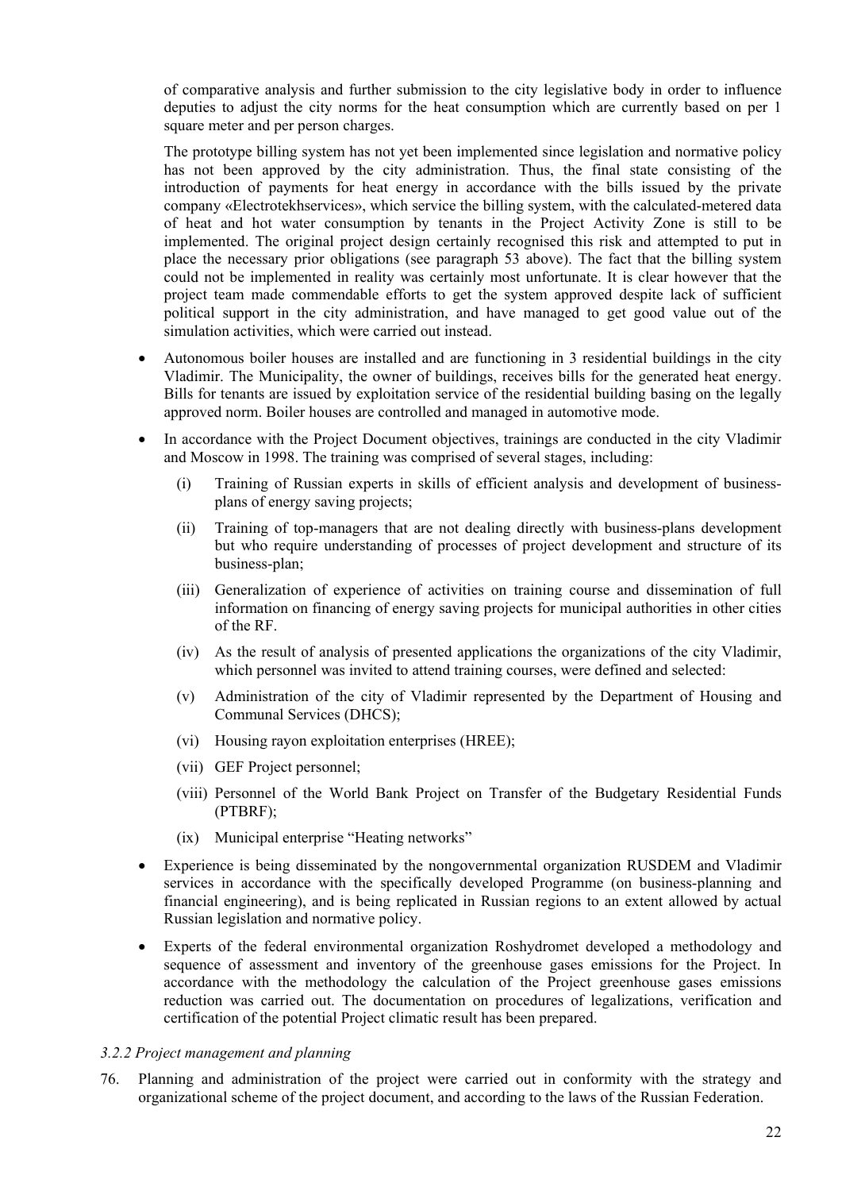of comparative analysis and further submission to the city legislative body in order to influence deputies to adjust the city norms for the heat consumption which are currently based on per 1 square meter and per person charges.

The prototype billing system has not yet been implemented since legislation and normative policy has not been approved by the city administration. Thus, the final state consisting of the introduction of payments for heat energy in accordance with the bills issued by the private company «Electrotekhservices», which service the billing system, with the calculated-metered data of heat and hot water consumption by tenants in the Project Activity Zone is still to be implemented. The original project design certainly recognised this risk and attempted to put in place the necessary prior obligations (see paragraph 53 above). The fact that the billing system could not be implemented in reality was certainly most unfortunate. It is clear however that the project team made commendable efforts to get the system approved despite lack of sufficient political support in the city administration, and have managed to get good value out of the simulation activities, which were carried out instead.

- Autonomous boiler houses are installed and are functioning in 3 residential buildings in the city Vladimir. The Municipality, the owner of buildings, receives bills for the generated heat energy. Bills for tenants are issued by exploitation service of the residential building basing on the legally approved norm. Boiler houses are controlled and managed in automotive mode.
- In accordance with the Project Document objectives, trainings are conducted in the city Vladimir and Moscow in 1998. The training was comprised of several stages, including:
  - (i) Training of Russian experts in skills of efficient analysis and development of business-plans of energy saving projects;
  - (ii) Training of top-managers that are not dealing directly with business-plans development but who require understanding of processes of project development and structure of its business-plan;
  - (iii) Generalization of experience of activities on training course and dissemination of full information on financing of energy saving projects for municipal authorities in other cities of the RF.
  - (iv) As the result of analysis of presented applications the organizations of the city Vladimir, which personnel was invited to attend training courses, were defined and selected:
  - (v) Administration of the city of Vladimir represented by the Department of Housing and Communal Services (DHCS);
  - (vi) Housing rayon exploitation enterprises (HREE);
  - (vii) GEF Project personnel;
  - (viii) Personnel of the World Bank Project on Transfer of the Budgetary Residential Funds (PTBRF);
  - (ix) Municipal enterprise "Heating networks"
- Experience is being disseminated by the nongovernmental organization RUSDEM and Vladimir services in accordance with the specifically developed Programme (on business-planning and financial engineering), and is being replicated in Russian regions to an extent allowed by actual Russian legislation and normative policy.
- Experts of the federal environmental organization Roshydromet developed a methodology and sequence of assessment and inventory of the greenhouse gases emissions for the Project. In accordance with the methodology the calculation of the Project greenhouse gases emissions reduction was carried out. The documentation on procedures of legalizations, verification and certification of the potential Project climatic result has been prepared.

### *3.2.2 Project management and planning*

76. Planning and administration of the project were carried out in conformity with the strategy and organizational scheme of the project document, and according to the laws of the Russian Federation.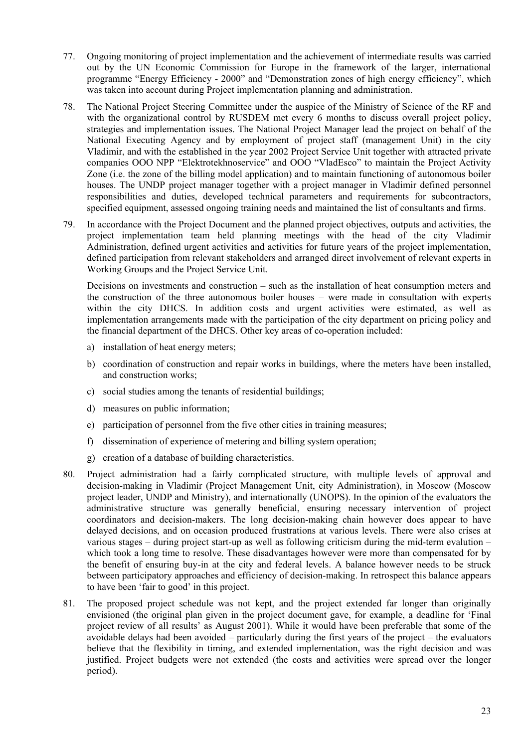77. Ongoing monitoring of project implementation and the achievement of intermediate results was carried out by the UN Economic Commission for Europe in the framework of the larger, international programme "Energy Efficiency - 2000" and "Demonstration zones of high energy efficiency", which was taken into account during Project implementation planning and administration.

78. The National Project Steering Committee under the auspice of the Ministry of Science of the RF and with the organizational control by RUSDEM met every 6 months to discuss overall project policy, strategies and implementation issues. The National Project Manager lead the project on behalf of the National Executing Agency and by employment of project staff (management Unit) in the city Vladimir, and with the established in the year 2002 Project Service Unit together with attracted private companies OOO NPP "Elektrotekhnoservice" and OOO "VladEsco" to maintain the Project Activity Zone (i.e. the zone of the billing model application) and to maintain functioning of autonomous boiler houses. The UNDP project manager together with a project manager in Vladimir defined personnel responsibilities and duties, developed technical parameters and requirements for subcontractors, specified equipment, assessed ongoing training needs and maintained the list of consultants and firms.

79. In accordance with the Project Document and the planned project objectives, outputs and activities, the project implementation team held planning meetings with the head of the city Vladimir Administration, defined urgent activities and activities for future years of the project implementation, defined participation from relevant stakeholders and arranged direct involvement of relevant experts in Working Groups and the Project Service Unit.

   Decisions on investments and construction – such as the installation of heat consumption meters and the construction of the three autonomous boiler houses – were made in consultation with experts within the city DHCS. In addition costs and urgent activities were estimated, as well as implementation arrangements made with the participation of the city department on pricing policy and the financial department of the DHCS. Other key areas of co-operation included:

   a) installation of heat energy meters;
   b) coordination of construction and repair works in buildings, where the meters have been installed, and construction works;
   c) social studies among the tenants of residential buildings;
   d) measures on public information;
   e) participation of personnel from the five other cities in training measures;
   f) dissemination of experience of metering and billing system operation;
   g) creation of a database of building characteristics.

80. Project administration had a fairly complicated structure, with multiple levels of approval and decision-making in Vladimir (Project Management Unit, city Administration), in Moscow (Moscow project leader, UNDP and Ministry), and internationally (UNOPS). In the opinion of the evaluators the administrative structure was generally beneficial, ensuring necessary intervention of project coordinators and decision-makers. The long decision-making chain however does appear to have delayed decisions, and on occasion produced frustrations at various levels. There were also crises at various stages – during project start-up as well as following criticism during the mid-term evalution – which took a long time to resolve. These disadvantages however were more than compensated for by the benefit of ensuring buy-in at the city and federal levels. A balance however needs to be struck between participatory approaches and efficiency of decision-making. In retrospect this balance appears to have been 'fair to good' in this project.

81. The proposed project schedule was not kept, and the project extended far longer than originally envisioned (the original plan given in the project document gave, for example, a deadline for 'Final project review of all results' as August 2001). While it would have been preferable that some of the avoidable delays had been avoided – particularly during the first years of the project – the evaluators believe that the flexibility in timing, and extended implementation, was the right decision and was justified. Project budgets were not extended (the costs and activities were spread over the longer period).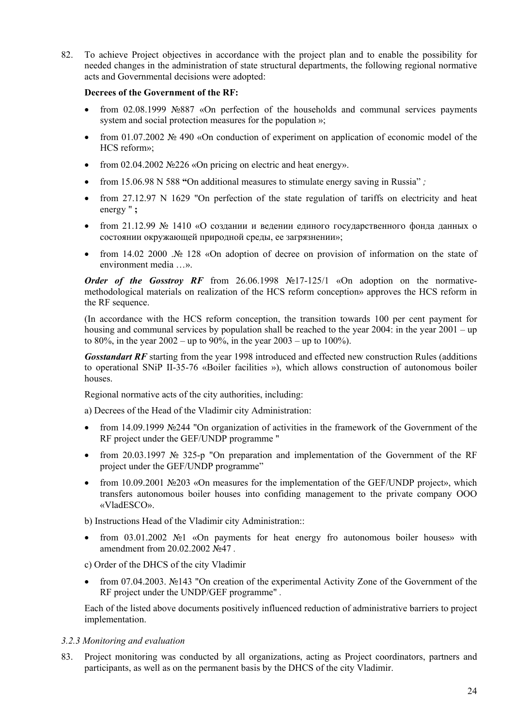82. To achieve Project objectives in accordance with the project plan and to enable the possibility for needed changes in the administration of state structural departments, the following regional normative acts and Governmental decisions were adopted:

**Decrees of the Government of the RF:**

- from 02.08.1999 №887 «On perfection of the households and communal services payments system and social protection measures for the population »;
- from 01.07.2002 № 490 «On conduction of experiment on application of economic model of the HCS reform»;
- from 02.04.2002 №226 «On pricing on electric and heat energy».
- from 15.06.98 N 588 **"**On additional measures to stimulate energy saving in Russia" *;*
- from 27.12.97 N 1629 "On perfection of the state regulation of tariffs on electricity and heat energy " **;**
- from 21.12.99 № 1410 «О создании и ведении единого государственного фонда данных о состоянии окружающей природной среды, ее загрязнении»;
- from 14.02 2000 .№ 128 «On adoption of decree on provision of information on the state of environment media …».

***Order of the Gosstroy RF*** from 26.06.1998 №17-125/1 «On adoption on the normative-methodological materials on realization of the HCS reform conception» approves the HCS reform in the RF sequence.

(In accordance with the HCS reform conception, the transition towards 100 per cent payment for housing and communal services by population shall be reached to the year 2004: in the year 2001 – up to 80%, in the year 2002 – up to 90%, in the year 2003 – up to 100%).

***Gosstandart RF*** starting from the year 1998 introduced and effected new construction Rules (additions to operational SNiP II-35-76 «Boiler facilities »), which allows construction of autonomous boiler houses.

Regional normative acts of the city authorities, including:

a) Decrees of the Head of the Vladimir city Administration:

- from 14.09.1999 №244 "On organization of activities in the framework of the Government of the RF project under the GEF/UNDP programme "
- from 20.03.1997 № 325-p "On preparation and implementation of the Government of the RF project under the GEF/UNDP programme"
- from 10.09.2001 №203 «On measures for the implementation of the GEF/UNDP project», which transfers autonomous boiler houses into confiding management to the private company OOO «VladESCO».

b) Instructions Head of the Vladimir city Administration::

- from 03.01.2002 №1 «On payments for heat energy fro autonomous boiler houses» with amendment from 20.02.2002 №47 .

c) Order of the DHCS of the city Vladimir

- from 07.04.2003. №143 "On creation of the experimental Activity Zone of the Government of the RF project under the UNDP/GEF programme" .

Each of the listed above documents positively influenced reduction of administrative barriers to project implementation.

*3.2.3 Monitoring and evaluation*

83. Project monitoring was conducted by all organizations, acting as Project coordinators, partners and participants, as well as on the permanent basis by the DHCS of the city Vladimir.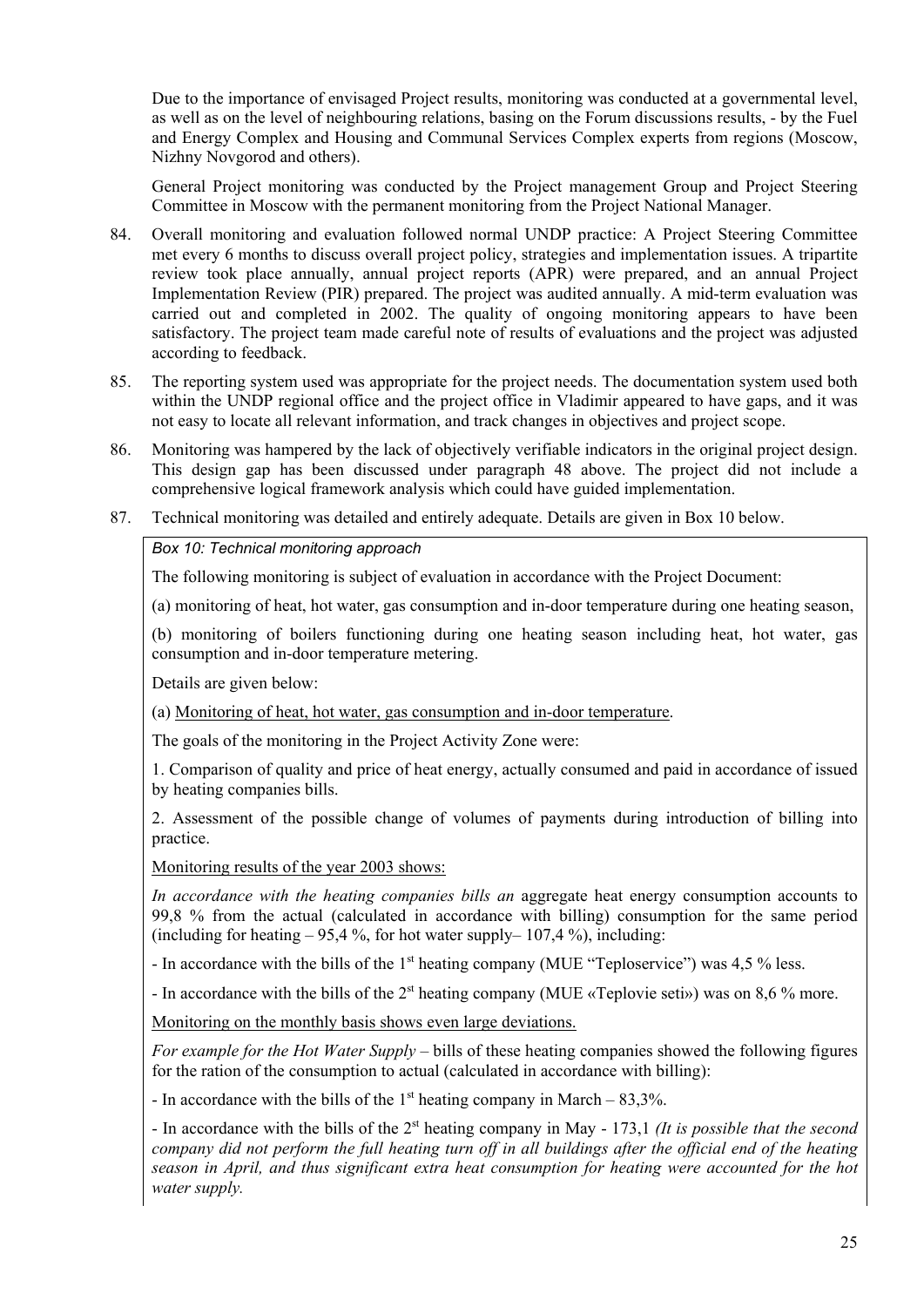Due to the importance of envisaged Project results, monitoring was conducted at a governmental level, as well as on the level of neighbouring relations, basing on the Forum discussions results, - by the Fuel and Energy Complex and Housing and Communal Services Complex experts from regions (Moscow, Nizhny Novgorod and others).

General Project monitoring was conducted by the Project management Group and Project Steering Committee in Moscow with the permanent monitoring from the Project National Manager.

84. Overall monitoring and evaluation followed normal UNDP practice: A Project Steering Committee met every 6 months to discuss overall project policy, strategies and implementation issues. A tripartite review took place annually, annual project reports (APR) were prepared, and an annual Project Implementation Review (PIR) prepared. The project was audited annually. A mid-term evaluation was carried out and completed in 2002. The quality of ongoing monitoring appears to have been satisfactory. The project team made careful note of results of evaluations and the project was adjusted according to feedback.

85. The reporting system used was appropriate for the project needs. The documentation system used both within the UNDP regional office and the project office in Vladimir appeared to have gaps, and it was not easy to locate all relevant information, and track changes in objectives and project scope.

86. Monitoring was hampered by the lack of objectively verifiable indicators in the original project design. This design gap has been discussed under paragraph 48 above. The project did not include a comprehensive logical framework analysis which could have guided implementation.

87. Technical monitoring was detailed and entirely adequate. Details are given in Box 10 below.

*Box 10: Technical monitoring approach*

The following monitoring is subject of evaluation in accordance with the Project Document:

(a) monitoring of heat, hot water, gas consumption and in-door temperature during one heating season,

(b) monitoring of boilers functioning during one heating season including heat, hot water, gas consumption and in-door temperature metering.

Details are given below:

(a) Monitoring of heat, hot water, gas consumption and in-door temperature.

The goals of the monitoring in the Project Activity Zone were:

1. Comparison of quality and price of heat energy, actually consumed and paid in accordance of issued by heating companies bills.

2. Assessment of the possible change of volumes of payments during introduction of billing into practice.

Monitoring results of the year 2003 shows:

*In accordance with the heating companies bills an* aggregate heat energy consumption accounts to 99,8 % from the actual (calculated in accordance with billing) consumption for the same period (including for heating – 95,4 %, for hot water supply– 107,4 %), including:

- In accordance with the bills of the 1st heating company (MUE "Teploservice") was 4,5 % less.

- In accordance with the bills of the 2st heating company (MUE «Teplovie seti») was on 8,6 % more.

Monitoring on the monthly basis shows even large deviations.

*For example for the Hot Water Supply* – bills of these heating companies showed the following figures for the ration of the consumption to actual (calculated in accordance with billing):

- In accordance with the bills of the 1st heating company in March – 83,3%.

- In accordance with the bills of the 2st heating company in May - 173,1 *(It is possible that the second company did not perform the full heating turn off in all buildings after the official end of the heating season in April, and thus significant extra heat consumption for heating were accounted for the hot water supply.*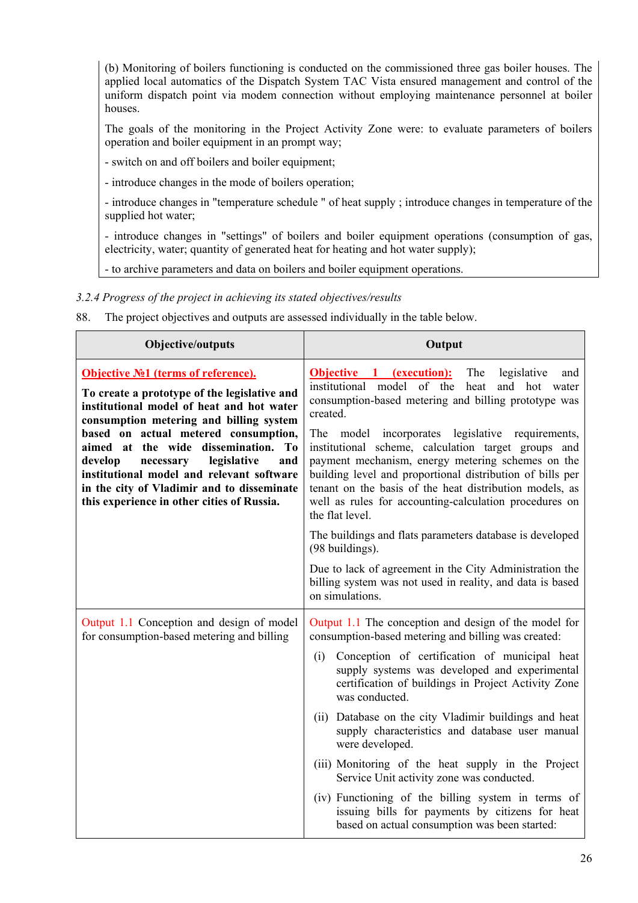(b) Monitoring of boilers functioning is conducted on the commissioned three gas boiler houses. The applied local automatics of the Dispatch System TAC Vista ensured management and control of the uniform dispatch point via modem connection without employing maintenance personnel at boiler houses.

The goals of the monitoring in the Project Activity Zone were: to evaluate parameters of boilers operation and boiler equipment in an prompt way;

- switch on and off boilers and boiler equipment;
- introduce changes in the mode of boilers operation;
- introduce changes in "temperature schedule " of heat supply ; introduce changes in temperature of the supplied hot water;
- introduce changes in "settings" of boilers and boiler equipment operations (consumption of gas, electricity, water; quantity of generated heat for heating and hot water supply);
- to archive parameters and data on boilers and boiler equipment operations.

*3.2.4 Progress of the project in achieving its stated objectives/results*

88. The project objectives and outputs are assessed individually in the table below.

| Objective/outputs | Output |
|---|---|
| **Objective №1 (terms of reference).**<br><br>**To create a prototype of the legislative and institutional model of heat and hot water consumption metering and billing system based on actual metered consumption, aimed at the wide dissemination. To develop necessary legislative and institutional model and relevant software in the city of Vladimir and to disseminate this experience in other cities of Russia.** | **Objective 1 (execution):** The legislative and institutional model of the heat and hot water consumption-based metering and billing prototype was created.<br><br>The model incorporates legislative requirements, institutional scheme, calculation target groups and payment mechanism, energy metering schemes on the building level and proportional distribution of bills per tenant on the basis of the heat distribution models, as well as rules for accounting-calculation procedures on the flat level.<br><br>The buildings and flats parameters database is developed (98 buildings).<br><br>Due to lack of agreement in the City Administration the billing system was not used in reality, and data is based on simulations. |
| Output 1.1 Conception and design of model for consumption-based metering and billing | Output 1.1 The conception and design of the model for consumption-based metering and billing was created:<br><br>(i) Conception of certification of municipal heat supply systems was developed and experimental certification of buildings in Project Activity Zone was conducted.<br><br>(ii) Database on the city Vladimir buildings and heat supply characteristics and database user manual were developed.<br><br>(iii) Monitoring of the heat supply in the Project Service Unit activity zone was conducted.<br><br>(iv) Functioning of the billing system in terms of issuing bills for payments by citizens for heat based on actual consumption was been started: |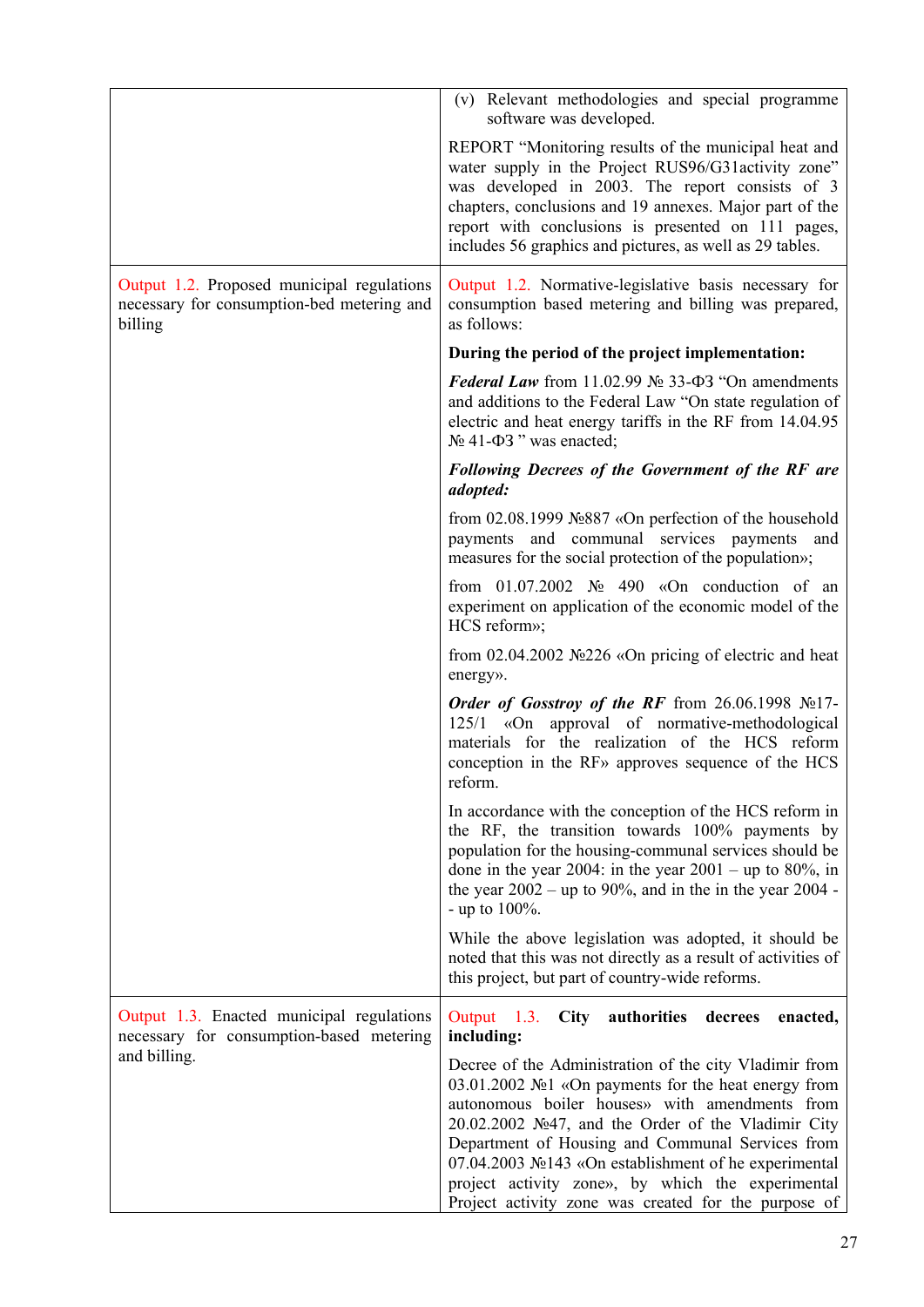| | |
|---|---|
| | (v) Relevant methodologies and special programme software was developed.<br><br>REPORT “Monitoring results of the municipal heat and water supply in the Project RUS96/G31activity zone” was developed in 2003. The report consists of 3 chapters, conclusions and 19 annexes. Major part of the report with conclusions is presented on 111 pages, includes 56 graphics and pictures, as well as 29 tables. |
| Output 1.2. Proposed municipal regulations necessary for consumption-bed metering and billing | Output 1.2. Normative-legislative basis necessary for consumption based metering and billing was prepared, as follows:<br><br>**During the period of the project implementation:**<br><br>***Federal Law*** from 11.02.99 № 33-ФЗ “On amendments and additions to the Federal Law “On state regulation of electric and heat energy tariffs in the RF from 14.04.95 № 41-ФЗ ” was enacted;<br><br>***Following Decrees of the Government of the RF are adopted:***<br><br>from 02.08.1999 №887 «On perfection of the household payments and communal services payments and measures for the social protection of the population»;<br><br>from 01.07.2002 № 490 «On conduction of an experiment on application of the economic model of the HCS reform»;<br><br>from 02.04.2002 №226 «On pricing of electric and heat energy».<br><br>***Order of Gosstroy of the RF*** from 26.06.1998 №17-125/1 «On approval of normative-methodological materials for the realization of the HCS reform conception in the RF» approves sequence of the HCS reform.<br><br>In accordance with the conception of the HCS reform in the RF, the transition towards 100% payments by population for the housing-communal services should be done in the year 2004: in the year 2001 – up to 80%, in the year 2002 – up to 90%, and in the in the year 2004 - - up to 100%.<br><br>While the above legislation was adopted, it should be noted that this was not directly as a result of activities of this project, but part of country-wide reforms. |
| Output 1.3. Enacted municipal regulations necessary for consumption-based metering and billing. | Output 1.3. **City authorities decrees enacted, including:**<br><br>Decree of the Administration of the city Vladimir from 03.01.2002 №1 «On payments for the heat energy from autonomous boiler houses» with amendments from 20.02.2002 №47, and the Order of the Vladimir City Department of Housing and Communal Services from 07.04.2003 №143 «On establishment of he experimental project activity zone», by which the experimental Project activity zone was created for the purpose of |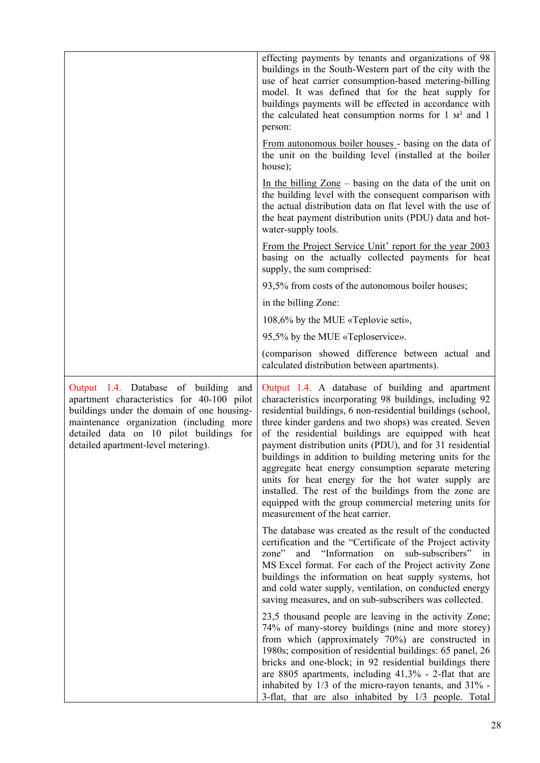| | |
|---|---|
| | effecting payments by tenants and organizations of 98 buildings in the South-Western part of the city with the use of heat carrier consumption-based metering-billing model. It was defined that for the heat supply for buildings payments will be effected in accordance with the calculated heat consumption norms for 1 м² and 1 person:<br><br>From autonomous boiler houses - basing on the data of the unit on the building level (installed at the boiler house);<br><br>In the billing Zone – basing on the data of the unit on the building level with the consequent comparison with the actual distribution data on flat level with the use of the heat payment distribution units (PDU) data and hot-water-supply tools.<br><br>From the Project Service Unit' report for the year 2003 basing on the actually collected payments for heat supply, the sum comprised:<br><br>93,5% from costs of the autonomous boiler houses;<br><br>in the billing Zone:<br><br>108,6% by the MUE «Teplovie seti»,<br><br>95,5% by the MUE «Teploservice».<br><br>(comparison showed difference between actual and calculated distribution between apartments). |
| Output 1.4. Database of building and apartment characteristics for 40-100 pilot buildings under the domain of one housing-maintenance organization (including more detailed data on 10 pilot buildings for detailed apartment-level metering). | Output 1.4. A database of building and apartment characteristics incorporating 98 buildings, including 92 residential buildings, 6 non-residential buildings (school, three kinder gardens and two shops) was created. Seven of the residential buildings are equipped with heat payment distribution units (PDU), and for 31 residential buildings in addition to building metering units for the aggregate heat energy consumption separate metering units for heat energy for the hot water supply are installed. The rest of the buildings from the zone are equipped with the group commercial metering units for measurement of the heat carrier.<br><br>The database was created as the result of the conducted certification and the "Certificate of the Project activity zone" and "Information on sub-subscribers" in MS Excel format. For each of the Project activity Zone buildings the information on heat supply systems, hot and cold water supply, ventilation, on conducted energy saving measures, and on sub-subscribers was collected.<br><br>23,5 thousand people are leaving in the activity Zone; 74% of many-storey buildings (nine and more storey) from which (approximately 70%) are constructed in 1980s; composition of residential buildings: 65 panel, 26 bricks and one-block; in 92 residential buildings there are 8805 apartments, including 41,3% - 2-flat that are inhabited by 1/3 of the micro-rayon tenants, and 31% - 3-flat, that are also inhabited by 1/3 people. Total |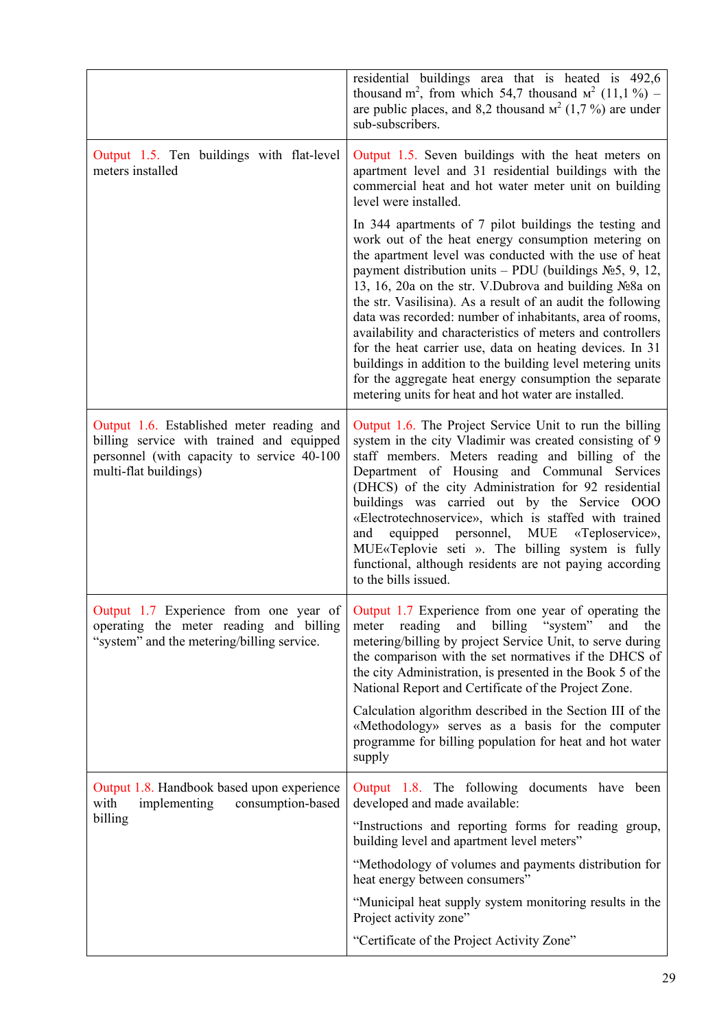| | |
|---|---|
| | residential buildings area that is heated is 492,6 thousand m$^2$, from which 54,7 thousand м$^2$ (11,1 %) – are public places, and 8,2 thousand м$^2$ (1,7 %) are under sub-subscribers. |
| Output 1.5. Ten buildings with flat-level meters installed | Output 1.5. Seven buildings with the heat meters on apartment level and 31 residential buildings with the commercial heat and hot water meter unit on building level were installed.<br><br>In 344 apartments of 7 pilot buildings the testing and work out of the heat energy consumption metering on the apartment level was conducted with the use of heat payment distribution units – PDU (buildings №5, 9, 12, 13, 16, 20a on the str. V.Dubrova and building №8a on the str. Vasilisina). As a result of an audit the following data was recorded: number of inhabitants, area of rooms, availability and characteristics of meters and controllers for the heat carrier use, data on heating devices. In 31 buildings in addition to the building level metering units for the aggregate heat energy consumption the separate metering units for heat and hot water are installed. |
| Output 1.6. Established meter reading and billing service with trained and equipped personnel (with capacity to service 40-100 multi-flat buildings) | Output 1.6. The Project Service Unit to run the billing system in the city Vladimir was created consisting of 9 staff members. Meters reading and billing of the Department of Housing and Communal Services (DHCS) of the city Administration for 92 residential buildings was carried out by the Service OOO «Electrotechnoservice», which is staffed with trained and equipped personnel, MUE «Teploservice», MUE«Teplovie seti ». The billing system is fully functional, although residents are not paying according to the bills issued. |
| Output 1.7 Experience from one year of operating the meter reading and billing "system" and the metering/billing service. | Output 1.7 Experience from one year of operating the meter reading and billing "system" and the metering/billing by project Service Unit, to serve during the comparison with the set normatives if the DHCS of the city Administration, is presented in the Book 5 of the National Report and Certificate of the Project Zone.<br><br>Calculation algorithm described in the Section III of the «Methodology» serves as a basis for the computer programme for billing population for heat and hot water supply |
| Output 1.8. Handbook based upon experience with implementing consumption-based billing | Output 1.8. The following documents have been developed and made available:<br><br>"Instructions and reporting forms for reading group, building level and apartment level meters"<br><br>"Methodology of volumes and payments distribution for heat energy between consumers"<br><br>"Municipal heat supply system monitoring results in the Project activity zone"<br><br>"Certificate of the Project Activity Zone" |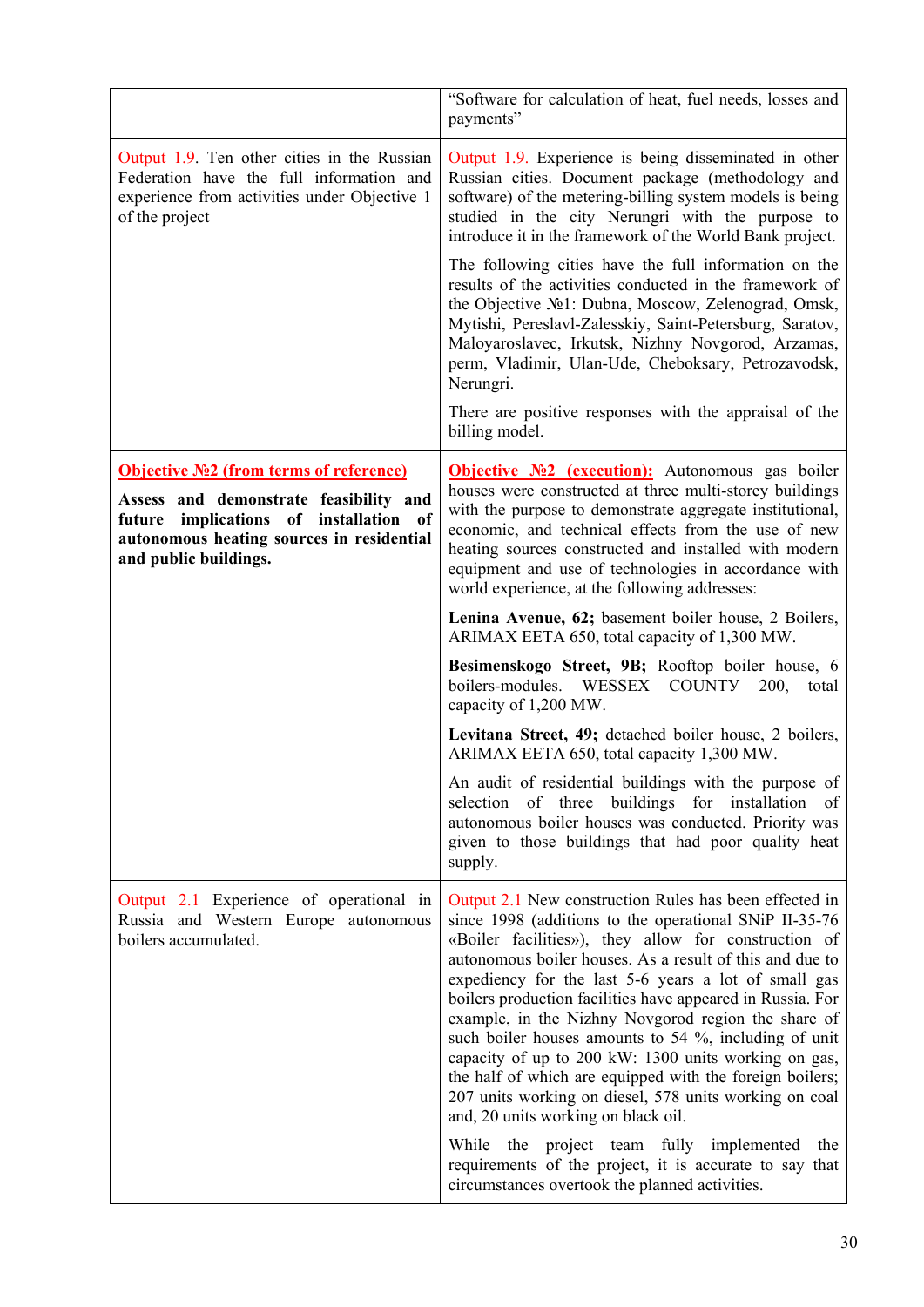|  |  |
|---|---|
|  | "Software for calculation of heat, fuel needs, losses and payments" |
| Output 1.9. Ten other cities in the Russian Federation have the full information and experience from activities under Objective 1 of the project | Output 1.9. Experience is being disseminated in other Russian cities. Document package (methodology and software) of the metering-billing system models is being studied in the city Nerungri with the purpose to introduce it in the framework of the World Bank project.<br><br>The following cities have the full information on the results of the activities conducted in the framework of the Objective №1: Dubna, Moscow, Zelenograd, Omsk, Mytishi, Pereslavl-Zalesskiy, Saint-Petersburg, Saratov, Maloyaroslavec, Irkutsk, Nizhny Novgorod, Arzamas, perm, Vladimir, Ulan-Ude, Cheboksary, Petrozavodsk, Nerungri.<br><br>There are positive responses with the appraisal of the billing model. |
| **Objective №2 (from terms of reference)**<br><br>**Assess and demonstrate feasibility and future implications of installation of autonomous heating sources in residential and public buildings.** | **Objective №2 (execution):** Autonomous gas boiler houses were constructed at three multi-storey buildings with the purpose to demonstrate aggregate institutional, economic, and technical effects from the use of new heating sources constructed and installed with modern equipment and use of technologies in accordance with world experience, at the following addresses:<br><br>**Lenina Avenue, 62;** basement boiler house, 2 Boilers, ARIMAX EETA 650, total capacity of 1,300 MW.<br><br>**Besimenskogo Street, 9B;** Rooftop boiler house, 6 boilers-modules. WESSEX COUNTY 200, total capacity of 1,200 MW.<br><br>**Levitana Street, 49;** detached boiler house, 2 boilers, ARIMAX EETA 650, total capacity 1,300 MW.<br><br>An audit of residential buildings with the purpose of selection of three buildings for installation of autonomous boiler houses was conducted. Priority was given to those buildings that had poor quality heat supply. |
| Output 2.1 Experience of operational in Russia and Western Europe autonomous boilers accumulated. | Output 2.1 New construction Rules has been effected in since 1998 (additions to the operational SNiP II-35-76 «Boiler facilities»), they allow for construction of autonomous boiler houses. As a result of this and due to expediency for the last 5-6 years a lot of small gas boilers production facilities have appeared in Russia. For example, in the Nizhny Novgorod region the share of such boiler houses amounts to 54 %, including of unit capacity of up to 200 kW: 1300 units working on gas, the half of which are equipped with the foreign boilers; 207 units working on diesel, 578 units working on coal and, 20 units working on black oil.<br><br>While the project team fully implemented the requirements of the project, it is accurate to say that circumstances overtook the planned activities. |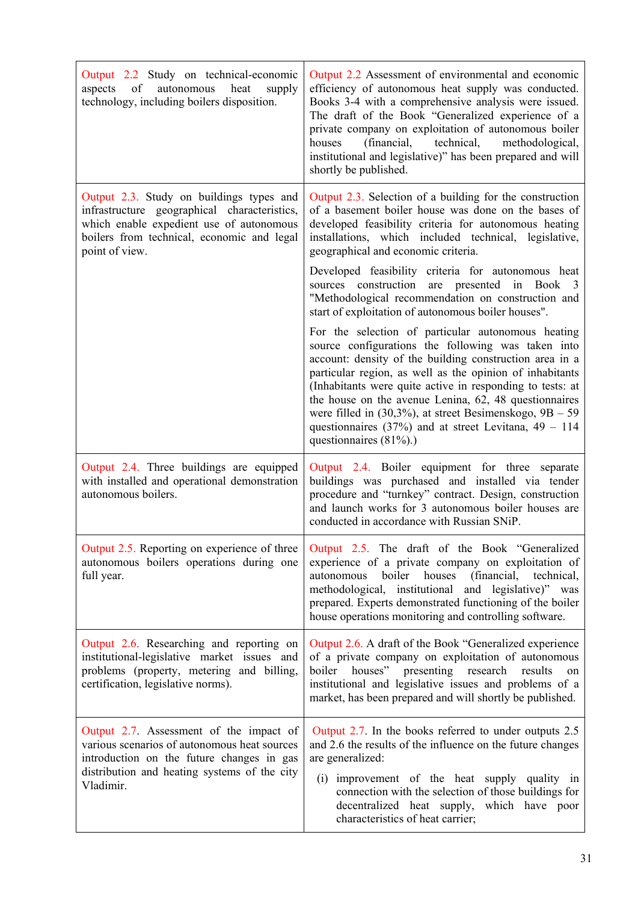| | |
|---|---|
| Output 2.2 Study on technical-economic aspects of autonomous heat supply technology, including boilers disposition. | Output 2.2 Assessment of environmental and economic efficiency of autonomous heat supply was conducted. Books 3-4 with a comprehensive analysis were issued. The draft of the Book "Generalized experience of a private company on exploitation of autonomous boiler houses (financial, technical, methodological, institutional and legislative)" has been prepared and will shortly be published. |
| Output 2.3. Study on buildings types and infrastructure geographical characteristics, which enable expedient use of autonomous boilers from technical, economic and legal point of view. | Output 2.3. Selection of a building for the construction of a basement boiler house was done on the bases of developed feasibility criteria for autonomous heating installations, which included technical, legislative, geographical and economic criteria.<br><br>Developed feasibility criteria for autonomous heat sources construction are presented in Book 3 "Methodological recommendation on construction and start of exploitation of autonomous boiler houses".<br><br>For the selection of particular autonomous heating source configurations the following was taken into account: density of the building construction area in a particular region, as well as the opinion of inhabitants (Inhabitants were quite active in responding to tests: at the house on the avenue Lenina, 62, 48 questionnaires were filled in (30,3%), at street Besimenskogo, 9B – 59 questionnaires (37%) and at street Levitana, 49 – 114 questionnaires (81%).) |
| Output 2.4. Three buildings are equipped with installed and operational demonstration autonomous boilers. | Output 2.4. Boiler equipment for three separate buildings was purchased and installed via tender procedure and "turnkey" contract. Design, construction and launch works for 3 autonomous boiler houses are conducted in accordance with Russian SNiP. |
| Output 2.5. Reporting on experience of three autonomous boilers operations during one full year. | Output 2.5. The draft of the Book "Generalized experience of a private company on exploitation of autonomous boiler houses (financial, technical, methodological, institutional and legislative)" was prepared. Experts demonstrated functioning of the boiler house operations monitoring and controlling software. |
| Output 2.6. Researching and reporting on institutional-legislative market issues and problems (property, metering and billing, certification, legislative norms). | Output 2.6. A draft of the Book "Generalized experience of a private company on exploitation of autonomous boiler houses" presenting research results on institutional and legislative issues and problems of a market, has been prepared and will shortly be published. |
| Output 2.7. Assessment of the impact of various scenarios of autonomous heat sources introduction on the future changes in gas distribution and heating systems of the city Vladimir. | Output 2.7. In the books referred to under outputs 2.5 and 2.6 the results of the influence on the future changes are generalized:<br><br>(i) improvement of the heat supply quality in connection with the selection of those buildings for decentralized heat supply, which have poor characteristics of heat carrier; |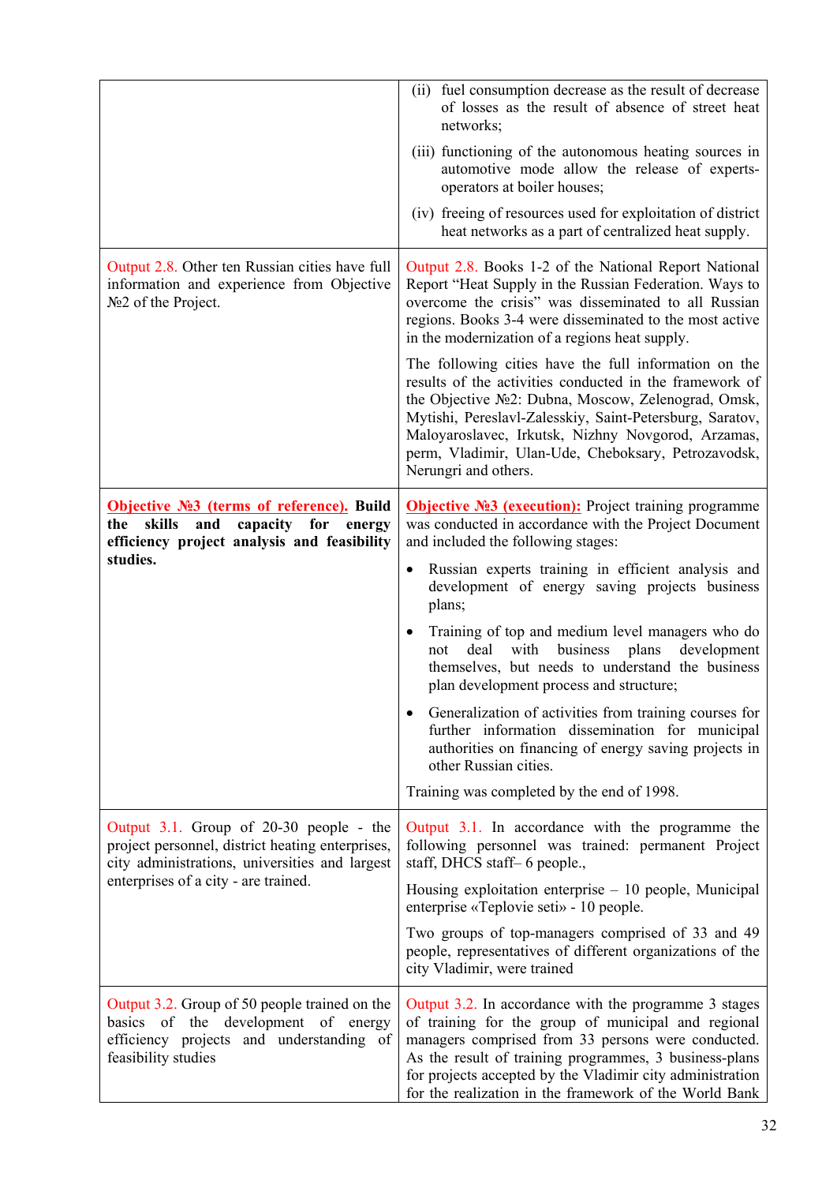| | |
|---|---|
| | (ii) fuel consumption decrease as the result of decrease of losses as the result of absence of street heat networks;<br><br>(iii) functioning of the autonomous heating sources in automotive mode allow the release of experts-operators at boiler houses;<br><br>(iv) freeing of resources used for exploitation of district heat networks as a part of centralized heat supply. |
| Output 2.8. Other ten Russian cities have full information and experience from Objective №2 of the Project. | Output 2.8. Books 1-2 of the National Report National Report "Heat Supply in the Russian Federation. Ways to overcome the crisis" was disseminated to all Russian regions. Books 3-4 were disseminated to the most active in the modernization of a regions heat supply.<br><br>The following cities have the full information on the results of the activities conducted in the framework of the Objective №2: Dubna, Moscow, Zelenograd, Omsk, Mytishi, Pereslavl-Zalesskiy, Saint-Petersburg, Saratov, Maloyaroslavec, Irkutsk, Nizhny Novgorod, Arzamas, perm, Vladimir, Ulan-Ude, Cheboksary, Petrozavodsk, Nerungri and others. |
| **Objective №3 (terms of reference). Build the skills and capacity for energy efficiency project analysis and feasibility studies.** | **Objective №3 (execution):** Project training programme was conducted in accordance with the Project Document and included the following stages:<br><br>• Russian experts training in efficient analysis and development of energy saving projects business plans;<br><br>• Training of top and medium level managers who do not deal with business plans development themselves, but needs to understand the business plan development process and structure;<br><br>• Generalization of activities from training courses for further information dissemination for municipal authorities on financing of energy saving projects in other Russian cities.<br><br>Training was completed by the end of 1998. |
| Output 3.1. Group of 20-30 people - the project personnel, district heating enterprises, city administrations, universities and largest enterprises of a city - are trained. | Output 3.1. In accordance with the programme the following personnel was trained: permanent Project staff, DHCS staff– 6 people.,<br><br>Housing exploitation enterprise – 10 people, Municipal enterprise «Teplovie seti» - 10 people.<br><br>Two groups of top-managers comprised of 33 and 49 people, representatives of different organizations of the city Vladimir, were trained |
| Output 3.2. Group of 50 people trained on the basics of the development of energy efficiency projects and understanding of feasibility studies | Output 3.2. In accordance with the programme 3 stages of training for the group of municipal and regional managers comprised from 33 persons were conducted. As the result of training programmes, 3 business-plans for projects accepted by the Vladimir city administration for the realization in the framework of the World Bank |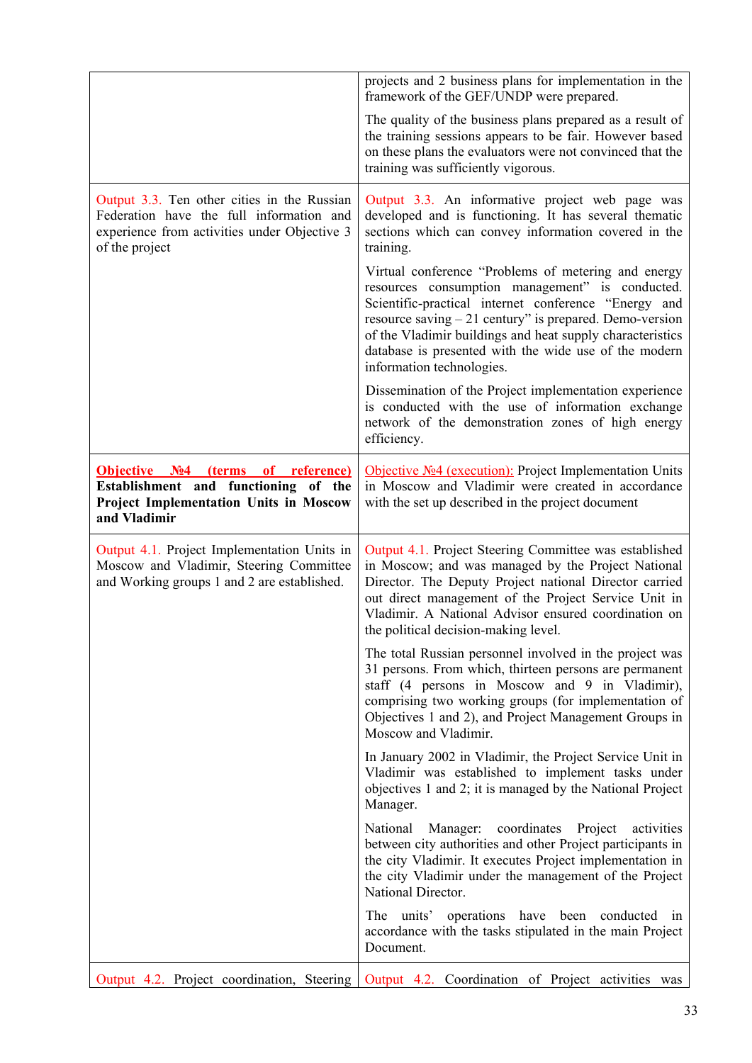| | |
|---|---|
| | projects and 2 business plans for implementation in the framework of the GEF/UNDP were prepared.<br><br>The quality of the business plans prepared as a result of the training sessions appears to be fair. However based on these plans the evaluators were not convinced that the training was sufficiently vigorous. |
| Output 3.3. Ten other cities in the Russian Federation have the full information and experience from activities under Objective 3 of the project | Output 3.3. An informative project web page was developed and is functioning. It has several thematic sections which can convey information covered in the training.<br><br>Virtual conference "Problems of metering and energy resources consumption management" is conducted. Scientific-practical internet conference "Energy and resource saving – 21 century" is prepared. Demo-version of the Vladimir buildings and heat supply characteristics database is presented with the wide use of the modern information technologies.<br><br>Dissemination of the Project implementation experience is conducted with the use of information exchange network of the demonstration zones of high energy efficiency. |
| **Objective №4 (terms of reference) Establishment and functioning of the Project Implementation Units in Moscow and Vladimir** | Objective №4 (execution): Project Implementation Units in Moscow and Vladimir were created in accordance with the set up described in the project document |
| Output 4.1. Project Implementation Units in Moscow and Vladimir, Steering Committee and Working groups 1 and 2 are established. | Output 4.1. Project Steering Committee was established in Moscow; and was managed by the Project National Director. The Deputy Project national Director carried out direct management of the Project Service Unit in Vladimir. A National Advisor ensured coordination on the political decision-making level.<br><br>The total Russian personnel involved in the project was 31 persons. From which, thirteen persons are permanent staff (4 persons in Moscow and 9 in Vladimir), comprising two working groups (for implementation of Objectives 1 and 2), and Project Management Groups in Moscow and Vladimir.<br><br>In January 2002 in Vladimir, the Project Service Unit in Vladimir was established to implement tasks under objectives 1 and 2; it is managed by the National Project Manager.<br><br>National Manager: coordinates Project activities between city authorities and other Project participants in the city Vladimir. It executes Project implementation in the city Vladimir under the management of the Project National Director.<br><br>The units' operations have been conducted in accordance with the tasks stipulated in the main Project Document. |
| Output 4.2. Project coordination, Steering | Output 4.2. Coordination of Project activities was |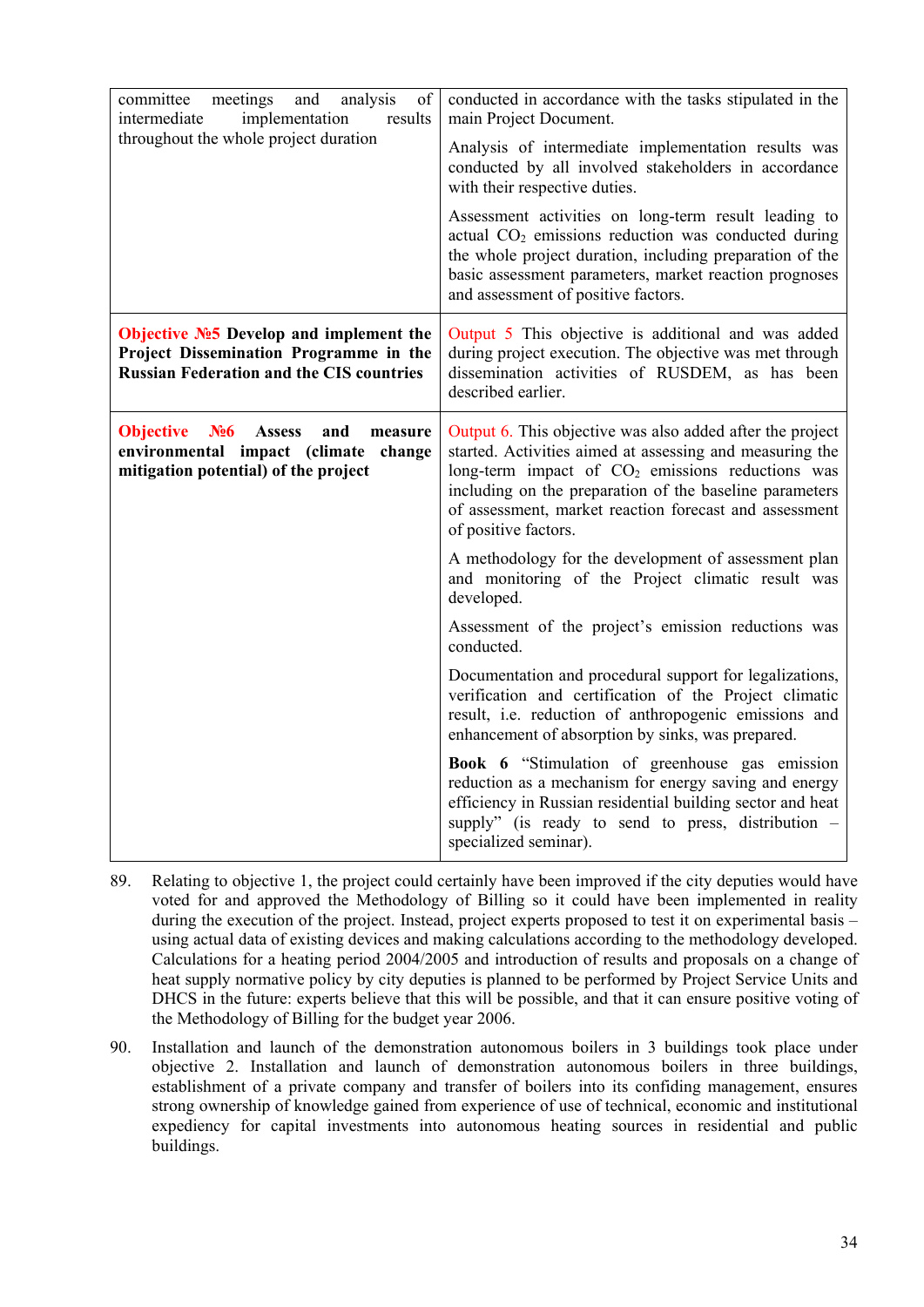| | |
|---|---|
| committee meetings and analysis of intermediate implementation results throughout the whole project duration | conducted in accordance with the tasks stipulated in the main Project Document.<br><br>Analysis of intermediate implementation results was conducted by all involved stakeholders in accordance with their respective duties.<br><br>Assessment activities on long-term result leading to actual $CO_2$ emissions reduction was conducted during the whole project duration, including preparation of the basic assessment parameters, market reaction prognoses and assessment of positive factors. |
| **Objective №5 Develop and implement the Project Dissemination Programme in the Russian Federation and the CIS countries** | Output 5 This objective is additional and was added during project execution. The objective was met through dissemination activities of RUSDEM, as has been described earlier. |
| **Objective №6 Assess and measure environmental impact (climate change mitigation potential) of the project** | Output 6. This objective was also added after the project started. Activities aimed at assessing and measuring the long-term impact of $CO_2$ emissions reductions was including on the preparation of the baseline parameters of assessment, market reaction forecast and assessment of positive factors.<br><br>A methodology for the development of assessment plan and monitoring of the Project climatic result was developed.<br><br>Assessment of the project's emission reductions was conducted.<br><br>Documentation and procedural support for legalizations, verification and certification of the Project climatic result, i.e. reduction of anthropogenic emissions and enhancement of absorption by sinks, was prepared.<br><br>**Book 6** "Stimulation of greenhouse gas emission reduction as a mechanism for energy saving and energy efficiency in Russian residential building sector and heat supply" (is ready to send to press, distribution – specialized seminar). |

89. Relating to objective 1, the project could certainly have been improved if the city deputies would have voted for and approved the Methodology of Billing so it could have been implemented in reality during the execution of the project. Instead, project experts proposed to test it on experimental basis – using actual data of existing devices and making calculations according to the methodology developed. Calculations for a heating period 2004/2005 and introduction of results and proposals on a change of heat supply normative policy by city deputies is planned to be performed by Project Service Units and DHCS in the future: experts believe that this will be possible, and that it can ensure positive voting of the Methodology of Billing for the budget year 2006.

90. Installation and launch of the demonstration autonomous boilers in 3 buildings took place under objective 2. Installation and launch of demonstration autonomous boilers in three buildings, establishment of a private company and transfer of boilers into its confiding management, ensures strong ownership of knowledge gained from experience of use of technical, economic and institutional expediency for capital investments into autonomous heating sources in residential and public buildings.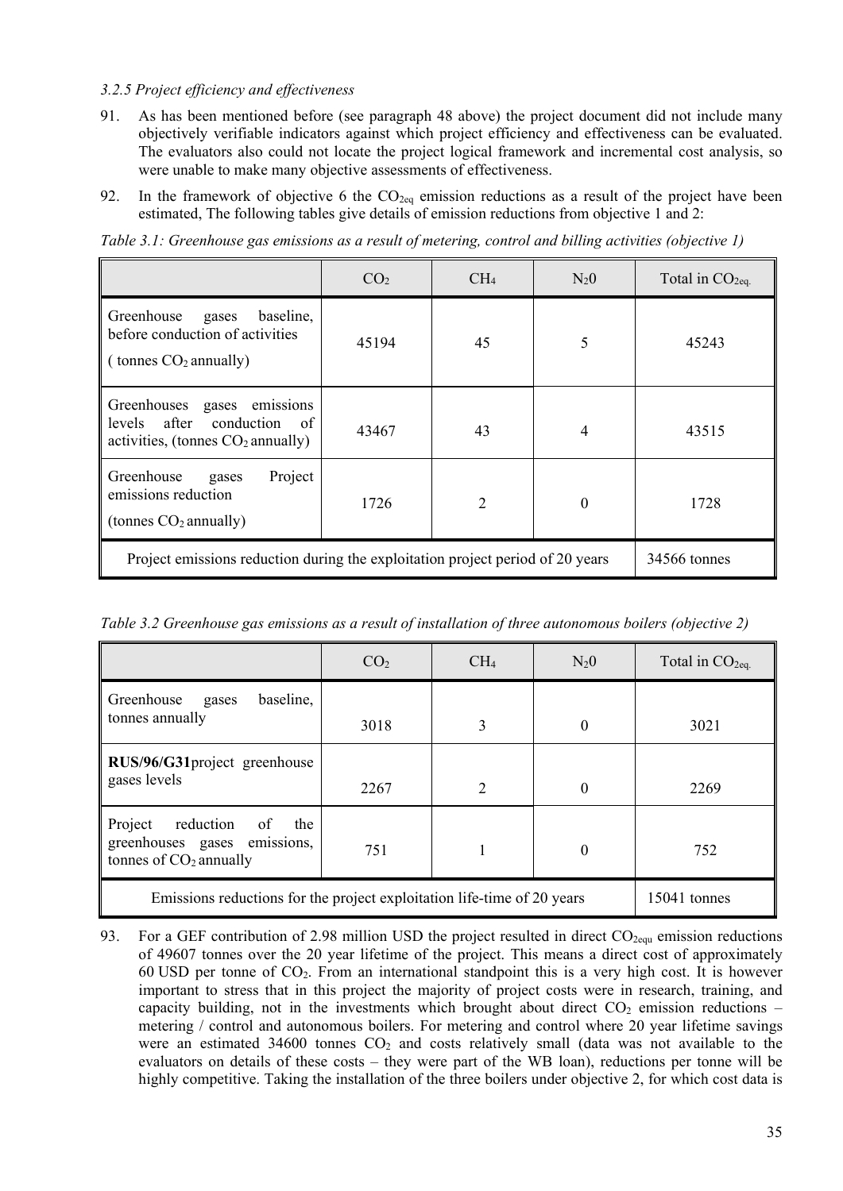### *3.2.5 Project efficiency and effectiveness*

91. As has been mentioned before (see paragraph 48 above) the project document did not include many objectively verifiable indicators against which project efficiency and effectiveness can be evaluated. The evaluators also could not locate the project logical framework and incremental cost analysis, so were unable to make many objective assessments of effectiveness.

92. In the framework of objective 6 the $CO_{2eq}$ emission reductions as a result of the project have been estimated, The following tables give details of emission reductions from objective 1 and 2:

*Table 3.1: Greenhouse gas emissions as a result of metering, control and billing activities (objective 1)*

| | $CO_2$ | $CH_4$ | $N_20$ | Total in $CO_{2eq.}$ |
|---|---|---|---|---|
| Greenhouse gases baseline, before conduction of activities ( tonnes $CO_2$ annually) | 45194 | 45 | 5 | 45243 |
| Greenhouses gases emissions levels after conduction of activities, (tonnes $CO_2$ annually) | 43467 | 43 | 4 | 43515 |
| Greenhouse gases Project emissions reduction (tonnes $CO_2$ annually) | 1726 | 2 | 0 | 1728 |
| Project emissions reduction during the exploitation project period of 20 years | | | | 34566 tonnes |

*Table 3.2 Greenhouse gas emissions as a result of installation of three autonomous boilers (objective 2)*

| | $CO_2$ | $CH_4$ | $N_20$ | Total in $CO_{2eq.}$ |
|---|---|---|---|---|
| Greenhouse gases baseline, tonnes annually | 3018 | 3 | 0 | 3021 |
| **RUS/96/G31**project greenhouse gases levels | 2267 | 2 | 0 | 2269 |
| Project reduction of the greenhouses gases emissions, tonnes of $CO_2$ annually | 751 | 1 | 0 | 752 |
| Emissions reductions for the project exploitation life-time of 20 years | | | | 15041 tonnes |

93. For a GEF contribution of 2.98 million USD the project resulted in direct $CO_{2equ}$ emission reductions of 49607 tonnes over the 20 year lifetime of the project. This means a direct cost of approximately 60 USD per tonne of $CO_2$. From an international standpoint this is a very high cost. It is however important to stress that in this project the majority of project costs were in research, training, and capacity building, not in the investments which brought about direct $CO_2$ emission reductions – metering / control and autonomous boilers. For metering and control where 20 year lifetime savings were an estimated 34600 tonnes $CO_2$ and costs relatively small (data was not available to the evaluators on details of these costs – they were part of the WB loan), reductions per tonne will be highly competitive. Taking the installation of the three boilers under objective 2, for which cost data is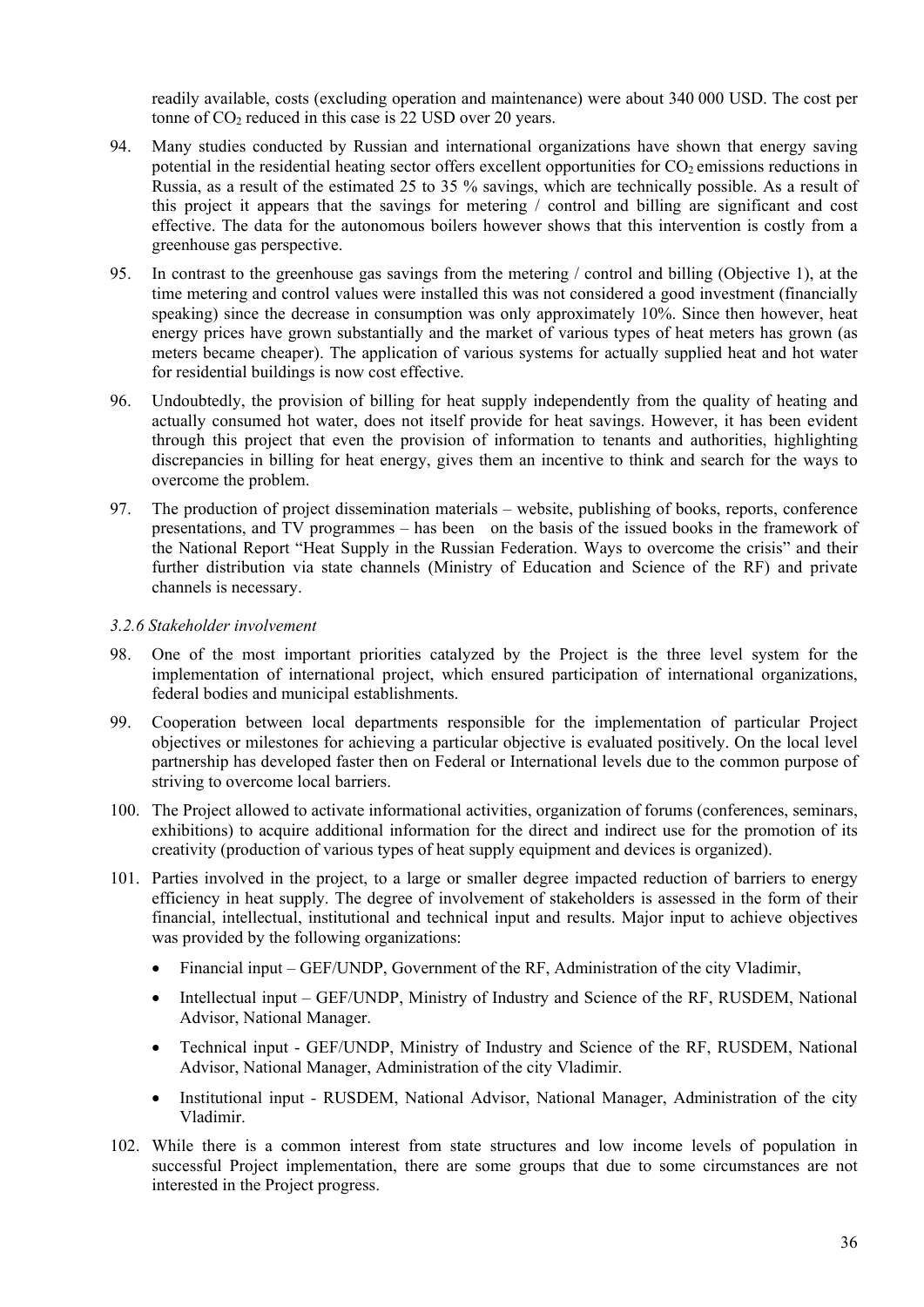readily available, costs (excluding operation and maintenance) were about 340 000 USD. The cost per tonne of $CO_2$ reduced in this case is 22 USD over 20 years.

94. Many studies conducted by Russian and international organizations have shown that energy saving potential in the residential heating sector offers excellent opportunities for $CO_2$ emissions reductions in Russia, as a result of the estimated 25 to 35 % savings, which are technically possible. As a result of this project it appears that the savings for metering / control and billing are significant and cost effective. The data for the autonomous boilers however shows that this intervention is costly from a greenhouse gas perspective.

95. In contrast to the greenhouse gas savings from the metering / control and billing (Objective 1), at the time metering and control values were installed this was not considered a good investment (financially speaking) since the decrease in consumption was only approximately 10%. Since then however, heat energy prices have grown substantially and the market of various types of heat meters has grown (as meters became cheaper). The application of various systems for actually supplied heat and hot water for residential buildings is now cost effective.

96. Undoubtedly, the provision of billing for heat supply independently from the quality of heating and actually consumed hot water, does not itself provide for heat savings. However, it has been evident through this project that even the provision of information to tenants and authorities, highlighting discrepancies in billing for heat energy, gives them an incentive to think and search for the ways to overcome the problem.

97. The production of project dissemination materials – website, publishing of books, reports, conference presentations, and TV programmes – has been on the basis of the issued books in the framework of the National Report "Heat Supply in the Russian Federation. Ways to overcome the crisis" and their further distribution via state channels (Ministry of Education and Science of the RF) and private channels is necessary.

*3.2.6 Stakeholder involvement*

98. One of the most important priorities catalyzed by the Project is the three level system for the implementation of international project, which ensured participation of international organizations, federal bodies and municipal establishments.

99. Cooperation between local departments responsible for the implementation of particular Project objectives or milestones for achieving a particular objective is evaluated positively. On the local level partnership has developed faster then on Federal or International levels due to the common purpose of striving to overcome local barriers.

100. The Project allowed to activate informational activities, organization of forums (conferences, seminars, exhibitions) to acquire additional information for the direct and indirect use for the promotion of its creativity (production of various types of heat supply equipment and devices is organized).

101. Parties involved in the project, to a large or smaller degree impacted reduction of barriers to energy efficiency in heat supply. The degree of involvement of stakeholders is assessed in the form of their financial, intellectual, institutional and technical input and results. Major input to achieve objectives was provided by the following organizations:

    - Financial input – GEF/UNDP, Government of the RF, Administration of the city Vladimir,
    - Intellectual input – GEF/UNDP, Ministry of Industry and Science of the RF, RUSDEM, National Advisor, National Manager.
    - Technical input - GEF/UNDP, Ministry of Industry and Science of the RF, RUSDEM, National Advisor, National Manager, Administration of the city Vladimir.
    - Institutional input - RUSDEM, National Advisor, National Manager, Administration of the city Vladimir.

102. While there is a common interest from state structures and low income levels of population in successful Project implementation, there are some groups that due to some circumstances are not interested in the Project progress.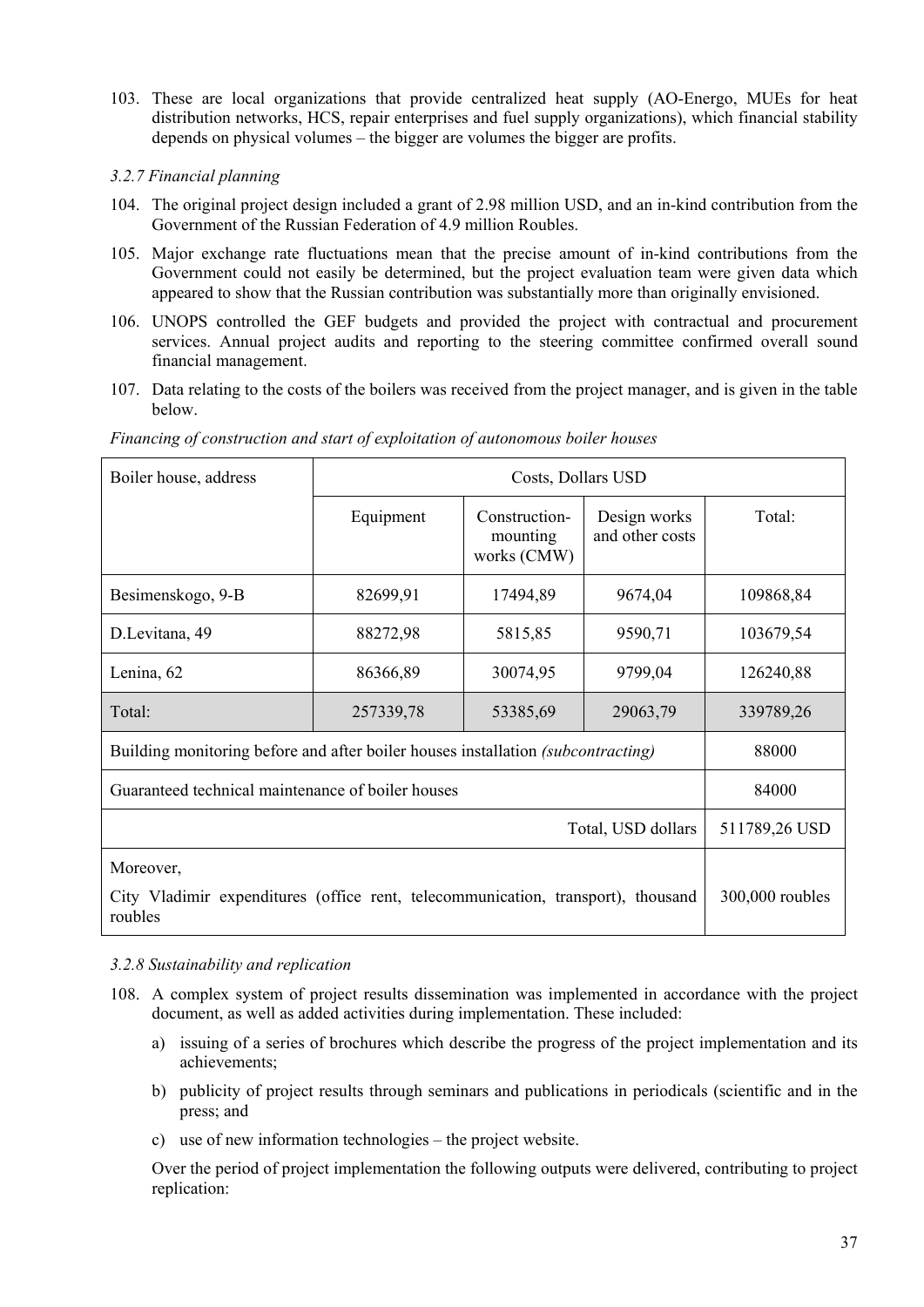103. These are local organizations that provide centralized heat supply (AO-Energo, MUEs for heat distribution networks, HCS, repair enterprises and fuel supply organizations), which financial stability depends on physical volumes – the bigger are volumes the bigger are profits.

*3.2.7 Financial planning*

104. The original project design included a grant of 2.98 million USD, and an in-kind contribution from the Government of the Russian Federation of 4.9 million Roubles.

105. Major exchange rate fluctuations mean that the precise amount of in-kind contributions from the Government could not easily be determined, but the project evaluation team were given data which appeared to show that the Russian contribution was substantially more than originally envisioned.

106. UNOPS controlled the GEF budgets and provided the project with contractual and procurement services. Annual project audits and reporting to the steering committee confirmed overall sound financial management.

107. Data relating to the costs of the boilers was received from the project manager, and is given in the table below.

*Financing of construction and start of exploitation of autonomous boiler houses*

| Boiler house, address | Costs, Dollars USD | | | |
|---|---|---|---|---|
| | Equipment | Construction-mounting works (CMW) | Design works and other costs | Total: |
| Besimenskogo, 9-B | 82699,91 | 17494,89 | 9674,04 | 109868,84 |
| D.Levitana, 49 | 88272,98 | 5815,85 | 9590,71 | 103679,54 |
| Lenina, 62 | 86366,89 | 30074,95 | 9799,04 | 126240,88 |
| Total: | 257339,78 | 53385,69 | 29063,79 | 339789,26 |
| Building monitoring before and after boiler houses installation *(subcontracting)* | | | | 88000 |
| Guaranteed technical maintenance of boiler houses | | | | 84000 |
| Total, USD dollars | | | | 511789,26 USD |
| Moreover, City Vladimir expenditures (office rent, telecommunication, transport), thousand roubles | | | | 300,000 roubles |

*3.2.8 Sustainability and replication*

108. A complex system of project results dissemination was implemented in accordance with the project document, as well as added activities during implementation. These included:

    a) issuing of a series of brochures which describe the progress of the project implementation and its achievements;

    b) publicity of project results through seminars and publications in periodicals (scientific and in the press; and

    c) use of new information technologies – the project website.

    Over the period of project implementation the following outputs were delivered, contributing to project replication: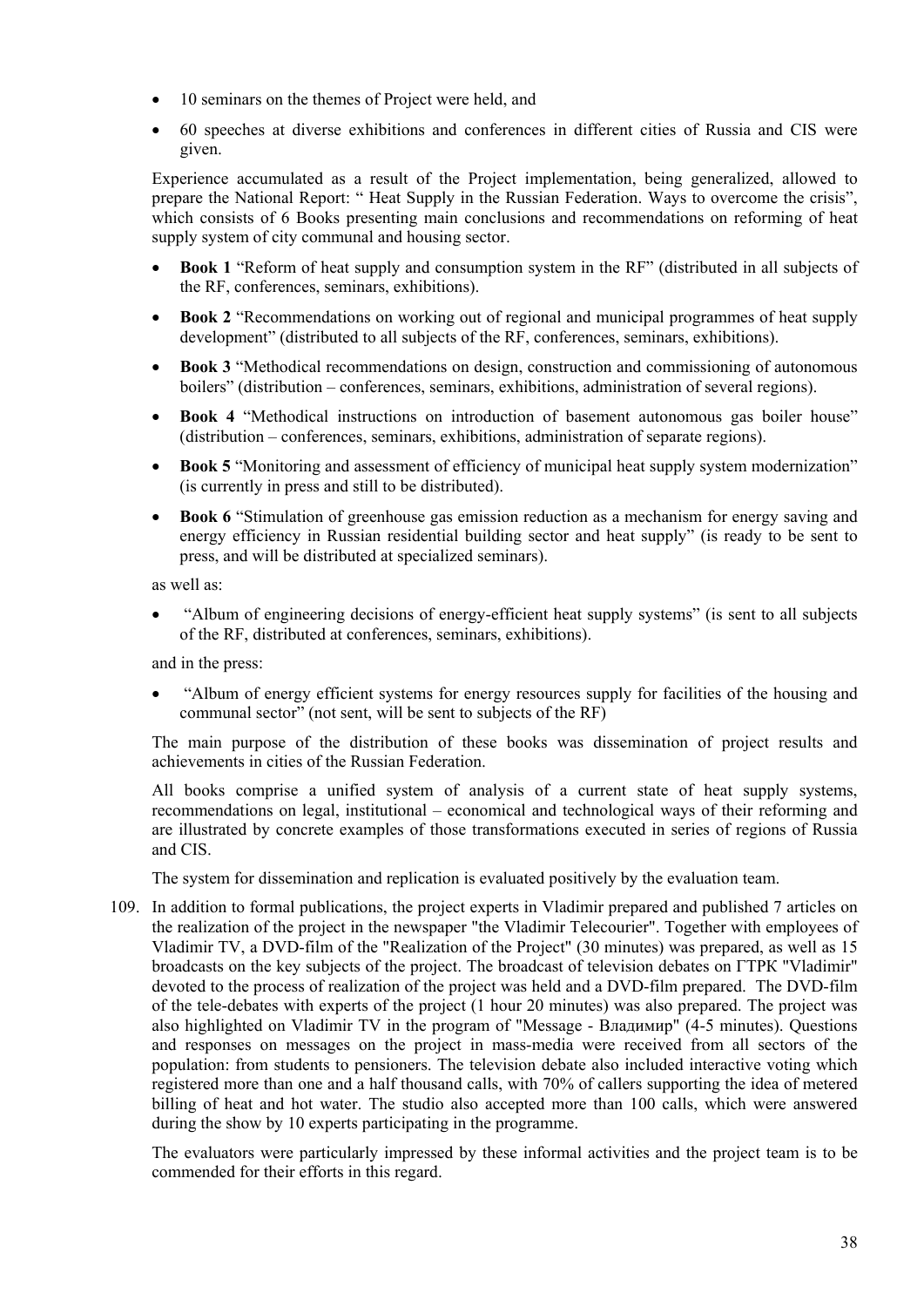- 10 seminars on the themes of Project were held, and
- 60 speeches at diverse exhibitions and conferences in different cities of Russia and CIS were given.

Experience accumulated as a result of the Project implementation, being generalized, allowed to prepare the National Report: " Heat Supply in the Russian Federation. Ways to overcome the crisis", which consists of 6 Books presenting main conclusions and recommendations on reforming of heat supply system of city communal and housing sector.

- **Book 1** "Reform of heat supply and consumption system in the RF" (distributed in all subjects of the RF, conferences, seminars, exhibitions).
- **Book 2** "Recommendations on working out of regional and municipal programmes of heat supply development" (distributed to all subjects of the RF, conferences, seminars, exhibitions).
- **Book 3** "Methodical recommendations on design, construction and commissioning of autonomous boilers" (distribution – conferences, seminars, exhibitions, administration of several regions).
- **Book 4** "Methodical instructions on introduction of basement autonomous gas boiler house" (distribution – conferences, seminars, exhibitions, administration of separate regions).
- **Book 5** "Monitoring and assessment of efficiency of municipal heat supply system modernization" (is currently in press and still to be distributed).
- **Book 6** "Stimulation of greenhouse gas emission reduction as a mechanism for energy saving and energy efficiency in Russian residential building sector and heat supply" (is ready to be sent to press, and will be distributed at specialized seminars).

as well as:

- "Album of engineering decisions of energy-efficient heat supply systems" (is sent to all subjects of the RF, distributed at conferences, seminars, exhibitions).

and in the press:

- "Album of energy efficient systems for energy resources supply for facilities of the housing and communal sector" (not sent, will be sent to subjects of the RF)

The main purpose of the distribution of these books was dissemination of project results and achievements in cities of the Russian Federation.

All books comprise a unified system of analysis of a current state of heat supply systems, recommendations on legal, institutional – economical and technological ways of their reforming and are illustrated by concrete examples of those transformations executed in series of regions of Russia and CIS.

The system for dissemination and replication is evaluated positively by the evaluation team.

109. In addition to formal publications, the project experts in Vladimir prepared and published 7 articles on the realization of the project in the newspaper "the Vladimir Telecourier". Together with employees of Vladimir TV, a DVD-film of the "Realization of the Project" (30 minutes) was prepared, as well as 15 broadcasts on the key subjects of the project. The broadcast of television debates on ГТРК "Vladimir" devoted to the process of realization of the project was held and a DVD-film prepared. The DVD-film of the tele-debates with experts of the project (1 hour 20 minutes) was also prepared. The project was also highlighted on Vladimir TV in the program of "Message - Владимир" (4-5 minutes). Questions and responses on messages on the project in mass-media were received from all sectors of the population: from students to pensioners. The television debate also included interactive voting which registered more than one and a half thousand calls, with 70% of callers supporting the idea of metered billing of heat and hot water. The studio also accepted more than 100 calls, which were answered during the show by 10 experts participating in the programme.

The evaluators were particularly impressed by these informal activities and the project team is to be commended for their efforts in this regard.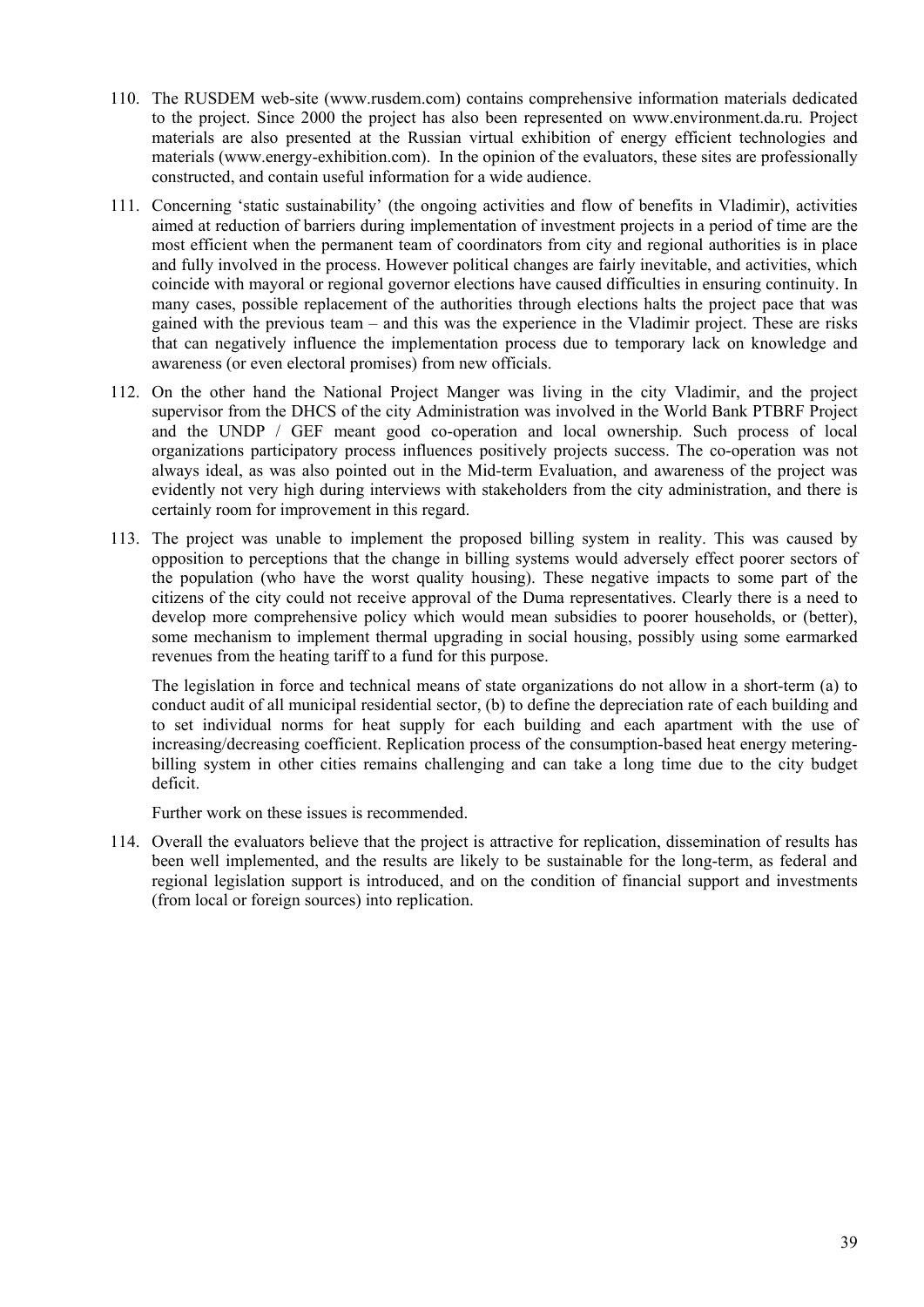110. The RUSDEM web-site (www.rusdem.com) contains comprehensive information materials dedicated to the project. Since 2000 the project has also been represented on www.environment.da.ru. Project materials are also presented at the Russian virtual exhibition of energy efficient technologies and materials (www.energy-exhibition.com). In the opinion of the evaluators, these sites are professionally constructed, and contain useful information for a wide audience.

111. Concerning 'static sustainability' (the ongoing activities and flow of benefits in Vladimir), activities aimed at reduction of barriers during implementation of investment projects in a period of time are the most efficient when the permanent team of coordinators from city and regional authorities is in place and fully involved in the process. However political changes are fairly inevitable, and activities, which coincide with mayoral or regional governor elections have caused difficulties in ensuring continuity. In many cases, possible replacement of the authorities through elections halts the project pace that was gained with the previous team – and this was the experience in the Vladimir project. These are risks that can negatively influence the implementation process due to temporary lack on knowledge and awareness (or even electoral promises) from new officials.

112. On the other hand the National Project Manger was living in the city Vladimir, and the project supervisor from the DHCS of the city Administration was involved in the World Bank PTBRF Project and the UNDP / GEF meant good co-operation and local ownership. Such process of local organizations participatory process influences positively projects success. The co-operation was not always ideal, as was also pointed out in the Mid-term Evaluation, and awareness of the project was evidently not very high during interviews with stakeholders from the city administration, and there is certainly room for improvement in this regard.

113. The project was unable to implement the proposed billing system in reality. This was caused by opposition to perceptions that the change in billing systems would adversely effect poorer sectors of the population (who have the worst quality housing). These negative impacts to some part of the citizens of the city could not receive approval of the Duma representatives. Clearly there is a need to develop more comprehensive policy which would mean subsidies to poorer households, or (better), some mechanism to implement thermal upgrading in social housing, possibly using some earmarked revenues from the heating tariff to a fund for this purpose.

    The legislation in force and technical means of state organizations do not allow in a short-term (a) to conduct audit of all municipal residential sector, (b) to define the depreciation rate of each building and to set individual norms for heat supply for each building and each apartment with the use of increasing/decreasing coefficient. Replication process of the consumption-based heat energy metering-billing system in other cities remains challenging and can take a long time due to the city budget deficit.

    Further work on these issues is recommended.

114. Overall the evaluators believe that the project is attractive for replication, dissemination of results has been well implemented, and the results are likely to be sustainable for the long-term, as federal and regional legislation support is introduced, and on the condition of financial support and investments (from local or foreign sources) into replication.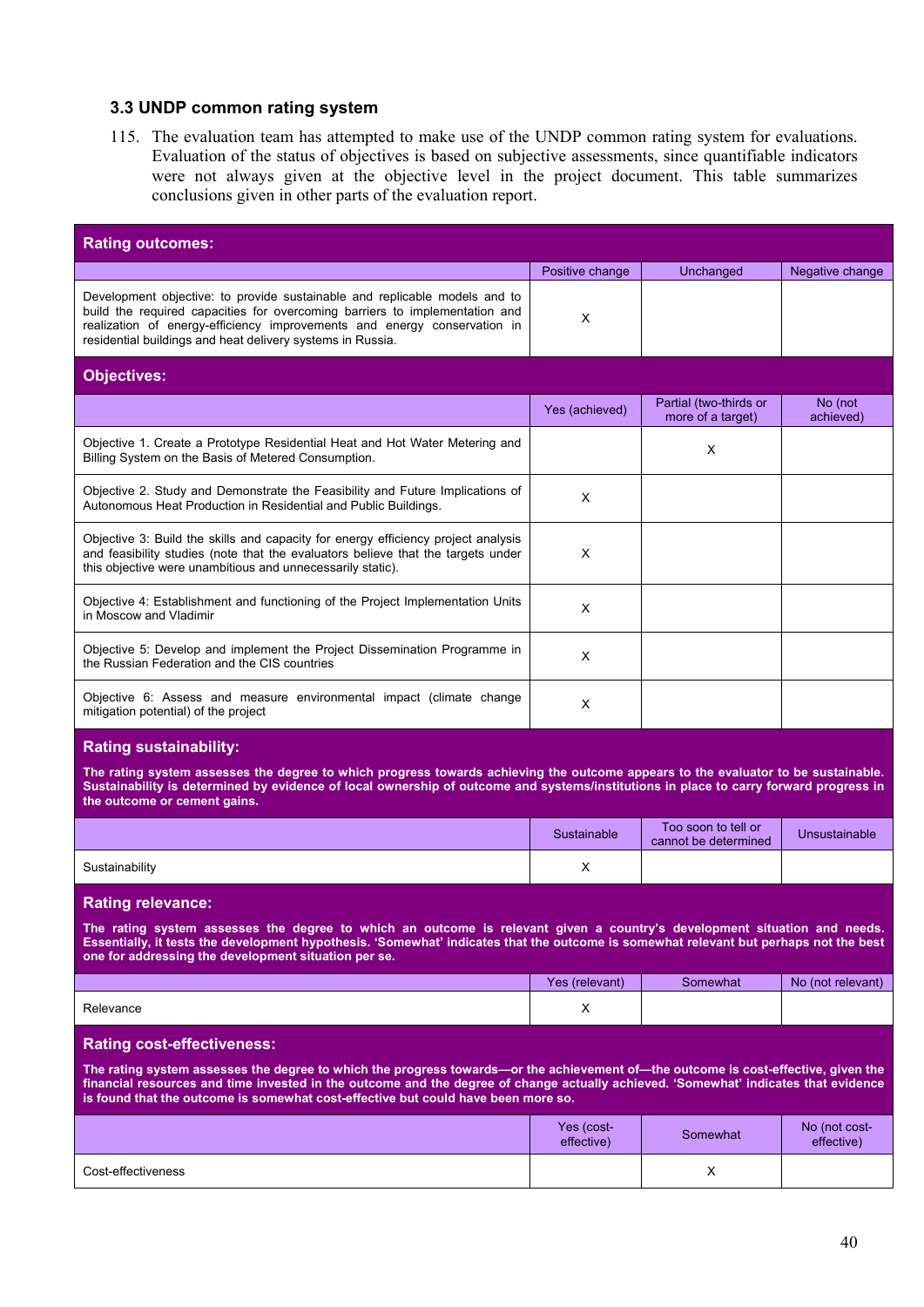### 3.3 UNDP common rating system

115. The evaluation team has attempted to make use of the UNDP common rating system for evaluations. Evaluation of the status of objectives is based on subjective assessments, since quantifiable indicators were not always given at the objective level in the project document. This table summarizes conclusions given in other parts of the evaluation report.

| **Rating outcomes:** | | | |
|---|---|---|---|
| | Positive change | Unchanged | Negative change |
| Development objective: to provide sustainable and replicable models and to build the required capacities for overcoming barriers to implementation and realization of energy-efficiency improvements and energy conservation in residential buildings and heat delivery systems in Russia. | X | | |
| **Objectives:** | | | |
| | Yes (achieved) | Partial (two-thirds or more of a target) | No (not achieved) |
| Objective 1. Create a Prototype Residential Heat and Hot Water Metering and Billing System on the Basis of Metered Consumption. | | X | |
| Objective 2. Study and Demonstrate the Feasibility and Future Implications of Autonomous Heat Production in Residential and Public Buildings. | X | | |
| Objective 3: Build the skills and capacity for energy efficiency project analysis and feasibility studies (note that the evaluators believe that the targets under this objective were unambitious and unnecessarily static). | X | | |
| Objective 4: Establishment and functioning of the Project Implementation Units in Moscow and Vladimir | X | | |
| Objective 5: Develop and implement the Project Dissemination Programme in the Russian Federation and the CIS countries | X | | |
| Objective 6: Assess and measure environmental impact (climate change mitigation potential) of the project | X | | |

**Rating sustainability:**

**The rating system assesses the degree to which progress towards achieving the outcome appears to the evaluator to be sustainable. Sustainability is determined by evidence of local ownership of outcome and systems/institutions in place to carry forward progress in the outcome or cement gains.**

| | Sustainable | Too soon to tell or cannot be determined | Unsustainable |
|---|---|---|---|
| Sustainability | X | | |

**Rating relevance:**

**The rating system assesses the degree to which an outcome is relevant given a country's development situation and needs. Essentially, it tests the development hypothesis. 'Somewhat' indicates that the outcome is somewhat relevant but perhaps not the best one for addressing the development situation per se.**

| | Yes (relevant) | Somewhat | No (not relevant) |
|---|---|---|---|
| Relevance | X | | |

**Rating cost-effectiveness:**

**The rating system assesses the degree to which the progress towards—or the achievement of—the outcome is cost-effective, given the financial resources and time invested in the outcome and the degree of change actually achieved. 'Somewhat' indicates that evidence is found that the outcome is somewhat cost-effective but could have been more so.**

| | Yes (cost-effective) | Somewhat | No (not cost-effective) |
|---|---|---|---|
| Cost-effectiveness | | X | |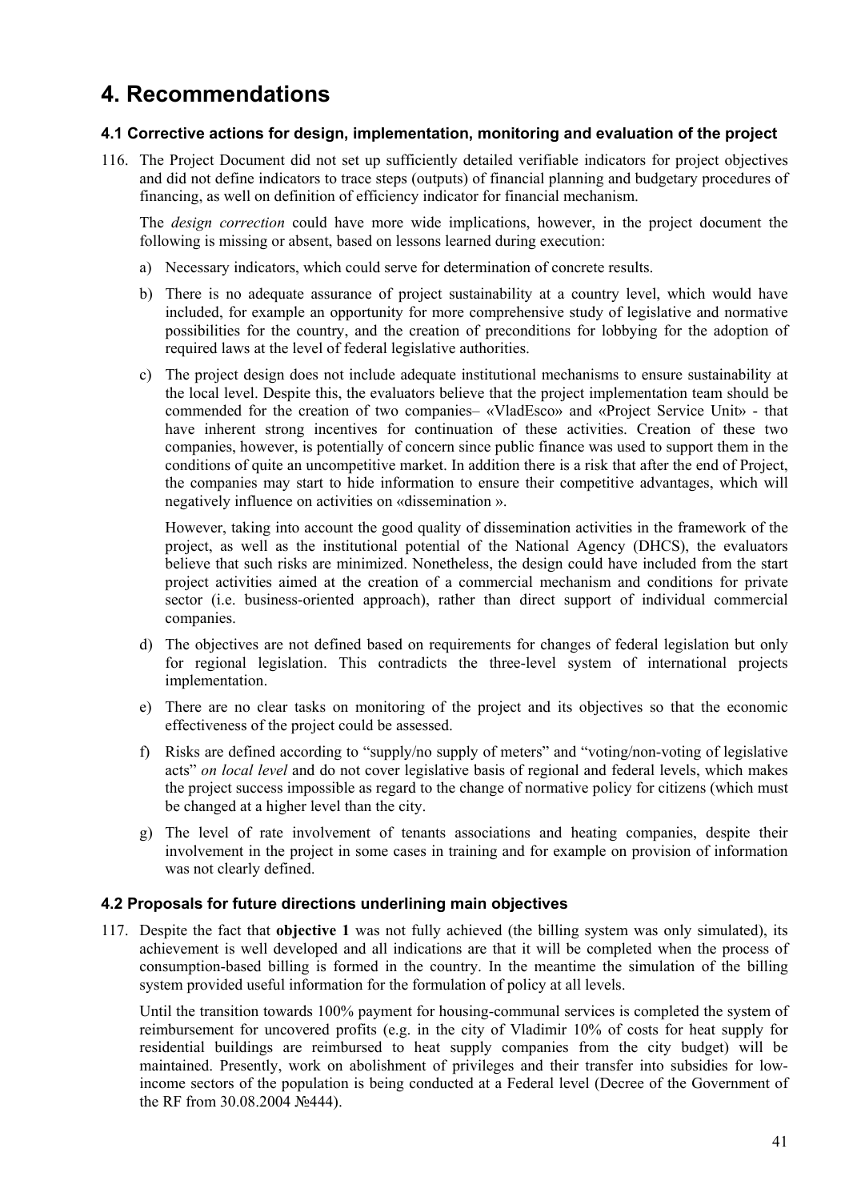# 4. Recommendations

### 4.1 Corrective actions for design, implementation, monitoring and evaluation of the project

116. The Project Document did not set up sufficiently detailed verifiable indicators for project objectives and did not define indicators to trace steps (outputs) of financial planning and budgetary procedures of financing, as well on definition of efficiency indicator for financial mechanism.

The *design correction* could have more wide implications, however, in the project document the following is missing or absent, based on lessons learned during execution:

a) Necessary indicators, which could serve for determination of concrete results.

b) There is no adequate assurance of project sustainability at a country level, which would have included, for example an opportunity for more comprehensive study of legislative and normative possibilities for the country, and the creation of preconditions for lobbying for the adoption of required laws at the level of federal legislative authorities.

c) The project design does not include adequate institutional mechanisms to ensure sustainability at the local level. Despite this, the evaluators believe that the project implementation team should be commended for the creation of two companies– «VladEsco» and «Project Service Unit» - that have inherent strong incentives for continuation of these activities. Creation of these two companies, however, is potentially of concern since public finance was used to support them in the conditions of quite an uncompetitive market. In addition there is a risk that after the end of Project, the companies may start to hide information to ensure their competitive advantages, which will negatively influence on activities on «dissemination ».

However, taking into account the good quality of dissemination activities in the framework of the project, as well as the institutional potential of the National Agency (DHCS), the evaluators believe that such risks are minimized. Nonetheless, the design could have included from the start project activities aimed at the creation of a commercial mechanism and conditions for private sector (i.e. business-oriented approach), rather than direct support of individual commercial companies.

d) The objectives are not defined based on requirements for changes of federal legislation but only for regional legislation. This contradicts the three-level system of international projects implementation.

e) There are no clear tasks on monitoring of the project and its objectives so that the economic effectiveness of the project could be assessed.

f) Risks are defined according to "supply/no supply of meters" and "voting/non-voting of legislative acts" *on local level* and do not cover legislative basis of regional and federal levels, which makes the project success impossible as regard to the change of normative policy for citizens (which must be changed at a higher level than the city.

g) The level of rate involvement of tenants associations and heating companies, despite their involvement in the project in some cases in training and for example on provision of information was not clearly defined.

### 4.2 Proposals for future directions underlining main objectives

117. Despite the fact that **objective 1** was not fully achieved (the billing system was only simulated), its achievement is well developed and all indications are that it will be completed when the process of consumption-based billing is formed in the country. In the meantime the simulation of the billing system provided useful information for the formulation of policy at all levels.

Until the transition towards 100% payment for housing-communal services is completed the system of reimbursement for uncovered profits (e.g. in the city of Vladimir 10% of costs for heat supply for residential buildings are reimbursed to heat supply companies from the city budget) will be maintained. Presently, work on abolishment of privileges and their transfer into subsidies for low-income sectors of the population is being conducted at a Federal level (Decree of the Government of the RF from 30.08.2004 №444).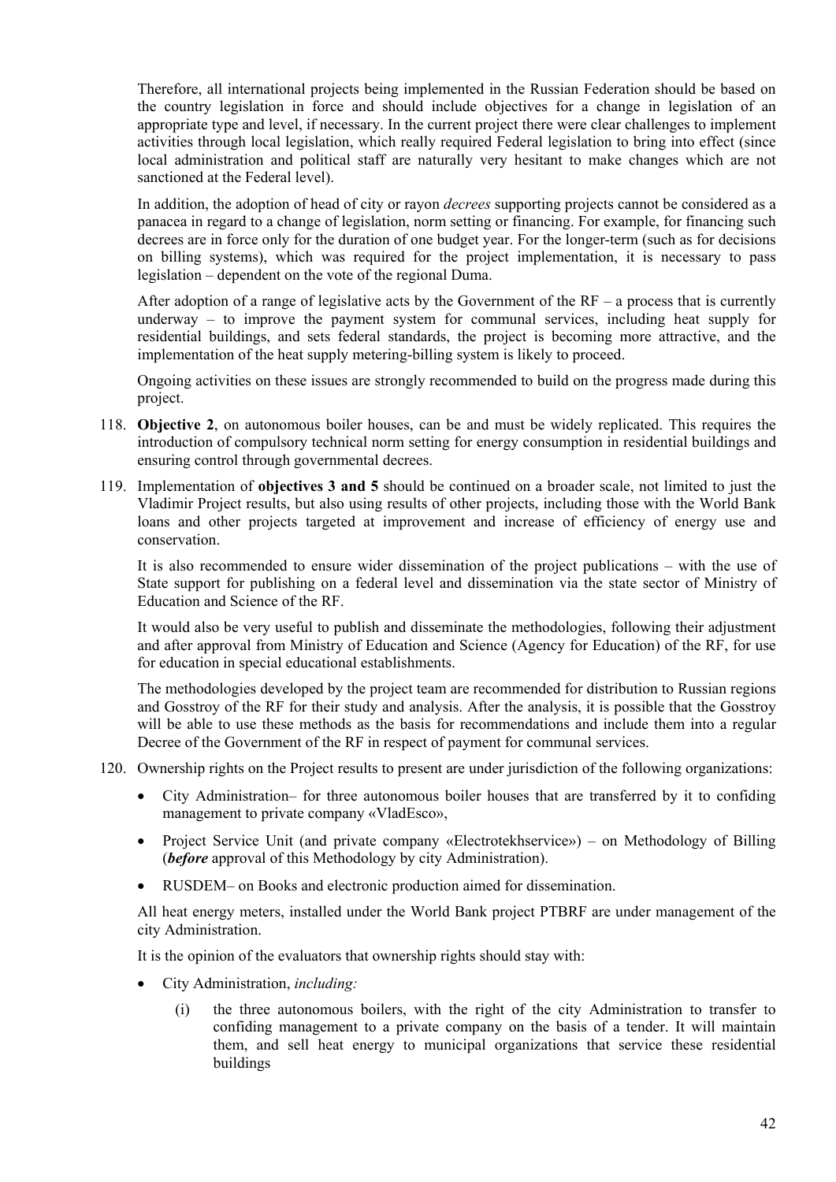Therefore, all international projects being implemented in the Russian Federation should be based on the country legislation in force and should include objectives for a change in legislation of an appropriate type and level, if necessary. In the current project there were clear challenges to implement activities through local legislation, which really required Federal legislation to bring into effect (since local administration and political staff are naturally very hesitant to make changes which are not sanctioned at the Federal level).

In addition, the adoption of head of city or rayon *decrees* supporting projects cannot be considered as a panacea in regard to a change of legislation, norm setting or financing. For example, for financing such decrees are in force only for the duration of one budget year. For the longer-term (such as for decisions on billing systems), which was required for the project implementation, it is necessary to pass legislation – dependent on the vote of the regional Duma.

After adoption of a range of legislative acts by the Government of the RF – a process that is currently underway – to improve the payment system for communal services, including heat supply for residential buildings, and sets federal standards, the project is becoming more attractive, and the implementation of the heat supply metering-billing system is likely to proceed.

Ongoing activities on these issues are strongly recommended to build on the progress made during this project.

118. **Objective 2**, on autonomous boiler houses, can be and must be widely replicated. This requires the introduction of compulsory technical norm setting for energy consumption in residential buildings and ensuring control through governmental decrees.

119. Implementation of **objectives 3 and 5** should be continued on a broader scale, not limited to just the Vladimir Project results, but also using results of other projects, including those with the World Bank loans and other projects targeted at improvement and increase of efficiency of energy use and conservation.

   It is also recommended to ensure wider dissemination of the project publications – with the use of State support for publishing on a federal level and dissemination via the state sector of Ministry of Education and Science of the RF.

   It would also be very useful to publish and disseminate the methodologies, following their adjustment and after approval from Ministry of Education and Science (Agency for Education) of the RF, for use for education in special educational establishments.

   The methodologies developed by the project team are recommended for distribution to Russian regions and Gosstroy of the RF for their study and analysis. After the analysis, it is possible that the Gosstroy will be able to use these methods as the basis for recommendations and include them into a regular Decree of the Government of the RF in respect of payment for communal services.

120. Ownership rights on the Project results to present are under jurisdiction of the following organizations:

   - City Administration– for three autonomous boiler houses that are transferred by it to confiding management to private company «VladEsco»,
   - Project Service Unit (and private company «Electrotekhservice») – on Methodology of Billing (***before*** approval of this Methodology by city Administration).
   - RUSDEM– on Books and electronic production aimed for dissemination.

   All heat energy meters, installed under the World Bank project PTBRF are under management of the city Administration.

   It is the opinion of the evaluators that ownership rights should stay with:

   - City Administration, *including:*
     (i) the three autonomous boilers, with the right of the city Administration to transfer to confiding management to a private company on the basis of a tender. It will maintain them, and sell heat energy to municipal organizations that service these residential buildings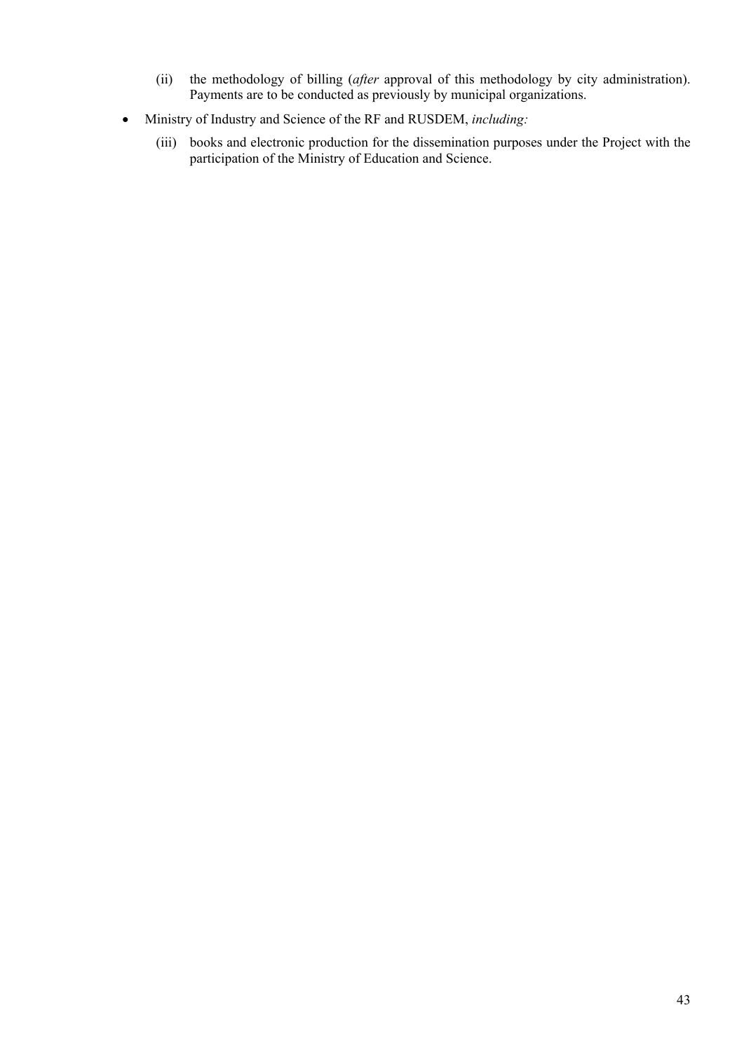(ii) the methodology of billing (*after* approval of this methodology by city administration). Payments are to be conducted as previously by municipal organizations.

- Ministry of Industry and Science of the RF and RUSDEM, *including:*

  (iii) books and electronic production for the dissemination purposes under the Project with the participation of the Ministry of Education and Science.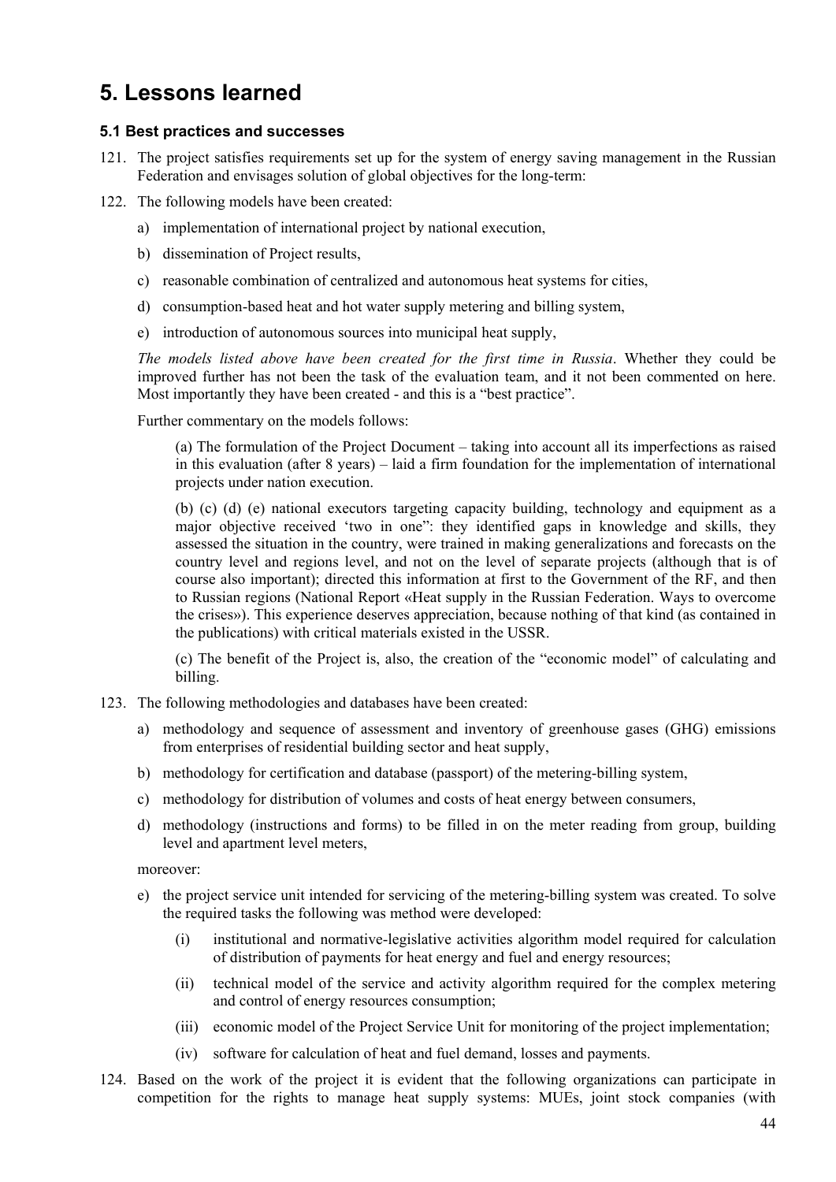# 5. Lessons learned

## 5.1 Best practices and successes

121. The project satisfies requirements set up for the system of energy saving management in the Russian Federation and envisages solution of global objectives for the long-term:

122. The following models have been created:

    a) implementation of international project by national execution,

    b) dissemination of Project results,

    c) reasonable combination of centralized and autonomous heat systems for cities,

    d) consumption-based heat and hot water supply metering and billing system,

    e) introduction of autonomous sources into municipal heat supply,

    *The models listed above have been created for the first time in Russia*. Whether they could be improved further has not been the task of the evaluation team, and it not been commented on here. Most importantly they have been created - and this is a "best practice".

    Further commentary on the models follows:

    (a) The formulation of the Project Document – taking into account all its imperfections as raised in this evaluation (after 8 years) – laid a firm foundation for the implementation of international projects under nation execution.

    (b) (c) (d) (e) national executors targeting capacity building, technology and equipment as a major objective received 'two in one': they identified gaps in knowledge and skills, they assessed the situation in the country, were trained in making generalizations and forecasts on the country level and regions level, and not on the level of separate projects (although that is of course also important); directed this information at first to the Government of the RF, and then to Russian regions (National Report «Heat supply in the Russian Federation. Ways to overcome the crises»). This experience deserves appreciation, because nothing of that kind (as contained in the publications) with critical materials existed in the USSR.

    (c) The benefit of the Project is, also, the creation of the "economic model" of calculating and billing.

123. The following methodologies and databases have been created:

    a) methodology and sequence of assessment and inventory of greenhouse gases (GHG) emissions from enterprises of residential building sector and heat supply,

    b) methodology for certification and database (passport) of the metering-billing system,

    c) methodology for distribution of volumes and costs of heat energy between consumers,

    d) methodology (instructions and forms) to be filled in on the meter reading from group, building level and apartment level meters,

    moreover:

    e) the project service unit intended for servicing of the metering-billing system was created. To solve the required tasks the following was method were developed:

        (i) institutional and normative-legislative activities algorithm model required for calculation of distribution of payments for heat energy and fuel and energy resources;

        (ii) technical model of the service and activity algorithm required for the complex metering and control of energy resources consumption;

        (iii) economic model of the Project Service Unit for monitoring of the project implementation;

        (iv) software for calculation of heat and fuel demand, losses and payments.

124. Based on the work of the project it is evident that the following organizations can participate in competition for the rights to manage heat supply systems: MUEs, joint stock companies (with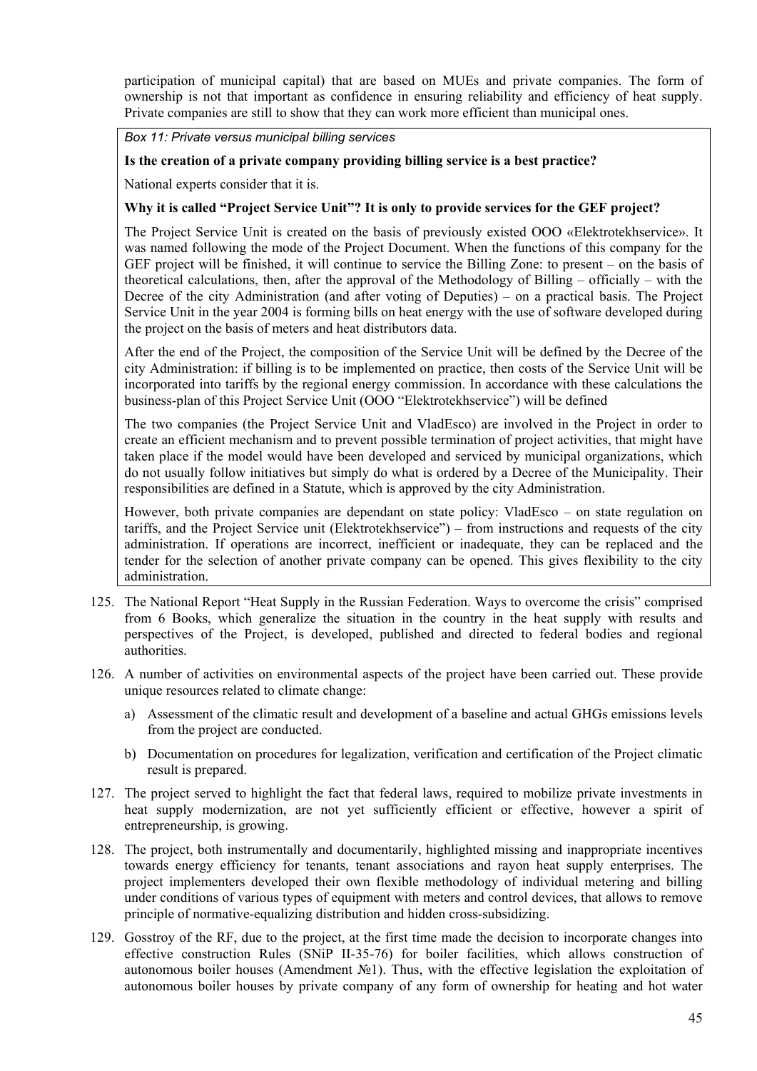participation of municipal capital) that are based on MUEs and private companies. The form of ownership is not that important as confidence in ensuring reliability and efficiency of heat supply. Private companies are still to show that they can work more efficient than municipal ones.

*Box 11: Private versus municipal billing services*

**Is the creation of a private company providing billing service is a best practice?**

National experts consider that it is.

**Why it is called "Project Service Unit"? It is only to provide services for the GEF project?**

The Project Service Unit is created on the basis of previously existed OOO «Elektrotekhservice». It was named following the mode of the Project Document. When the functions of this company for the GEF project will be finished, it will continue to service the Billing Zone: to present – on the basis of theoretical calculations, then, after the approval of the Methodology of Billing – officially – with the Decree of the city Administration (and after voting of Deputies) – on a practical basis. The Project Service Unit in the year 2004 is forming bills on heat energy with the use of software developed during the project on the basis of meters and heat distributors data.

After the end of the Project, the composition of the Service Unit will be defined by the Decree of the city Administration: if billing is to be implemented on practice, then costs of the Service Unit will be incorporated into tariffs by the regional energy commission. In accordance with these calculations the business-plan of this Project Service Unit (OOO "Elektrotekhservice") will be defined

The two companies (the Project Service Unit and VladEsco) are involved in the Project in order to create an efficient mechanism and to prevent possible termination of project activities, that might have taken place if the model would have been developed and serviced by municipal organizations, which do not usually follow initiatives but simply do what is ordered by a Decree of the Municipality. Their responsibilities are defined in a Statute, which is approved by the city Administration.

However, both private companies are dependant on state policy: VladEsco – on state regulation on tariffs, and the Project Service unit (Elektrotekhservice") – from instructions and requests of the city administration. If operations are incorrect, inefficient or inadequate, they can be replaced and the tender for the selection of another private company can be opened. This gives flexibility to the city administration.

125. The National Report "Heat Supply in the Russian Federation. Ways to overcome the crisis" comprised from 6 Books, which generalize the situation in the country in the heat supply with results and perspectives of the Project, is developed, published and directed to federal bodies and regional authorities.

126. A number of activities on environmental aspects of the project have been carried out. These provide unique resources related to climate change:

    a) Assessment of the climatic result and development of a baseline and actual GHGs emissions levels from the project are conducted.

    b) Documentation on procedures for legalization, verification and certification of the Project climatic result is prepared.

127. The project served to highlight the fact that federal laws, required to mobilize private investments in heat supply modernization, are not yet sufficiently efficient or effective, however a spirit of entrepreneurship, is growing.

128. The project, both instrumentally and documentarily, highlighted missing and inappropriate incentives towards energy efficiency for tenants, tenant associations and rayon heat supply enterprises. The project implementers developed their own flexible methodology of individual metering and billing under conditions of various types of equipment with meters and control devices, that allows to remove principle of normative-equalizing distribution and hidden cross-subsidizing.

129. Gosstroy of the RF, due to the project, at the first time made the decision to incorporate changes into effective construction Rules (SNiP II-35-76) for boiler facilities, which allows construction of autonomous boiler houses (Amendment №1). Thus, with the effective legislation the exploitation of autonomous boiler houses by private company of any form of ownership for heating and hot water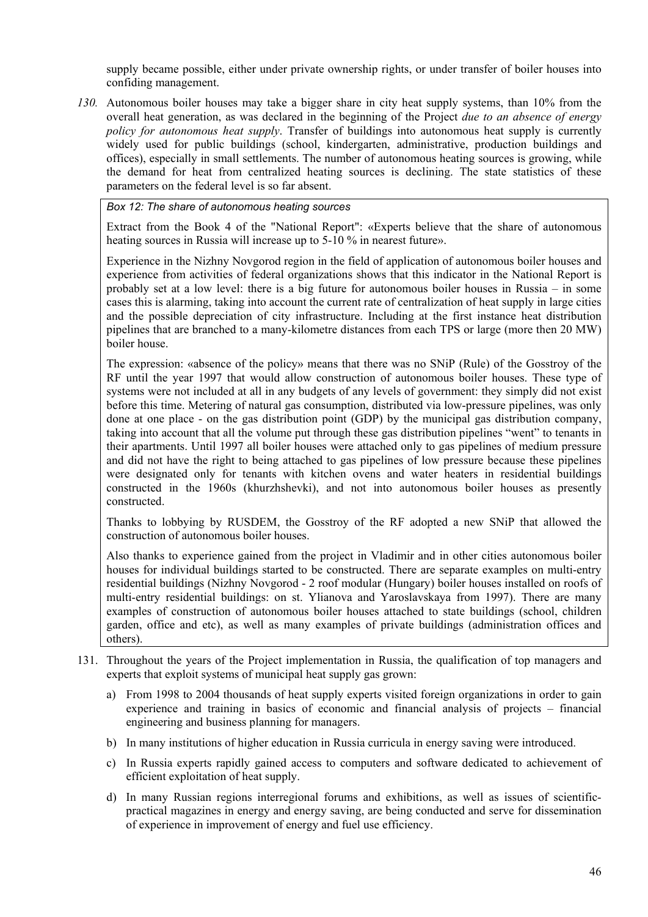supply became possible, either under private ownership rights, or under transfer of boiler houses into confiding management.

*130.* Autonomous boiler houses may take a bigger share in city heat supply systems, than 10% from the overall heat generation, as was declared in the beginning of the Project *due to an absence of energy policy for autonomous heat supply*. Transfer of buildings into autonomous heat supply is currently widely used for public buildings (school, kindergarten, administrative, production buildings and offices), especially in small settlements. The number of autonomous heating sources is growing, while the demand for heat from centralized heating sources is declining. The state statistics of these parameters on the federal level is so far absent.

*Box 12: The share of autonomous heating sources*

Extract from the Book 4 of the "National Report": «Experts believe that the share of autonomous heating sources in Russia will increase up to 5-10 % in nearest future».

Experience in the Nizhny Novgorod region in the field of application of autonomous boiler houses and experience from activities of federal organizations shows that this indicator in the National Report is probably set at a low level: there is a big future for autonomous boiler houses in Russia – in some cases this is alarming, taking into account the current rate of centralization of heat supply in large cities and the possible depreciation of city infrastructure. Including at the first instance heat distribution pipelines that are branched to a many-kilometre distances from each TPS or large (more then 20 MW) boiler house.

The expression: «absence of the policy» means that there was no SNiP (Rule) of the Gosstroy of the RF until the year 1997 that would allow construction of autonomous boiler houses. These type of systems were not included at all in any budgets of any levels of government: they simply did not exist before this time. Metering of natural gas consumption, distributed via low-pressure pipelines, was only done at one place - on the gas distribution point (GDP) by the municipal gas distribution company, taking into account that all the volume put through these gas distribution pipelines "went" to tenants in their apartments. Until 1997 all boiler houses were attached only to gas pipelines of medium pressure and did not have the right to being attached to gas pipelines of low pressure because these pipelines were designated only for tenants with kitchen ovens and water heaters in residential buildings constructed in the 1960s (khurzhshevki), and not into autonomous boiler houses as presently constructed.

Thanks to lobbying by RUSDEM, the Gosstroy of the RF adopted a new SNiP that allowed the construction of autonomous boiler houses.

Also thanks to experience gained from the project in Vladimir and in other cities autonomous boiler houses for individual buildings started to be constructed. There are separate examples on multi-entry residential buildings (Nizhny Novgorod - 2 roof modular (Hungary) boiler houses installed on roofs of multi-entry residential buildings: on st. Ylianova and Yaroslavskaya from 1997). There are many examples of construction of autonomous boiler houses attached to state buildings (school, children garden, office and etc), as well as many examples of private buildings (administration offices and others).

131. Throughout the years of the Project implementation in Russia, the qualification of top managers and experts that exploit systems of municipal heat supply gas grown:

   a) From 1998 to 2004 thousands of heat supply experts visited foreign organizations in order to gain experience and training in basics of economic and financial analysis of projects – financial engineering and business planning for managers.

   b) In many institutions of higher education in Russia curricula in energy saving were introduced.

   c) In Russia experts rapidly gained access to computers and software dedicated to achievement of efficient exploitation of heat supply.

   d) In many Russian regions interregional forums and exhibitions, as well as issues of scientific-practical magazines in energy and energy saving, are being conducted and serve for dissemination of experience in improvement of energy and fuel use efficiency.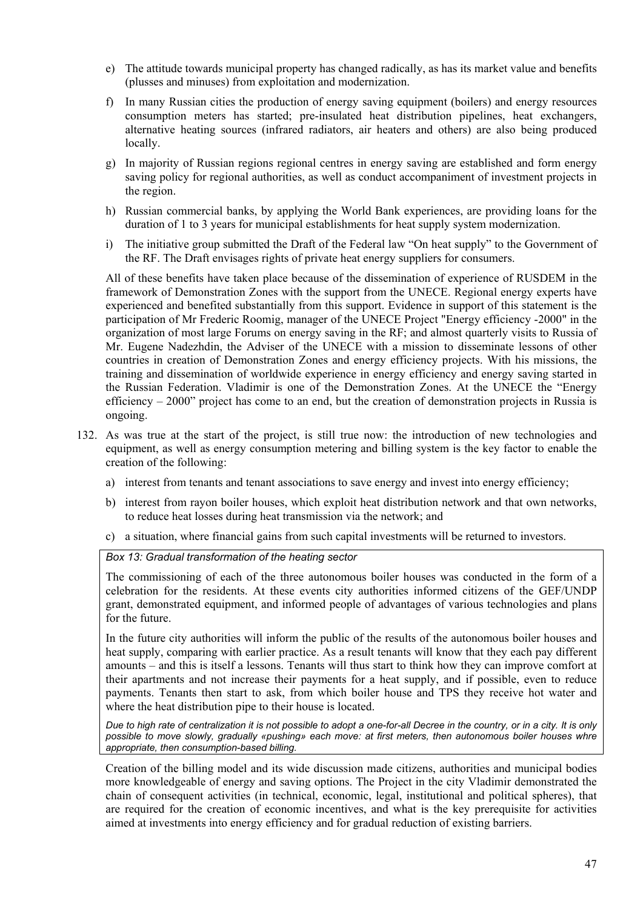e) The attitude towards municipal property has changed radically, as has its market value and benefits (plusses and minuses) from exploitation and modernization.

f) In many Russian cities the production of energy saving equipment (boilers) and energy resources consumption meters has started; pre-insulated heat distribution pipelines, heat exchangers, alternative heating sources (infrared radiators, air heaters and others) are also being produced locally.

g) In majority of Russian regions regional centres in energy saving are established and form energy saving policy for regional authorities, as well as conduct accompaniment of investment projects in the region.

h) Russian commercial banks, by applying the World Bank experiences, are providing loans for the duration of 1 to 3 years for municipal establishments for heat supply system modernization.

i) The initiative group submitted the Draft of the Federal law "On heat supply" to the Government of the RF. The Draft envisages rights of private heat energy suppliers for consumers.

All of these benefits have taken place because of the dissemination of experience of RUSDEM in the framework of Demonstration Zones with the support from the UNECE. Regional energy experts have experienced and benefited substantially from this support. Evidence in support of this statement is the participation of Mr Frederic Roomig, manager of the UNECE Project "Energy efficiency -2000" in the organization of most large Forums on energy saving in the RF; and almost quarterly visits to Russia of Mr. Eugene Nadezhdin, the Adviser of the UNECE with a mission to disseminate lessons of other countries in creation of Demonstration Zones and energy efficiency projects. With his missions, the training and dissemination of worldwide experience in energy efficiency and energy saving started in the Russian Federation. Vladimir is one of the Demonstration Zones. At the UNECE the "Energy efficiency – 2000" project has come to an end, but the creation of demonstration projects in Russia is ongoing.

132. As was true at the start of the project, is still true now: the introduction of new technologies and equipment, as well as energy consumption metering and billing system is the key factor to enable the creation of the following:

a) interest from tenants and tenant associations to save energy and invest into energy efficiency;

b) interest from rayon boiler houses, which exploit heat distribution network and that own networks, to reduce heat losses during heat transmission via the network; and

c) a situation, where financial gains from such capital investments will be returned to investors.

*Box 13: Gradual transformation of the heating sector*

The commissioning of each of the three autonomous boiler houses was conducted in the form of a celebration for the residents. At these events city authorities informed citizens of the GEF/UNDP grant, demonstrated equipment, and informed people of advantages of various technologies and plans for the future.

In the future city authorities will inform the public of the results of the autonomous boiler houses and heat supply, comparing with earlier practice. As a result tenants will know that they each pay different amounts – and this is itself a lessons. Tenants will thus start to think how they can improve comfort at their apartments and not increase their payments for a heat supply, and if possible, even to reduce payments. Tenants then start to ask, from which boiler house and TPS they receive hot water and where the heat distribution pipe to their house is located.

*Due to high rate of centralization it is not possible to adopt a one-for-all Decree in the country, or in a city. It is only possible to move slowly, gradually «pushing» each move: at first meters, then autonomous boiler houses whre appropriate, then consumption-based billing.*

Creation of the billing model and its wide discussion made citizens, authorities and municipal bodies more knowledgeable of energy and saving options. The Project in the city Vladimir demonstrated the chain of consequent activities (in technical, economic, legal, institutional and political spheres), that are required for the creation of economic incentives, and what is the key prerequisite for activities aimed at investments into energy efficiency and for gradual reduction of existing barriers.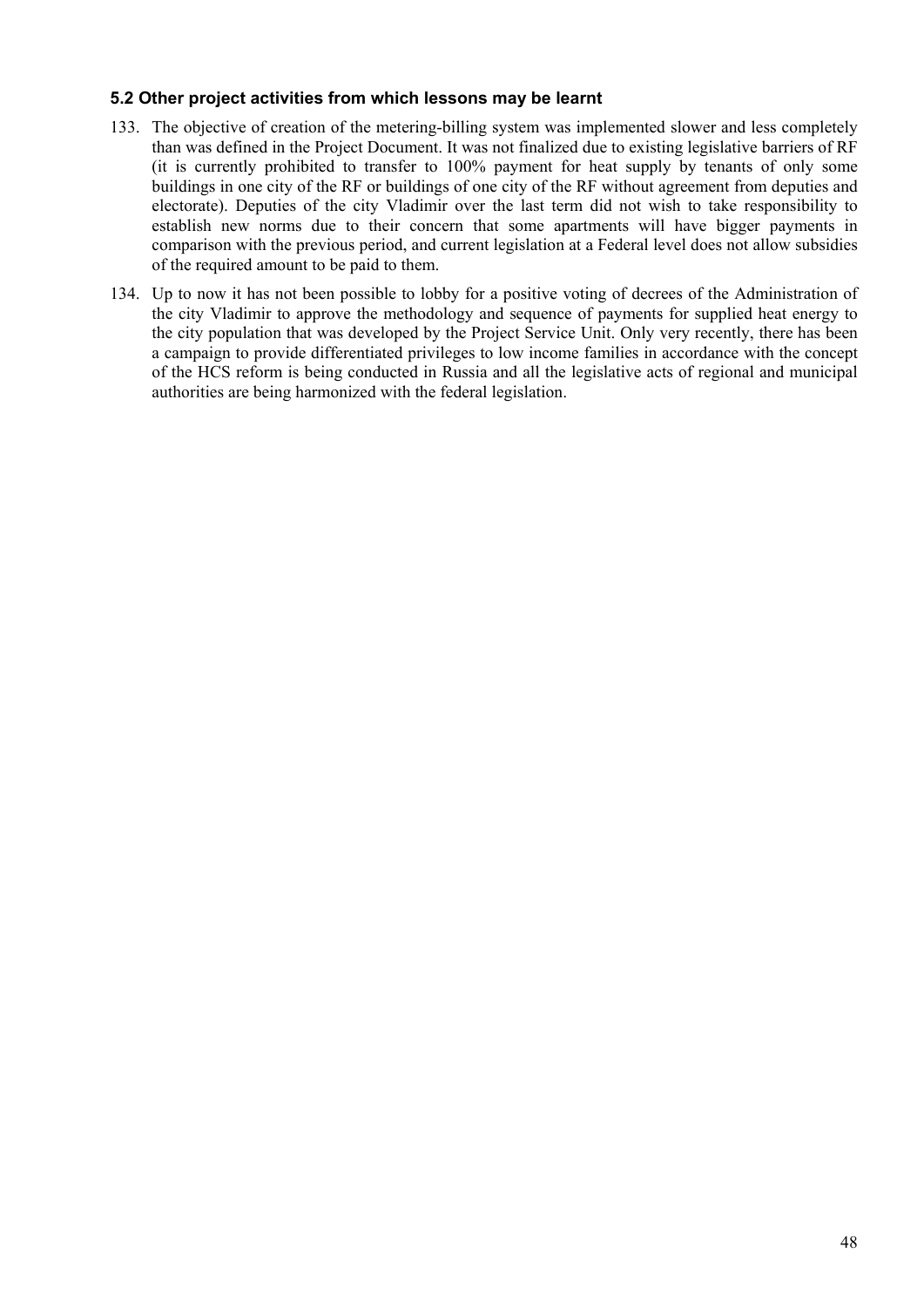### 5.2 Other project activities from which lessons may be learnt

133. The objective of creation of the metering-billing system was implemented slower and less completely than was defined in the Project Document. It was not finalized due to existing legislative barriers of RF (it is currently prohibited to transfer to 100% payment for heat supply by tenants of only some buildings in one city of the RF or buildings of one city of the RF without agreement from deputies and electorate). Deputies of the city Vladimir over the last term did not wish to take responsibility to establish new norms due to their concern that some apartments will have bigger payments in comparison with the previous period, and current legislation at a Federal level does not allow subsidies of the required amount to be paid to them.

134. Up to now it has not been possible to lobby for a positive voting of decrees of the Administration of the city Vladimir to approve the methodology and sequence of payments for supplied heat energy to the city population that was developed by the Project Service Unit. Only very recently, there has been a campaign to provide differentiated privileges to low income families in accordance with the concept of the HCS reform is being conducted in Russia and all the legislative acts of regional and municipal authorities are being harmonized with the federal legislation.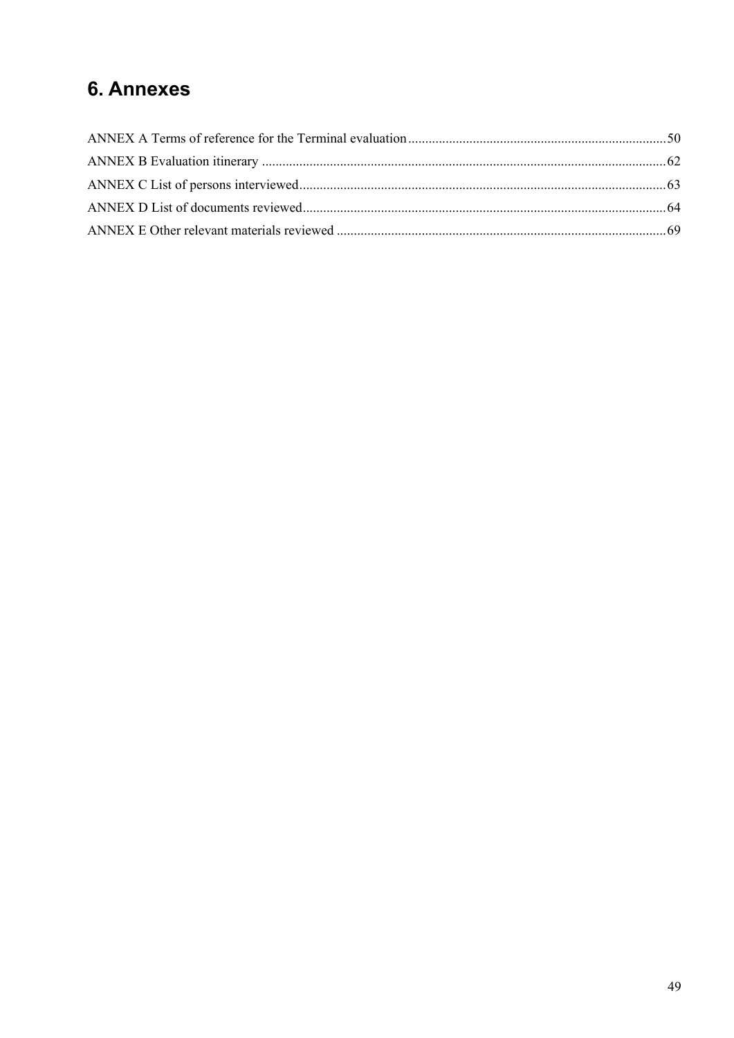# 6. Annexes

ANNEX A Terms of reference for the Terminal evaluation ........................................................................... 50

ANNEX B Evaluation itinerary ..................................................................................................................... 62

ANNEX C List of persons interviewed .......................................................................................................... 63

ANNEX D List of documents reviewed ......................................................................................................... 64

ANNEX E Other relevant materials reviewed ............................................................................................... 69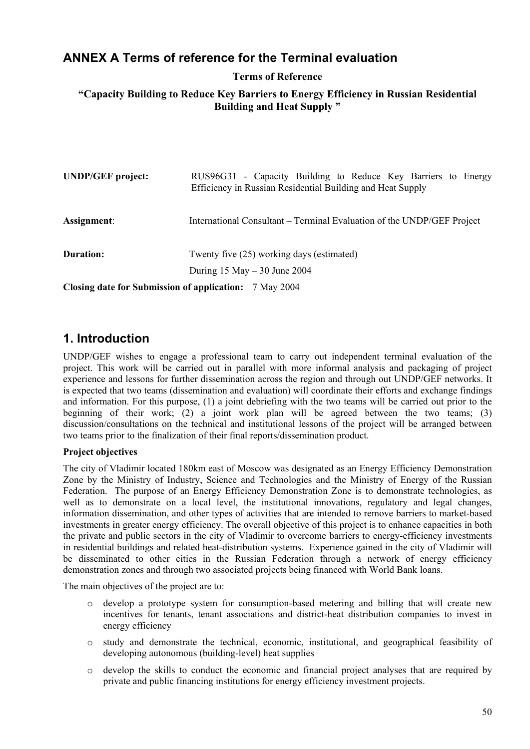## ANNEX A Terms of reference for the Terminal evaluation

**Terms of Reference**

**"Capacity Building to Reduce Key Barriers to Energy Efficiency in Russian Residential Building and Heat Supply "**

| | |
|---|---|
| **UNDP/GEF project:** | RUS96G31 - Capacity Building to Reduce Key Barriers to Energy Efficiency in Russian Residential Building and Heat Supply |
| **Assignment**: | International Consultant – Terminal Evaluation of the UNDP/GEF Project |
| **Duration:** | Twenty five (25) working days (estimated)<br>During 15 May – 30 June 2004 |

**Closing date for Submission of application:** 7 May 2004

## 1. Introduction

UNDP/GEF wishes to engage a professional team to carry out independent terminal evaluation of the project. This work will be carried out in parallel with more informal analysis and packaging of project experience and lessons for further dissemination across the region and through out UNDP/GEF networks. It is expected that two teams (dissemination and evaluation) will coordinate their efforts and exchange findings and information. For this purpose, (1) a joint debriefing with the two teams will be carried out prior to the beginning of their work; (2) a joint work plan will be agreed between the two teams; (3) discussion/consultations on the technical and institutional lessons of the project will be arranged between two teams prior to the finalization of their final reports/dissemination product.

**Project objectives**

The city of Vladimir located 180km east of Moscow was designated as an Energy Efficiency Demonstration Zone by the Ministry of Industry, Science and Technologies and the Ministry of Energy of the Russian Federation. The purpose of an Energy Efficiency Demonstration Zone is to demonstrate technologies, as well as to demonstrate on a local level, the institutional innovations, regulatory and legal changes, information dissemination, and other types of activities that are intended to remove barriers to market-based investments in greater energy efficiency. The overall objective of this project is to enhance capacities in both the private and public sectors in the city of Vladimir to overcome barriers to energy-efficiency investments in residential buildings and related heat-distribution systems. Experience gained in the city of Vladimir will be disseminated to other cities in the Russian Federation through a network of energy efficiency demonstration zones and through two associated projects being financed with World Bank loans.

The main objectives of the project are to:

- develop a prototype system for consumption-based metering and billing that will create new incentives for tenants, tenant associations and district-heat distribution companies to invest in energy efficiency
- study and demonstrate the technical, economic, institutional, and geographical feasibility of developing autonomous (building-level) heat supplies
- develop the skills to conduct the economic and financial project analyses that are required by private and public financing institutions for energy efficiency investment projects.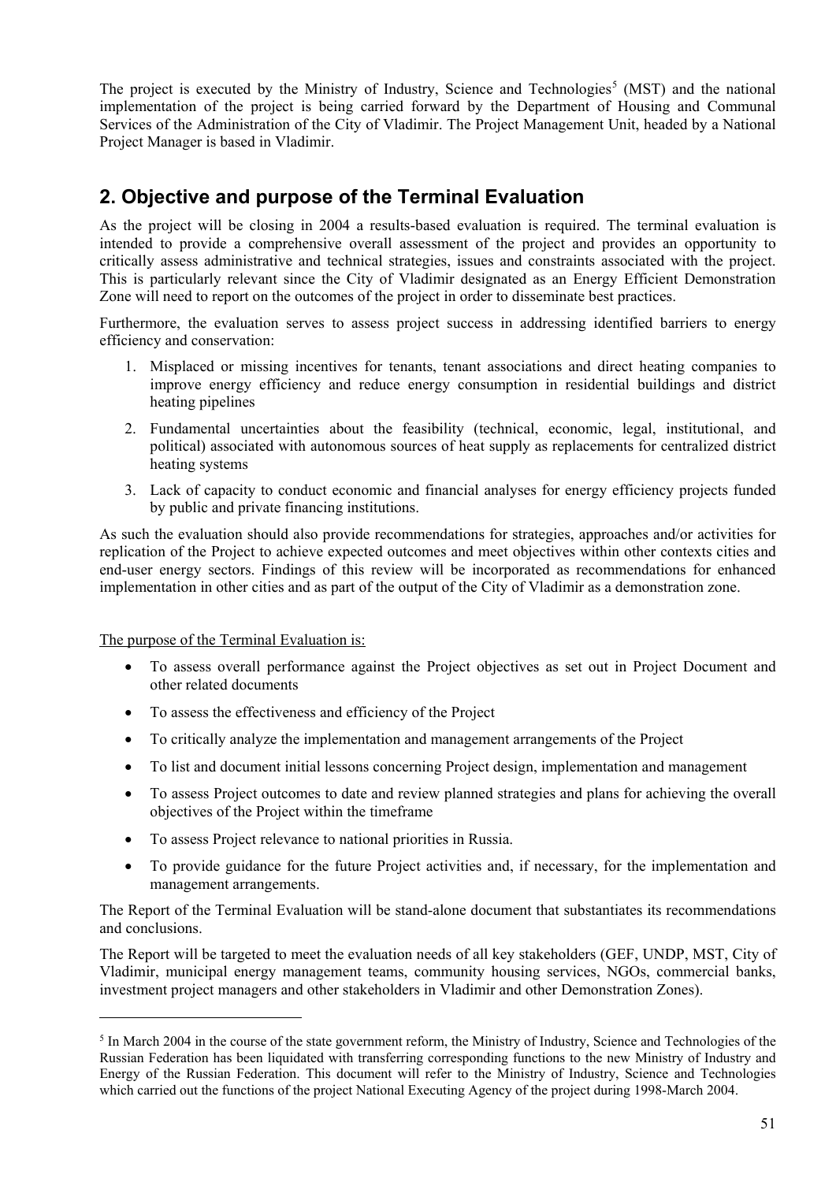The project is executed by the Ministry of Industry, Science and Technologies[5] (MST) and the national implementation of the project is being carried forward by the Department of Housing and Communal Services of the Administration of the City of Vladimir. The Project Management Unit, headed by a National Project Manager is based in Vladimir.

## 2. Objective and purpose of the Terminal Evaluation

As the project will be closing in 2004 a results-based evaluation is required. The terminal evaluation is intended to provide a comprehensive overall assessment of the project and provides an opportunity to critically assess administrative and technical strategies, issues and constraints associated with the project. This is particularly relevant since the City of Vladimir designated as an Energy Efficient Demonstration Zone will need to report on the outcomes of the project in order to disseminate best practices.

Furthermore, the evaluation serves to assess project success in addressing identified barriers to energy efficiency and conservation:

1. Misplaced or missing incentives for tenants, tenant associations and direct heating companies to improve energy efficiency and reduce energy consumption in residential buildings and district heating pipelines
2. Fundamental uncertainties about the feasibility (technical, economic, legal, institutional, and political) associated with autonomous sources of heat supply as replacements for centralized district heating systems
3. Lack of capacity to conduct economic and financial analyses for energy efficiency projects funded by public and private financing institutions.

As such the evaluation should also provide recommendations for strategies, approaches and/or activities for replication of the Project to achieve expected outcomes and meet objectives within other contexts cities and end-user energy sectors. Findings of this review will be incorporated as recommendations for enhanced implementation in other cities and as part of the output of the City of Vladimir as a demonstration zone.

The purpose of the Terminal Evaluation is:

- To assess overall performance against the Project objectives as set out in Project Document and other related documents
- To assess the effectiveness and efficiency of the Project
- To critically analyze the implementation and management arrangements of the Project
- To list and document initial lessons concerning Project design, implementation and management
- To assess Project outcomes to date and review planned strategies and plans for achieving the overall objectives of the Project within the timeframe
- To assess Project relevance to national priorities in Russia.
- To provide guidance for the future Project activities and, if necessary, for the implementation and management arrangements.

The Report of the Terminal Evaluation will be stand-alone document that substantiates its recommendations and conclusions.

The Report will be targeted to meet the evaluation needs of all key stakeholders (GEF, UNDP, MST, City of Vladimir, municipal energy management teams, community housing services, NGOs, commercial banks, investment project managers and other stakeholders in Vladimir and other Demonstration Zones).

---

[5] In March 2004 in the course of the state government reform, the Ministry of Industry, Science and Technologies of the Russian Federation has been liquidated with transferring corresponding functions to the new Ministry of Industry and Energy of the Russian Federation. This document will refer to the Ministry of Industry, Science and Technologies which carried out the functions of the project National Executing Agency of the project during 1998-March 2004.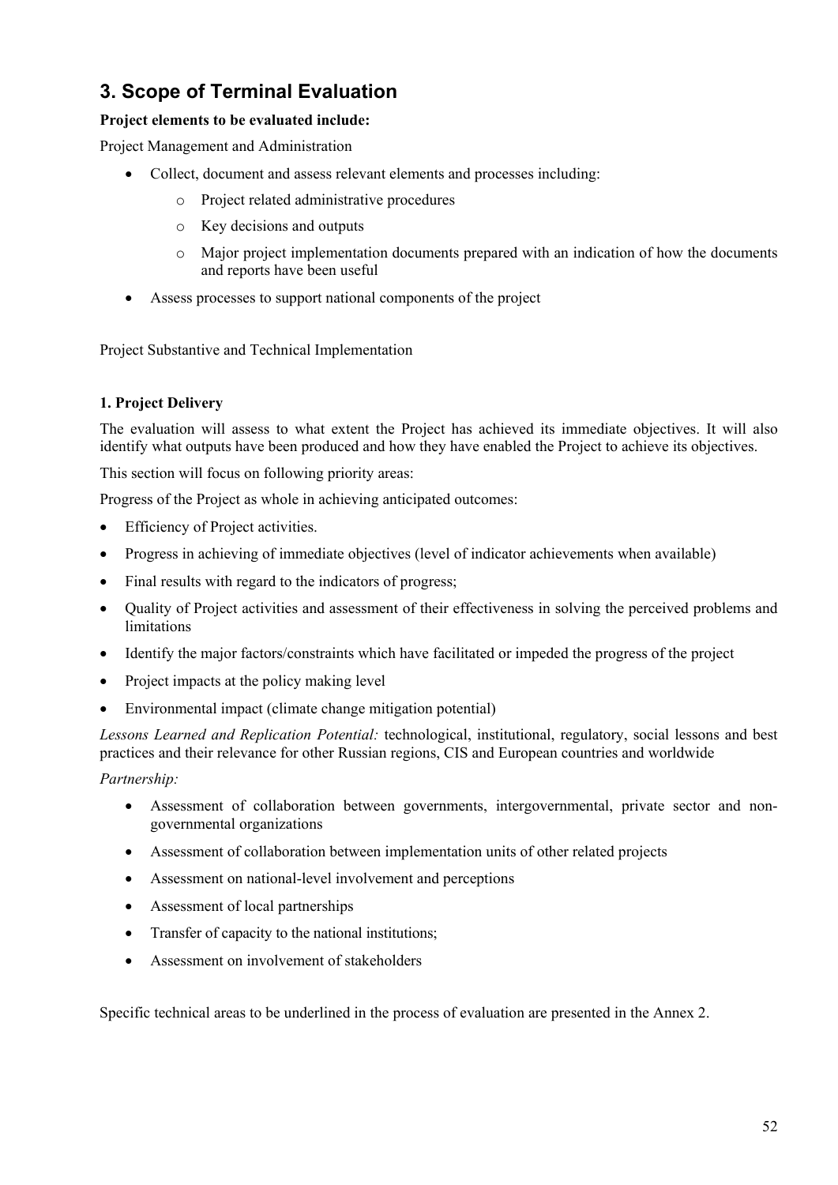## 3. Scope of Terminal Evaluation

**Project elements to be evaluated include:**

Project Management and Administration

- Collect, document and assess relevant elements and processes including:
  - Project related administrative procedures
  - Key decisions and outputs
  - Major project implementation documents prepared with an indication of how the documents and reports have been useful
- Assess processes to support national components of the project

Project Substantive and Technical Implementation

**1. Project Delivery**

The evaluation will assess to what extent the Project has achieved its immediate objectives. It will also identify what outputs have been produced and how they have enabled the Project to achieve its objectives.

This section will focus on following priority areas:

Progress of the Project as whole in achieving anticipated outcomes:

- Efficiency of Project activities.
- Progress in achieving of immediate objectives (level of indicator achievements when available)
- Final results with regard to the indicators of progress;
- Quality of Project activities and assessment of their effectiveness in solving the perceived problems and limitations
- Identify the major factors/constraints which have facilitated or impeded the progress of the project
- Project impacts at the policy making level
- Environmental impact (climate change mitigation potential)

*Lessons Learned and Replication Potential:* technological, institutional, regulatory, social lessons and best practices and their relevance for other Russian regions, CIS and European countries and worldwide

*Partnership:*

- Assessment of collaboration between governments, intergovernmental, private sector and non-governmental organizations
- Assessment of collaboration between implementation units of other related projects
- Assessment on national-level involvement and perceptions
- Assessment of local partnerships
- Transfer of capacity to the national institutions;
- Assessment on involvement of stakeholders

Specific technical areas to be underlined in the process of evaluation are presented in the Annex 2.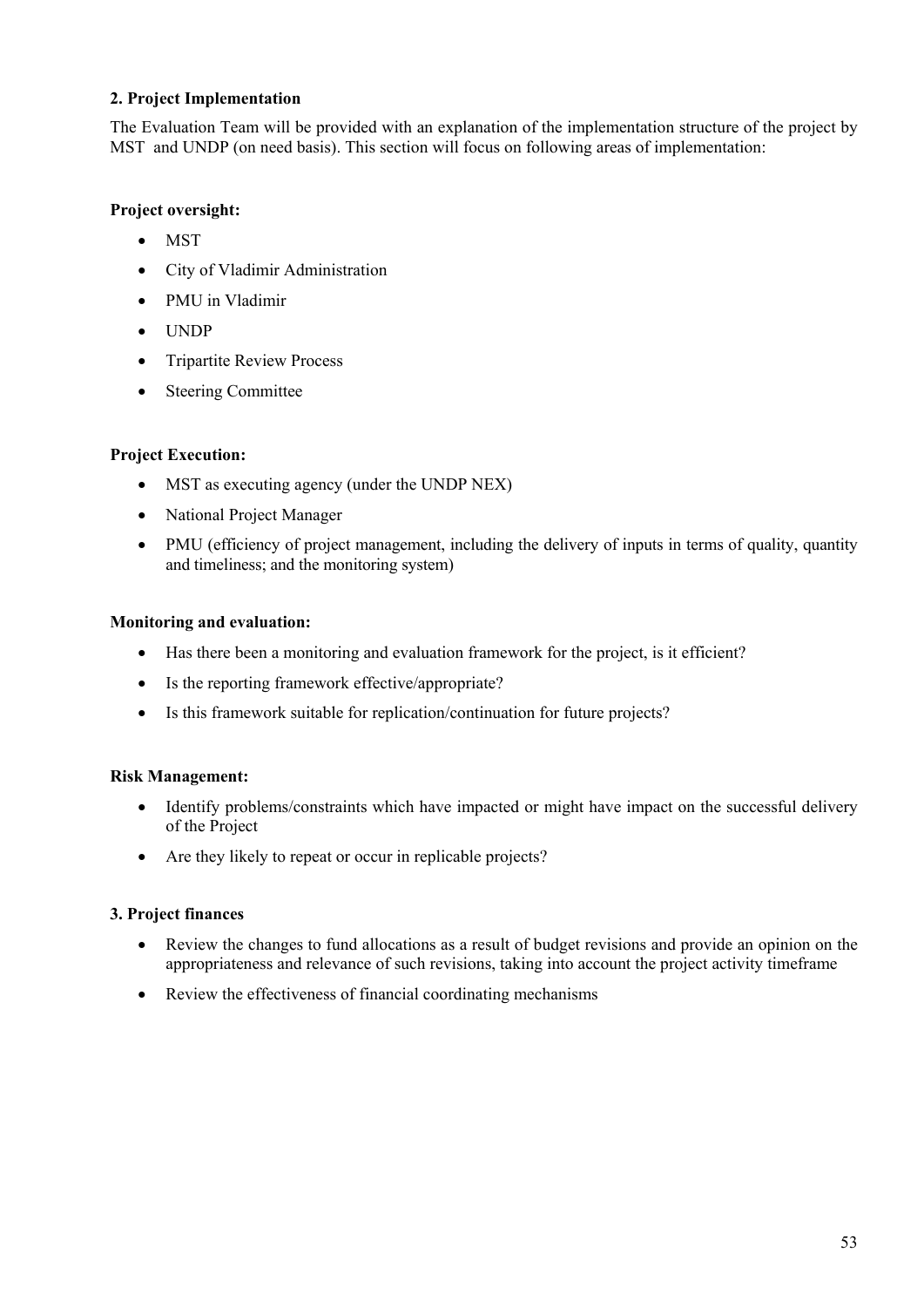**2. Project Implementation**

The Evaluation Team will be provided with an explanation of the implementation structure of the project by MST and UNDP (on need basis). This section will focus on following areas of implementation:

**Project oversight:**

- MST
- City of Vladimir Administration
- PMU in Vladimir
- UNDP
- Tripartite Review Process
- Steering Committee

**Project Execution:**

- MST as executing agency (under the UNDP NEX)
- National Project Manager
- PMU (efficiency of project management, including the delivery of inputs in terms of quality, quantity and timeliness; and the monitoring system)

**Monitoring and evaluation:**

- Has there been a monitoring and evaluation framework for the project, is it efficient?
- Is the reporting framework effective/appropriate?
- Is this framework suitable for replication/continuation for future projects?

**Risk Management:**

- Identify problems/constraints which have impacted or might have impact on the successful delivery of the Project
- Are they likely to repeat or occur in replicable projects?

**3. Project finances**

- Review the changes to fund allocations as a result of budget revisions and provide an opinion on the appropriateness and relevance of such revisions, taking into account the project activity timeframe
- Review the effectiveness of financial coordinating mechanisms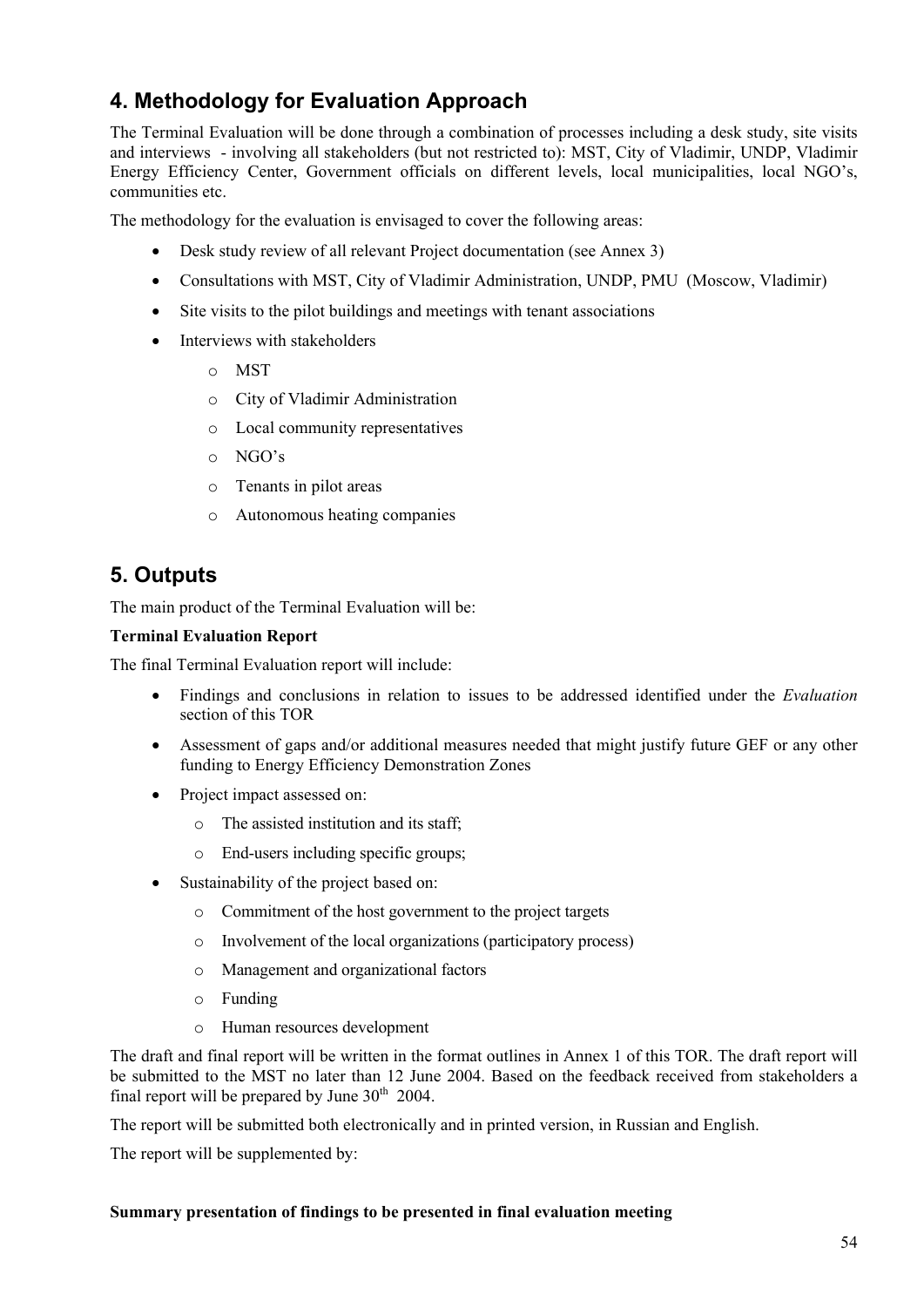## 4. Methodology for Evaluation Approach

The Terminal Evaluation will be done through a combination of processes including a desk study, site visits and interviews - involving all stakeholders (but not restricted to): MST, City of Vladimir, UNDP, Vladimir Energy Efficiency Center, Government officials on different levels, local municipalities, local NGO's, communities etc.

The methodology for the evaluation is envisaged to cover the following areas:

- Desk study review of all relevant Project documentation (see Annex 3)
- Consultations with MST, City of Vladimir Administration, UNDP, PMU (Moscow, Vladimir)
- Site visits to the pilot buildings and meetings with tenant associations
- Interviews with stakeholders
  - MST
  - City of Vladimir Administration
  - Local community representatives
  - NGO's
  - Tenants in pilot areas
  - Autonomous heating companies

## 5. Outputs

The main product of the Terminal Evaluation will be:

**Terminal Evaluation Report**

The final Terminal Evaluation report will include:

- Findings and conclusions in relation to issues to be addressed identified under the *Evaluation* section of this TOR
- Assessment of gaps and/or additional measures needed that might justify future GEF or any other funding to Energy Efficiency Demonstration Zones
- Project impact assessed on:
  - The assisted institution and its staff;
  - End-users including specific groups;
- Sustainability of the project based on:
  - Commitment of the host government to the project targets
  - Involvement of the local organizations (participatory process)
  - Management and organizational factors
  - Funding
  - Human resources development

The draft and final report will be written in the format outlines in Annex 1 of this TOR. The draft report will be submitted to the MST no later than 12 June 2004. Based on the feedback received from stakeholders a final report will be prepared by June 30th 2004.

The report will be submitted both electronically and in printed version, in Russian and English.

The report will be supplemented by:

**Summary presentation of findings to be presented in final evaluation meeting**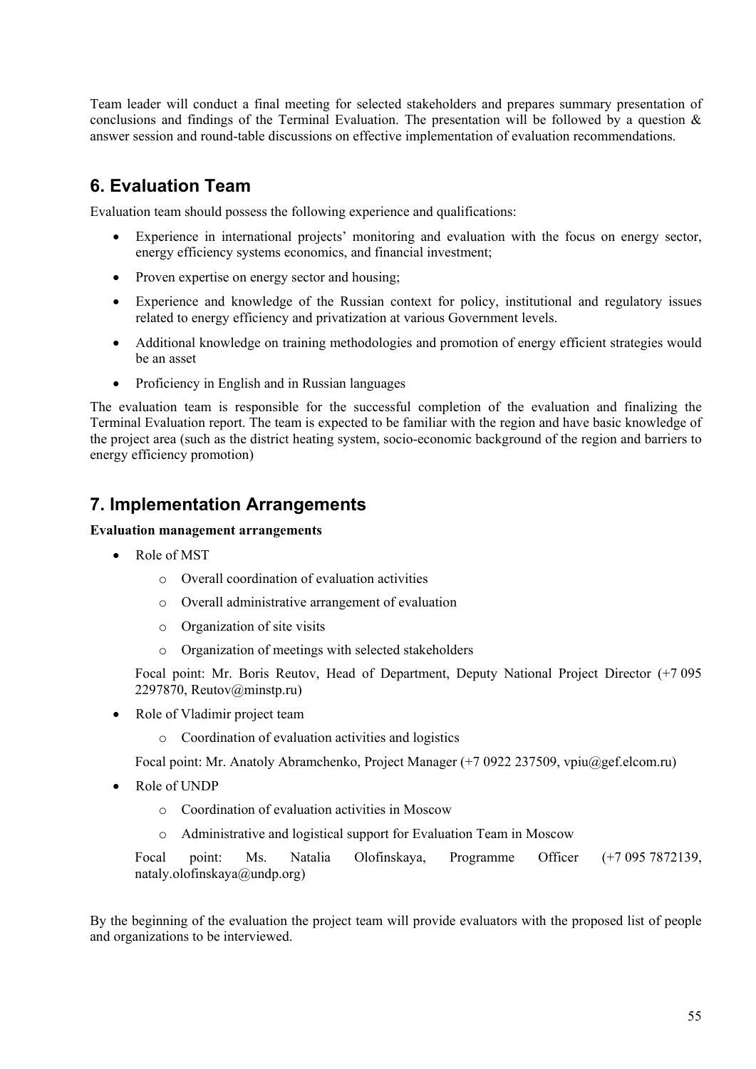Team leader will conduct a final meeting for selected stakeholders and prepares summary presentation of conclusions and findings of the Terminal Evaluation. The presentation will be followed by a question & answer session and round-table discussions on effective implementation of evaluation recommendations.

## 6. Evaluation Team

Evaluation team should possess the following experience and qualifications:

- Experience in international projects' monitoring and evaluation with the focus on energy sector, energy efficiency systems economics, and financial investment;
- Proven expertise on energy sector and housing;
- Experience and knowledge of the Russian context for policy, institutional and regulatory issues related to energy efficiency and privatization at various Government levels.
- Additional knowledge on training methodologies and promotion of energy efficient strategies would be an asset
- Proficiency in English and in Russian languages

The evaluation team is responsible for the successful completion of the evaluation and finalizing the Terminal Evaluation report. The team is expected to be familiar with the region and have basic knowledge of the project area (such as the district heating system, socio-economic background of the region and barriers to energy efficiency promotion)

## 7. Implementation Arrangements

**Evaluation management arrangements**

- Role of MST
  - Overall coordination of evaluation activities
  - Overall administrative arrangement of evaluation
  - Organization of site visits
  - Organization of meetings with selected stakeholders

  Focal point: Mr. Boris Reutov, Head of Department, Deputy National Project Director (+7 095 2297870, Reutov@minstp.ru)

- Role of Vladimir project team
  - Coordination of evaluation activities and logistics

  Focal point: Mr. Anatoly Abramchenko, Project Manager (+7 0922 237509, vpiu@gef.elcom.ru)

- Role of UNDP
  - Coordination of evaluation activities in Moscow
  - Administrative and logistical support for Evaluation Team in Moscow

  Focal point: Ms. Natalia Olofinskaya, Programme Officer (+7 095 7872139, nataly.olofinskaya@undp.org)

By the beginning of the evaluation the project team will provide evaluators with the proposed list of people and organizations to be interviewed.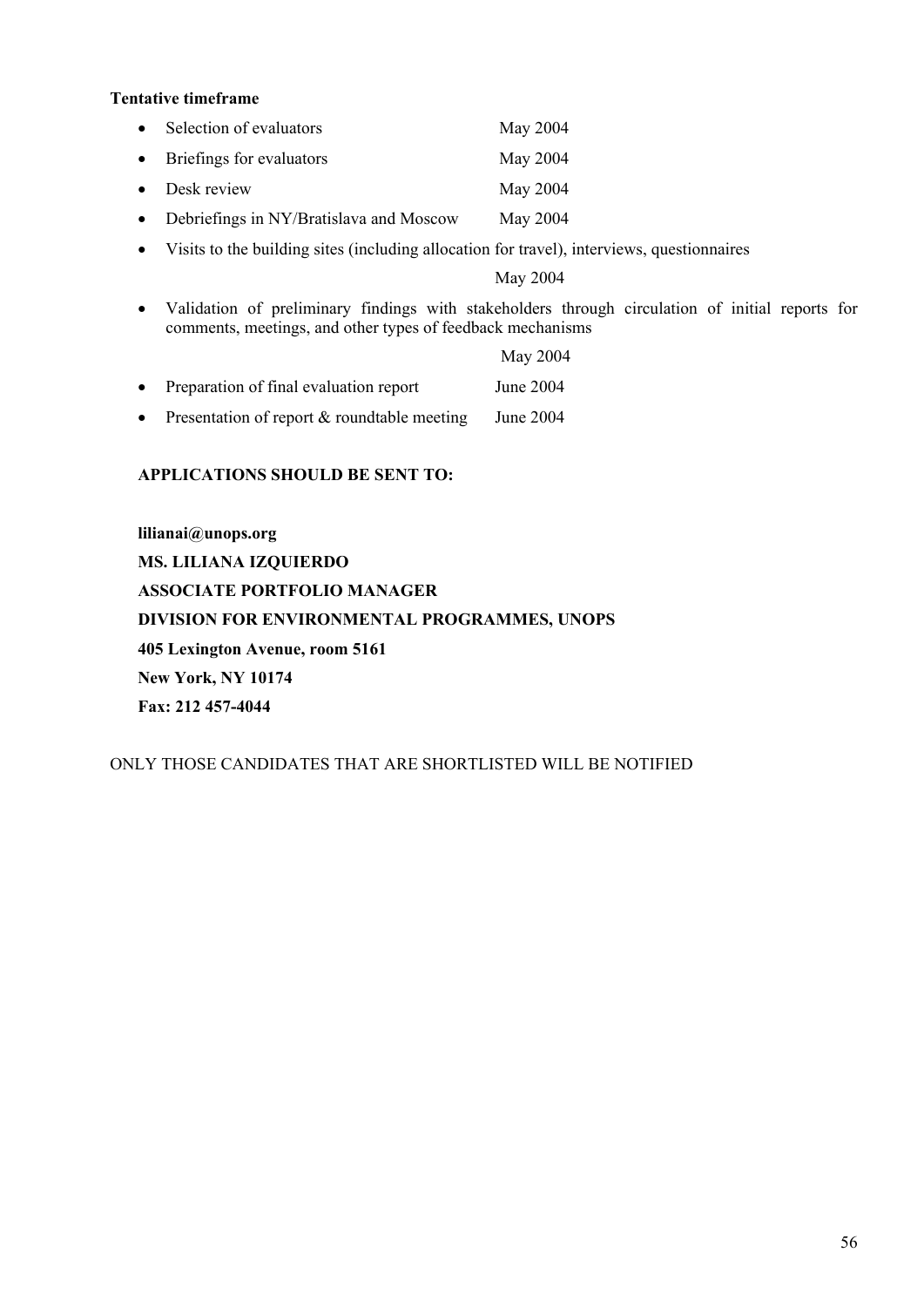**Tentative timeframe**

- Selection of evaluators May 2004
- Briefings for evaluators May 2004
- Desk review May 2004
- Debriefings in NY/Bratislava and Moscow May 2004
- Visits to the building sites (including allocation for travel), interviews, questionnaires

  May 2004
- Validation of preliminary findings with stakeholders through circulation of initial reports for comments, meetings, and other types of feedback mechanisms

  May 2004
- Preparation of final evaluation report June 2004
- Presentation of report & roundtable meeting June 2004

**APPLICATIONS SHOULD BE SENT TO:**

**lilianai@unops.org**

**MS. LILIANA IZQUIERDO**

**ASSOCIATE PORTFOLIO MANAGER**

**DIVISION FOR ENVIRONMENTAL PROGRAMMES, UNOPS**

**405 Lexington Avenue, room 5161**

**New York, NY 10174**

**Fax: 212 457-4044**

ONLY THOSE CANDIDATES THAT ARE SHORTLISTED WILL BE NOTIFIED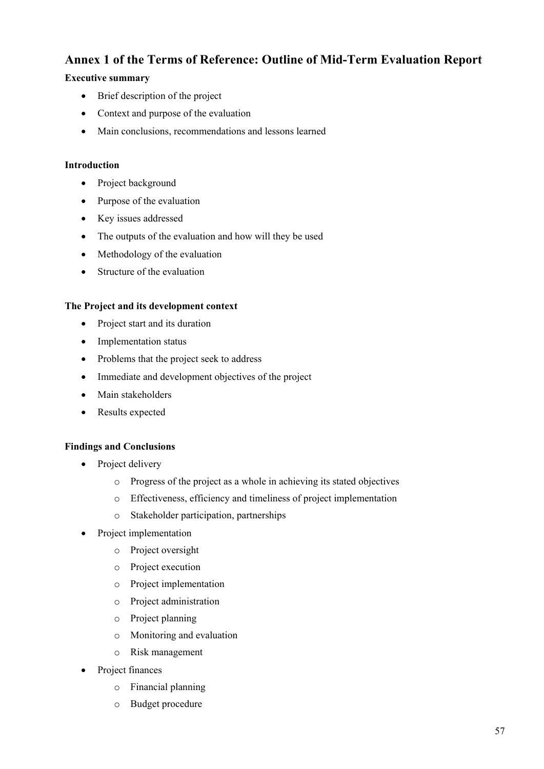## Annex 1 of the Terms of Reference: Outline of Mid-Term Evaluation Report

**Executive summary**

- Brief description of the project
- Context and purpose of the evaluation
- Main conclusions, recommendations and lessons learned

**Introduction**

- Project background
- Purpose of the evaluation
- Key issues addressed
- The outputs of the evaluation and how will they be used
- Methodology of the evaluation
- Structure of the evaluation

**The Project and its development context**

- Project start and its duration
- Implementation status
- Problems that the project seek to address
- Immediate and development objectives of the project
- Main stakeholders
- Results expected

**Findings and Conclusions**

- Project delivery
    - Progress of the project as a whole in achieving its stated objectives
    - Effectiveness, efficiency and timeliness of project implementation
    - Stakeholder participation, partnerships
- Project implementation
    - Project oversight
    - Project execution
    - Project implementation
    - Project administration
    - Project planning
    - Monitoring and evaluation
    - Risk management
- Project finances
    - Financial planning
    - Budget procedure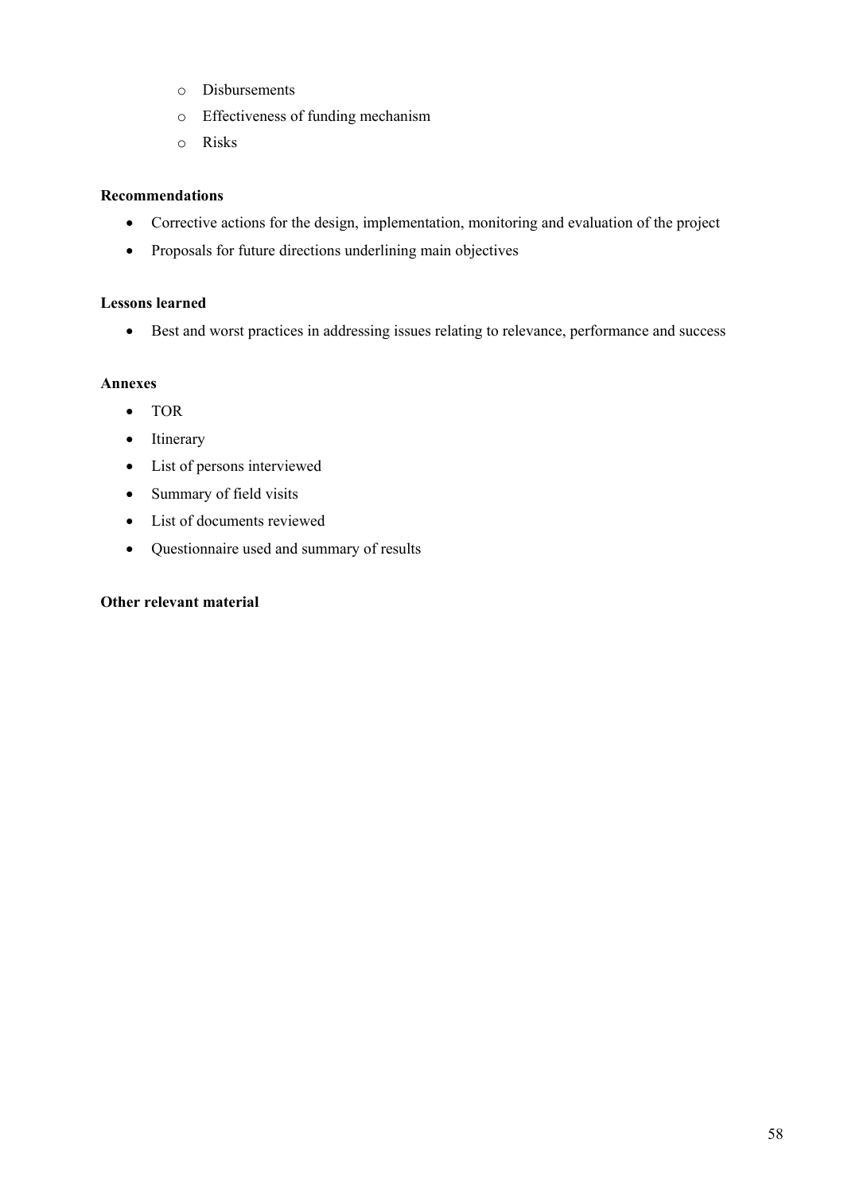- Disbursements
    - Effectiveness of funding mechanism
    - Risks

**Recommendations**

- Corrective actions for the design, implementation, monitoring and evaluation of the project
- Proposals for future directions underlining main objectives

**Lessons learned**

- Best and worst practices in addressing issues relating to relevance, performance and success

**Annexes**

- TOR
- Itinerary
- List of persons interviewed
- Summary of field visits
- List of documents reviewed
- Questionnaire used and summary of results

**Other relevant material**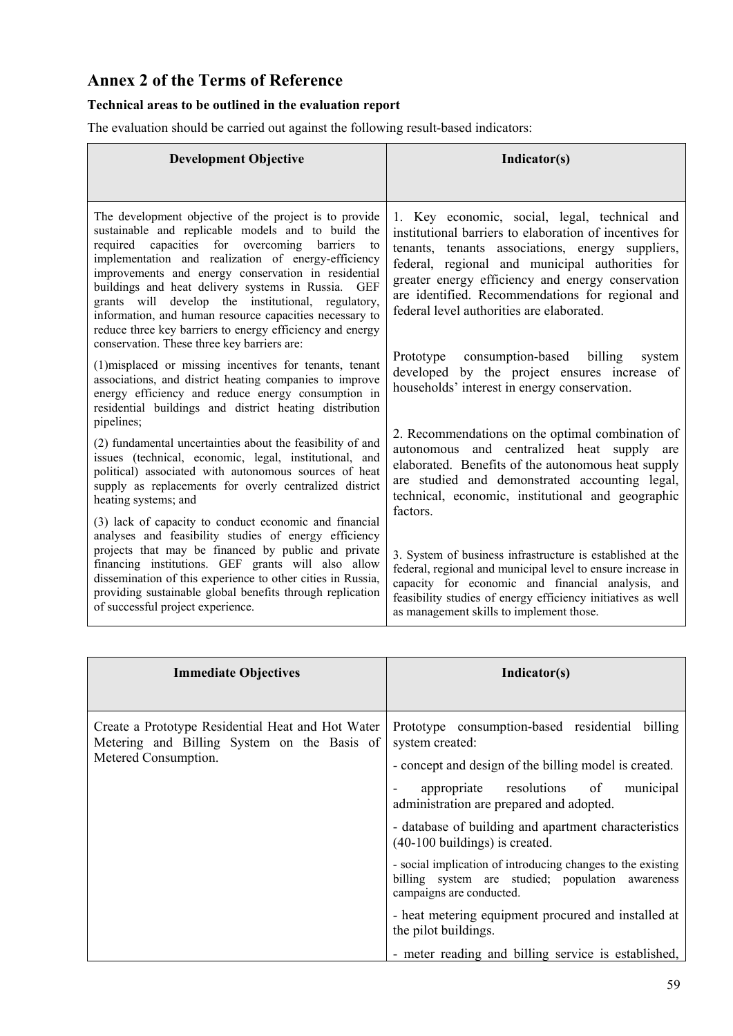## Annex 2 of the Terms of Reference

**Technical areas to be outlined in the evaluation report**

The evaluation should be carried out against the following result-based indicators:

| Development Objective | Indicator(s) |
| --- | --- |
| The development objective of the project is to provide sustainable and replicable models and to build the required capacities for overcoming barriers to implementation and realization of energy-efficiency improvements and energy conservation in residential buildings and heat delivery systems in Russia. GEF grants will develop the institutional, regulatory, information, and human resource capacities necessary to reduce three key barriers to energy efficiency and energy conservation. These three key barriers are:<br><br>(1)misplaced or missing incentives for tenants, tenant associations, and district heating companies to improve energy efficiency and reduce energy consumption in residential buildings and district heating distribution pipelines;<br><br>(2) fundamental uncertainties about the feasibility of and issues (technical, economic, legal, institutional, and political) associated with autonomous sources of heat supply as replacements for overly centralized district heating systems; and<br><br>(3) lack of capacity to conduct economic and financial analyses and feasibility studies of energy efficiency projects that may be financed by public and private financing institutions. GEF grants will also allow dissemination of this experience to other cities in Russia, providing sustainable global benefits through replication of successful project experience. | 1. Key economic, social, legal, technical and institutional barriers to elaboration of incentives for tenants, tenants associations, energy suppliers, federal, regional and municipal authorities for greater energy efficiency and energy conservation are identified. Recommendations for regional and federal level authorities are elaborated.<br><br>Prototype consumption-based billing system developed by the project ensures increase of households' interest in energy conservation.<br><br>2. Recommendations on the optimal combination of autonomous and centralized heat supply are elaborated. Benefits of the autonomous heat supply are studied and demonstrated accounting legal, technical, economic, institutional and geographic factors.<br><br>3. System of business infrastructure is established at the federal, regional and municipal level to ensure increase in capacity for economic and financial analysis, and feasibility studies of energy efficiency initiatives as well as management skills to implement those. |

| Immediate Objectives | Indicator(s) |
| --- | --- |
| Create a Prototype Residential Heat and Hot Water Metering and Billing System on the Basis of Metered Consumption. | Prototype consumption-based residential billing system created:<br><br>- concept and design of the billing model is created.<br><br>- appropriate resolutions of municipal administration are prepared and adopted.<br><br>- database of building and apartment characteristics (40-100 buildings) is created.<br><br>- social implication of introducing changes to the existing billing system are studied; population awareness campaigns are conducted.<br><br>- heat metering equipment procured and installed at the pilot buildings.<br><br>- meter reading and billing service is established, |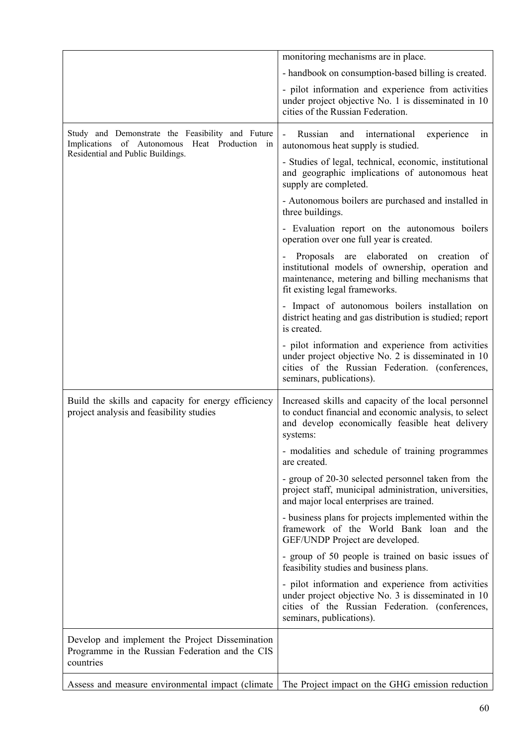| | |
|---|---|
| | monitoring mechanisms are in place.<br><br>- handbook on consumption-based billing is created.<br><br>- pilot information and experience from activities under project objective No. 1 is disseminated in 10 cities of the Russian Federation. |
| Study and Demonstrate the Feasibility and Future Implications of Autonomous Heat Production in Residential and Public Buildings. | - Russian and international experience in autonomous heat supply is studied.<br><br>- Studies of legal, technical, economic, institutional and geographic implications of autonomous heat supply are completed.<br><br>- Autonomous boilers are purchased and installed in three buildings.<br><br>- Evaluation report on the autonomous boilers operation over one full year is created.<br><br>- Proposals are elaborated on creation of institutional models of ownership, operation and maintenance, metering and billing mechanisms that fit existing legal frameworks.<br><br>- Impact of autonomous boilers installation on district heating and gas distribution is studied; report is created.<br><br>- pilot information and experience from activities under project objective No. 2 is disseminated in 10 cities of the Russian Federation. (conferences, seminars, publications). |
| Build the skills and capacity for energy efficiency project analysis and feasibility studies | Increased skills and capacity of the local personnel to conduct financial and economic analysis, to select and develop economically feasible heat delivery systems:<br><br>- modalities and schedule of training programmes are created.<br><br>- group of 20-30 selected personnel taken from the project staff, municipal administration, universities, and major local enterprises are trained.<br><br>- business plans for projects implemented within the framework of the World Bank loan and the GEF/UNDP Project are developed.<br><br>- group of 50 people is trained on basic issues of feasibility studies and business plans.<br><br>- pilot information and experience from activities under project objective No. 3 is disseminated in 10 cities of the Russian Federation. (conferences, seminars, publications). |
| Develop and implement the Project Dissemination Programme in the Russian Federation and the CIS countries | |
| Assess and measure environmental impact (climate | The Project impact on the GHG emission reduction |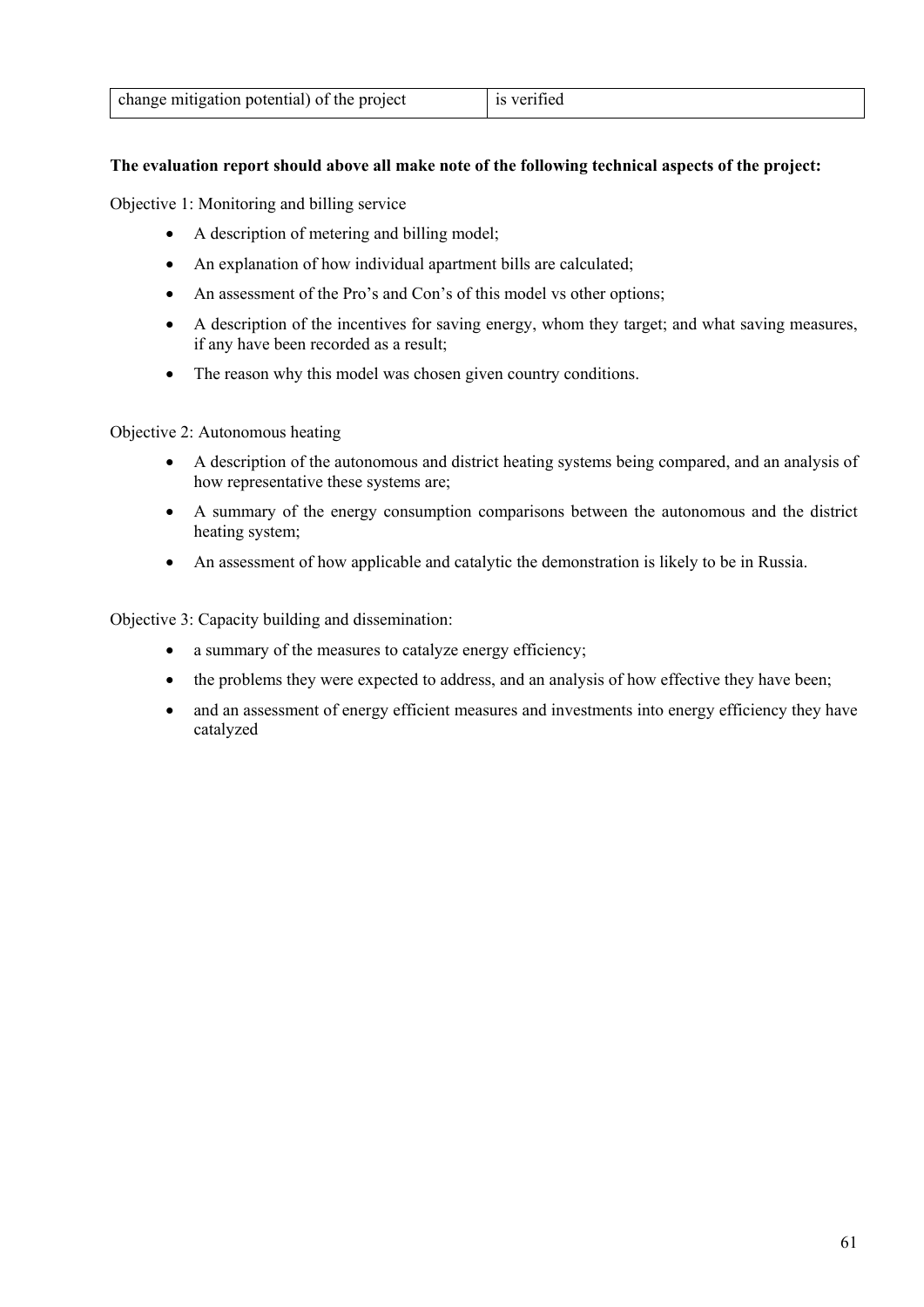| change mitigation potential) of the project | is verified |
|---|---|

**The evaluation report should above all make note of the following technical aspects of the project:**

Objective 1: Monitoring and billing service

- A description of metering and billing model;
- An explanation of how individual apartment bills are calculated;
- An assessment of the Pro's and Con's of this model vs other options;
- A description of the incentives for saving energy, whom they target; and what saving measures, if any have been recorded as a result;
- The reason why this model was chosen given country conditions.

Objective 2: Autonomous heating

- A description of the autonomous and district heating systems being compared, and an analysis of how representative these systems are;
- A summary of the energy consumption comparisons between the autonomous and the district heating system;
- An assessment of how applicable and catalytic the demonstration is likely to be in Russia.

Objective 3: Capacity building and dissemination:

- a summary of the measures to catalyze energy efficiency;
- the problems they were expected to address, and an analysis of how effective they have been;
- and an assessment of energy efficient measures and investments into energy efficiency they have catalyzed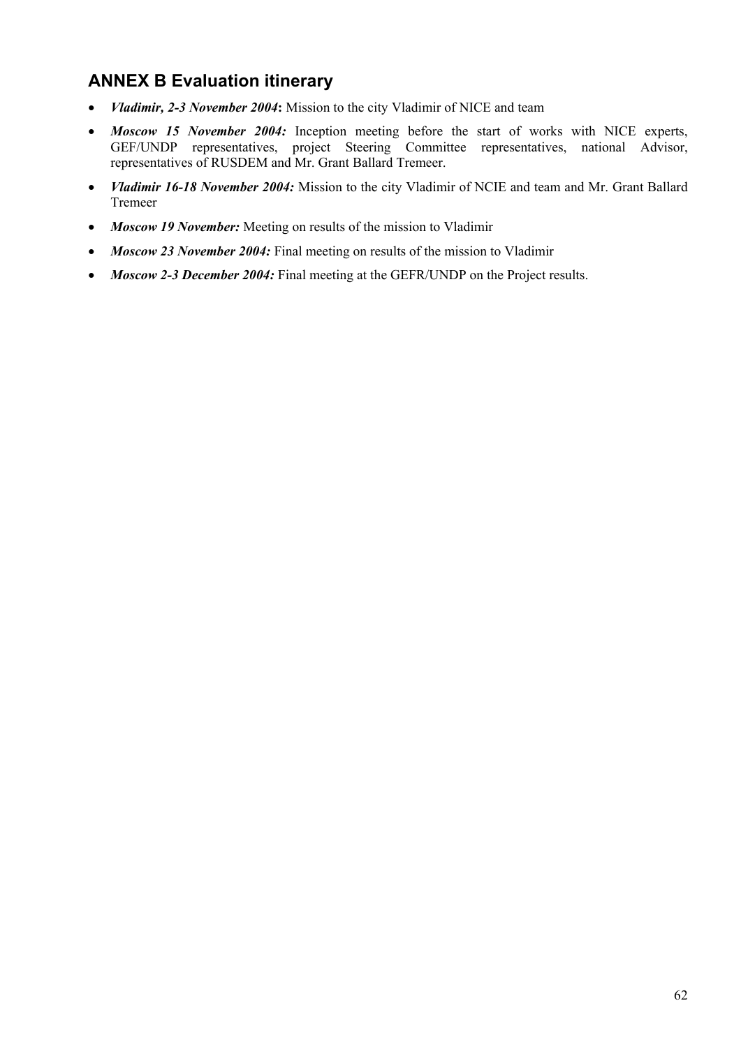## ANNEX B Evaluation itinerary

- ***Vladimir, 2-3 November 2004*:** Mission to the city Vladimir of NICE and team
- ***Moscow 15 November 2004:*** Inception meeting before the start of works with NICE experts, GEF/UNDP representatives, project Steering Committee representatives, national Advisor, representatives of RUSDEM and Mr. Grant Ballard Tremeer.
- ***Vladimir 16-18 November 2004:*** Mission to the city Vladimir of NCIE and team and Mr. Grant Ballard Tremeer
- ***Moscow 19 November:*** Meeting on results of the mission to Vladimir
- ***Moscow 23 November 2004:*** Final meeting on results of the mission to Vladimir
- ***Moscow 2-3 December 2004:*** Final meeting at the GEFR/UNDP on the Project results.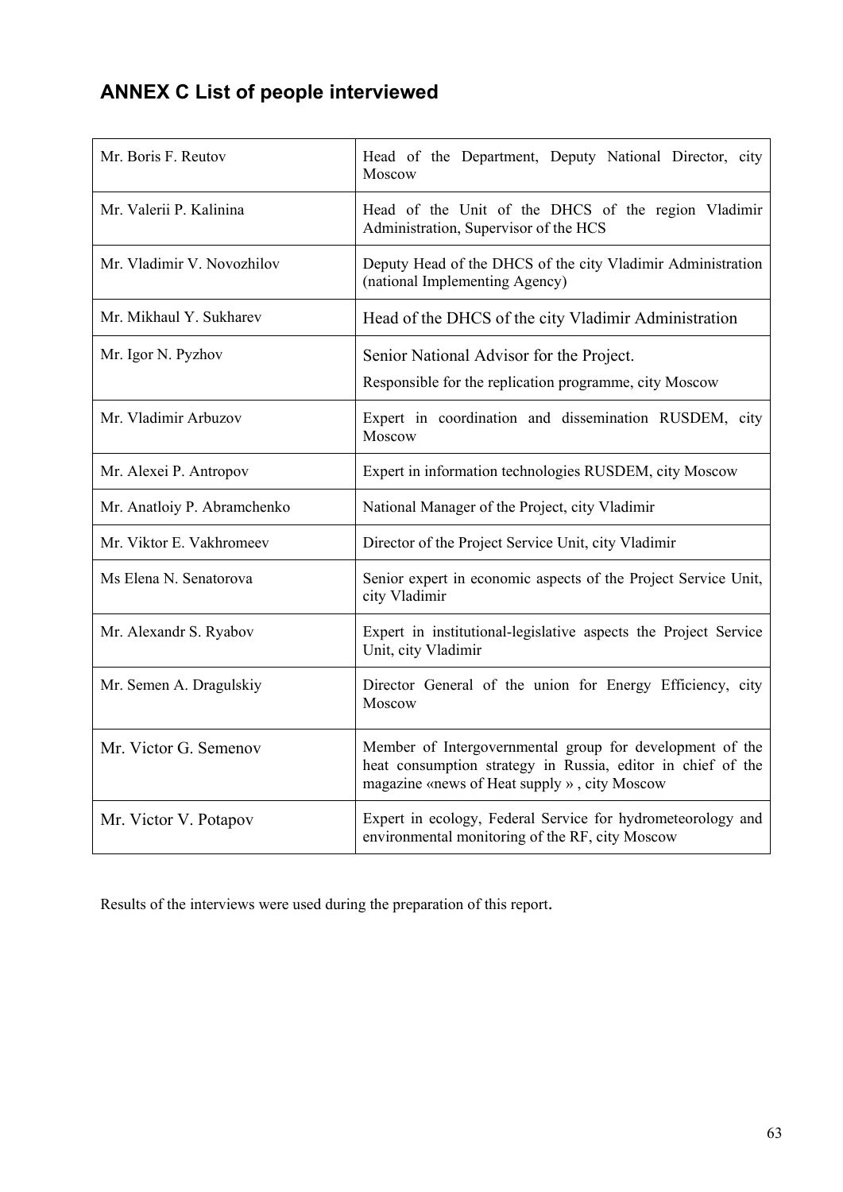# ANNEX C List of people interviewed

| | |
|---|---|
| Mr. Boris F. Reutov | Head of the Department, Deputy National Director, city Moscow |
| Mr. Valerii P. Kalinina | Head of the Unit of the DHCS of the region Vladimir Administration, Supervisor of the HCS |
| Mr. Vladimir V. Novozhilov | Deputy Head of the DHCS of the city Vladimir Administration (national Implementing Agency) |
| Mr. Mikhaul Y. Sukharev | Head of the DHCS of the city Vladimir Administration |
| Mr. Igor N. Pyzhov | Senior National Advisor for the Project.<br>Responsible for the replication programme, city Moscow |
| Mr. Vladimir Arbuzov | Expert in coordination and dissemination RUSDEM, city Moscow |
| Mr. Alexei P. Antropov | Expert in information technologies RUSDEM, city Moscow |
| Mr. Anatloiy P. Abramchenko | National Manager of the Project, city Vladimir |
| Mr. Viktor E. Vakhromeev | Director of the Project Service Unit, city Vladimir |
| Ms Elena N. Senatorova | Senior expert in economic aspects of the Project Service Unit, city Vladimir |
| Mr. Alexandr S. Ryabov | Expert in institutional-legislative aspects the Project Service Unit, city Vladimir |
| Mr. Semen A. Dragulskiy | Director General of the union for Energy Efficiency, city Moscow |
| Mr. Victor G. Semenov | Member of Intergovernmental group for development of the heat consumption strategy in Russia, editor in chief of the magazine «news of Heat supply » , city Moscow |
| Mr. Victor V. Potapov | Expert in ecology, Federal Service for hydrometeorology and environmental monitoring of the RF, city Moscow |

Results of the interviews were used during the preparation of this report.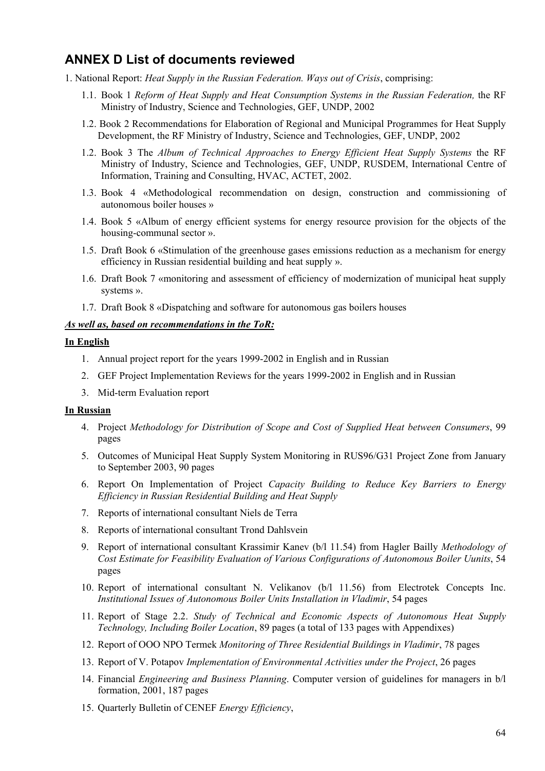## ANNEX D List of documents reviewed

1. National Report: *Heat Supply in the Russian Federation. Ways out of Crisis*, comprising:

   1.1. Book 1 *Reform of Heat Supply and Heat Consumption Systems in the Russian Federation,* the RF Ministry of Industry, Science and Technologies, GEF, UNDP, 2002

   1.2. Book 2 Recommendations for Elaboration of Regional and Municipal Programmes for Heat Supply Development, the RF Ministry of Industry, Science and Technologies, GEF, UNDP, 2002

   1.2. Book 3 The *Album of Technical Approaches to Energy Efficient Heat Supply Systems* the RF Ministry of Industry, Science and Technologies, GEF, UNDP, RUSDEM, International Centre of Information, Training and Consulting, HVAC, ACTET, 2002.

   1.3. Book 4 «Methodological recommendation on design, construction and commissioning of autonomous boiler houses »

   1.4. Book 5 «Album of energy efficient systems for energy resource provision for the objects of the housing-communal sector ».

   1.5. Draft Book 6 «Stimulation of the greenhouse gases emissions reduction as a mechanism for energy efficiency in Russian residential building and heat supply ».

   1.6. Draft Book 7 «monitoring and assessment of efficiency of modernization of municipal heat supply systems ».

   1.7. Draft Book 8 «Dispatching and software for autonomous gas boilers houses

***As well as, based on recommendations in the ToR:***

**In English**

1. Annual project report for the years 1999-2002 in English and in Russian
2. GEF Project Implementation Reviews for the years 1999-2002 in English and in Russian
3. Mid-term Evaluation report

**In Russian**

4. Project *Methodology for Distribution of Scope and Cost of Supplied Heat between Consumers*, 99 pages
5. Outcomes of Municipal Heat Supply System Monitoring in RUS96/G31 Project Zone from January to September 2003, 90 pages
6. Report On Implementation of Project *Capacity Building to Reduce Key Barriers to Energy Efficiency in Russian Residential Building and Heat Supply*
7. Reports of international consultant Niels de Terra
8. Reports of international consultant Trond Dahlsvein
9. Report of international consultant Krassimir Kanev (b/l 11.54) from Hagler Bailly *Methodology of Cost Estimate for Feasibility Evaluation of Various Configurations of Autonomous Boiler Uunits*, 54 pages
10. Report of international consultant N. Velikanov (b/l 11.56) from Electrotek Concepts Inc. *Institutional Issues of Autonomous Boiler Units Installation in Vladimir*, 54 pages
11. Report of Stage 2.2. *Study of Technical and Economic Aspects of Autonomous Heat Supply Technology, Including Boiler Location*, 89 pages (a total of 133 pages with Appendixes)
12. Report of OOO NPO Termek *Monitoring of Three Residential Buildings in Vladimir*, 78 pages
13. Report of V. Potapov *Implementation of Environmental Activities under the Project*, 26 pages
14. Financial *Engineering and Business Planning*. Computer version of guidelines for managers in b/l formation, 2001, 187 pages
15. Quarterly Bulletin of CENEF *Energy Efficiency*,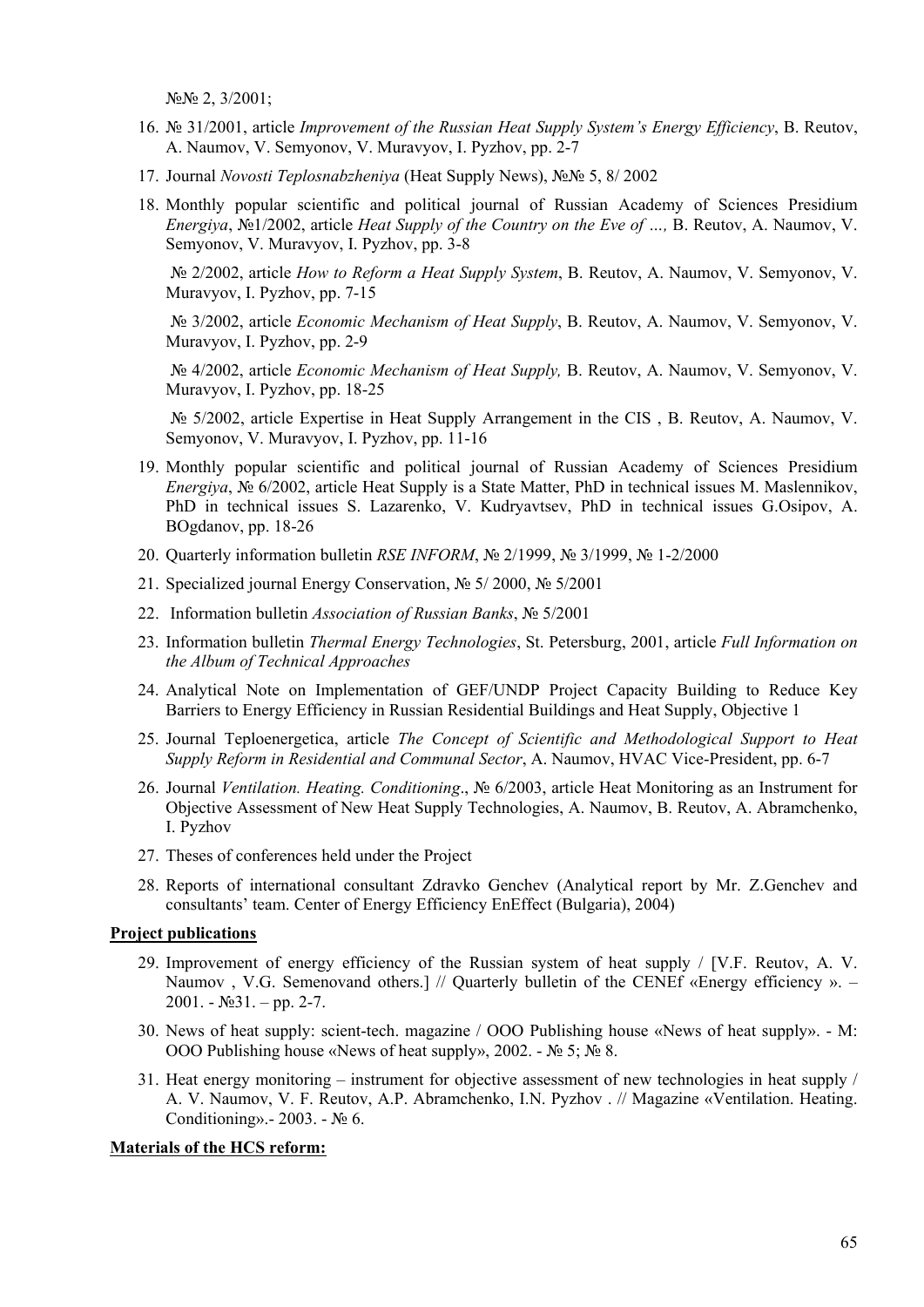№№ 2, 3/2001;

16. № 31/2001, article *Improvement of the Russian Heat Supply System's Energy Efficiency*, B. Reutov, A. Naumov, V. Semyonov, V. Muravyov, I. Pyzhov, pp. 2-7
17. Journal *Novosti Teplosnabzheniya* (Heat Supply News), №№ 5, 8/ 2002
18. Monthly popular scientific and political journal of Russian Academy of Sciences Presidium *Energiya*, №1/2002, article *Heat Supply of the Country on the Eve of …,* B. Reutov, A. Naumov, V. Semyonov, V. Muravyov, I. Pyzhov, pp. 3-8

    № 2/2002, article *How to Reform a Heat Supply System*, B. Reutov, A. Naumov, V. Semyonov, V. Muravyov, I. Pyzhov, pp. 7-15

    № 3/2002, article *Economic Mechanism of Heat Supply*, B. Reutov, A. Naumov, V. Semyonov, V. Muravyov, I. Pyzhov, pp. 2-9

    № 4/2002, article *Economic Mechanism of Heat Supply,* B. Reutov, A. Naumov, V. Semyonov, V. Muravyov, I. Pyzhov, pp. 18-25

    № 5/2002, article Expertise in Heat Supply Arrangement in the CIS , B. Reutov, A. Naumov, V. Semyonov, V. Muravyov, I. Pyzhov, pp. 11-16
19. Monthly popular scientific and political journal of Russian Academy of Sciences Presidium *Energiya*, № 6/2002, article Heat Supply is a State Matter, PhD in technical issues M. Maslennikov, PhD in technical issues S. Lazarenko, V. Kudryavtsev, PhD in technical issues G.Osipov, A. BOgdanov, pp. 18-26
20. Quarterly information bulletin *RSE INFORM*, № 2/1999, № 3/1999, № 1-2/2000
21. Specialized journal Energy Conservation, № 5/ 2000, № 5/2001
22. Information bulletin *Association of Russian Banks*, № 5/2001
23. Information bulletin *Thermal Energy Technologies*, St. Petersburg, 2001, article *Full Information on the Album of Technical Approaches*
24. Analytical Note on Implementation of GEF/UNDP Project Capacity Building to Reduce Key Barriers to Energy Efficiency in Russian Residential Buildings and Heat Supply, Objective 1
25. Journal Teploenergetica, article *The Concept of Scientific and Methodological Support to Heat Supply Reform in Residential and Communal Sector*, A. Naumov, HVAC Vice-President, pp. 6-7
26. Journal *Ventilation. Heating. Conditioning*., № 6/2003, article Heat Monitoring as an Instrument for Objective Assessment of New Heat Supply Technologies, A. Naumov, B. Reutov, A. Abramchenko, I. Pyzhov
27. Theses of conferences held under the Project
28. Reports of international consultant Zdravko Genchev (Analytical report by Mr. Z.Genchev and consultants' team. Center of Energy Efficiency EnEffect (Bulgaria), 2004)

**Project publications**

29. Improvement of energy efficiency of the Russian system of heat supply / [V.F. Reutov, A. V. Naumov , V.G. Semenovand others.] // Quarterly bulletin of the CENEf «Energy efficiency ». – 2001. - №31. – pp. 2-7.
30. News of heat supply: scient-tech. magazine / OOO Publishing house «News of heat supply». - M: OOO Publishing house «News of heat supply», 2002. - № 5; № 8.
31. Heat energy monitoring – instrument for objective assessment of new technologies in heat supply / A. V. Naumov, V. F. Reutov, A.P. Abramchenko, I.N. Pyzhov . // Magazine «Ventilation. Heating. Conditioning».- 2003. - № 6.

**Materials of the HCS reform:**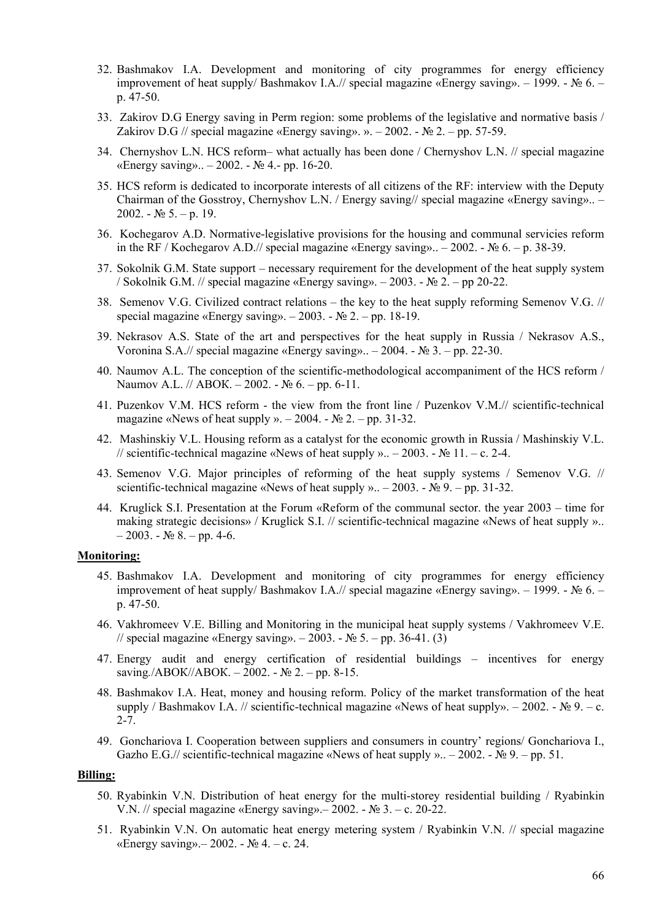32. Bashmakov I.A. Development and monitoring of city programmes for energy efficiency improvement of heat supply/ Bashmakov I.A.// special magazine «Energy saving». – 1999. - № 6. – p. 47-50.

33. Zakirov D.G Energy saving in Perm region: some problems of the legislative and normative basis / Zakirov D.G // special magazine «Energy saving». ». – 2002. - № 2. – pp. 57-59.

34. Chernyshov L.N. HCS reform– what actually has been done / Chernyshov L.N. // special magazine «Energy saving».. – 2002. - № 4.- pp. 16-20.

35. HCS reform is dedicated to incorporate interests of all citizens of the RF: interview with the Deputy Chairman of the Gosstroy, Chernyshov L.N. / Energy saving// special magazine «Energy saving».. – 2002. - № 5. – p. 19.

36. Kochegarov A.D. Normative-legislative provisions for the housing and communal servicies reform in the RF / Kochegarov A.D.// special magazine «Energy saving».. – 2002. - № 6. – p. 38-39.

37. Sokolnik G.M. State support – necessary requirement for the development of the heat supply system / Sokolnik G.M. // special magazine «Energy saving». – 2003. - № 2. – pp 20-22.

38. Semenov V.G. Civilized contract relations – the key to the heat supply reforming Semenov V.G. // special magazine «Energy saving». – 2003. - № 2. – pp. 18-19.

39. Nekrasov A.S. State of the art and perspectives for the heat supply in Russia / Nekrasov A.S., Voronina S.A.// special magazine «Energy saving».. – 2004. - № 3. – pp. 22-30.

40. Naumov A.L. The conception of the scientific-methodological accompaniment of the HCS reform / Naumov A.L. // АВОК. – 2002. - № 6. – pp. 6-11.

41. Puzenkov V.M. HCS reform - the view from the front line / Puzenkov V.M.// scientific-technical magazine «News of heat supply ». – 2004. - № 2. – pp. 31-32.

42. Mashinskiy V.L. Housing reform as a catalyst for the economic growth in Russia / Mashinskiy V.L. // scientific-technical magazine «News of heat supply ».. – 2003. - № 11. – c. 2-4.

43. Semenov V.G. Major principles of reforming of the heat supply systems / Semenov V.G. // scientific-technical magazine «News of heat supply ».. – 2003. - № 9. – pp. 31-32.

44. Kruglick S.I. Presentation at the Forum «Reform of the communal sector. the year 2003 – time for making strategic decisions» / Kruglick S.I. // scientific-technical magazine «News of heat supply ».. – 2003. - № 8. – pp. 4-6.

**Monitoring:**

45. Bashmakov I.A. Development and monitoring of city programmes for energy efficiency improvement of heat supply/ Bashmakov I.A.// special magazine «Energy saving». – 1999. - № 6. – p. 47-50.

46. Vakhromeev V.E. Billing and Monitoring in the municipal heat supply systems / Vakhromeev V.E. // special magazine «Energy saving». – 2003. - № 5. – pp. 36-41. (3)

47. Energy audit and energy certification of residential buildings – incentives for energy saving./АВОК//АВОК. – 2002. - № 2. – pp. 8-15.

48. Bashmakov I.A. Heat, money and housing reform. Policy of the market transformation of the heat supply / Bashmakov I.A. // scientific-technical magazine «News of heat supply». – 2002. - № 9. – c. 2-7.

49. Gonchariova I. Cooperation between suppliers and consumers in country' regions/ Gonchariova I., Gazho E.G.// scientific-technical magazine «News of heat supply ».. – 2002. - № 9. – pp. 51.

**Billing:**

50. Ryabinkin V.N. Distribution of heat energy for the multi-storey residential building / Ryabinkin V.N. // special magazine «Energy saving».– 2002. - № 3. – c. 20-22.

51. Ryabinkin V.N. On automatic heat energy metering system / Ryabinkin V.N. // special magazine «Energy saving».– 2002. - № 4. – c. 24.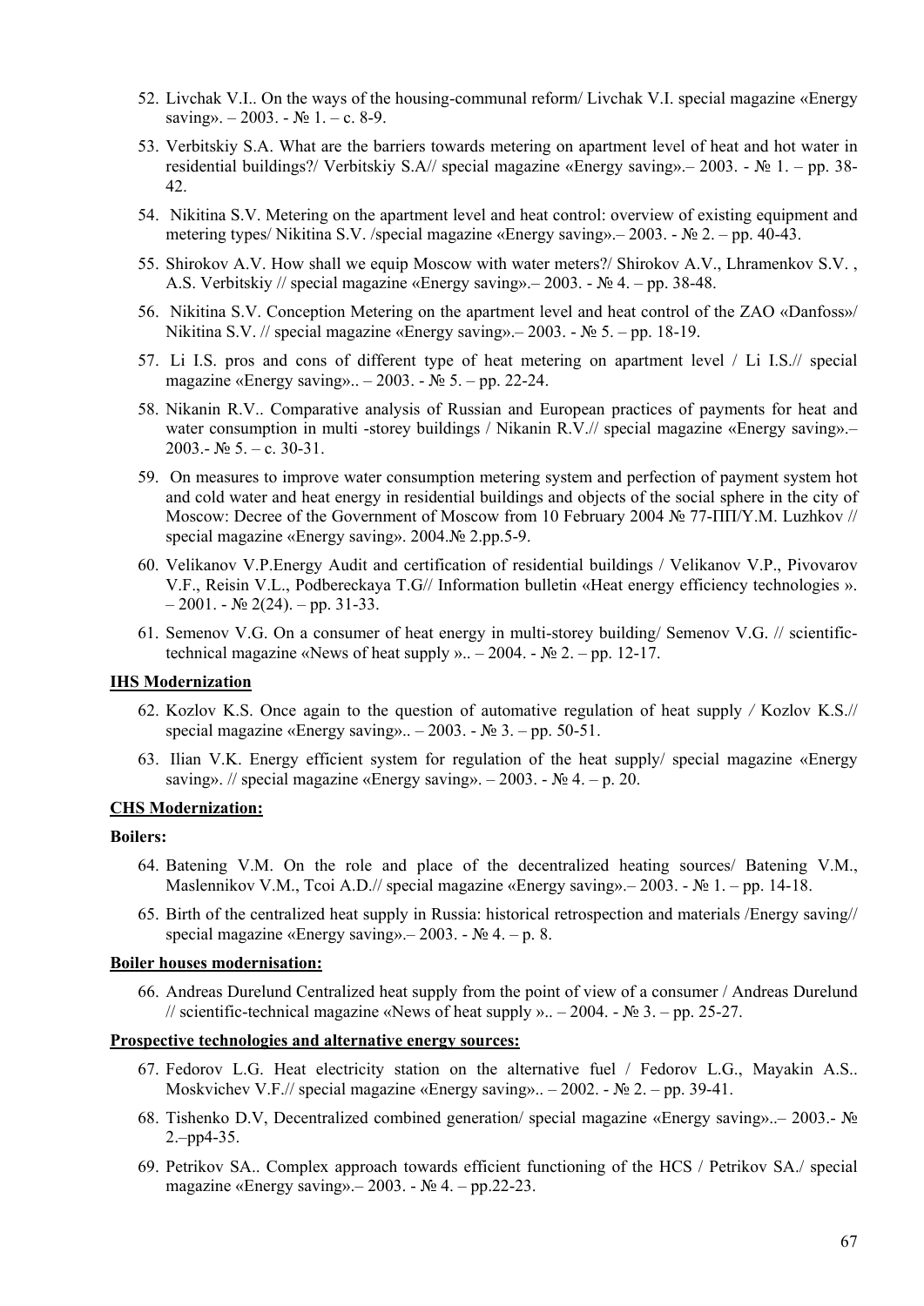52. Livchak V.I.. On the ways of the housing-communal reform/ Livchak V.I. special magazine «Energy saving». – 2003. - № 1. – c. 8-9.

53. Verbitskiy S.A. What are the barriers towards metering on apartment level of heat and hot water in residential buildings?/ Verbitskiy S.A// special magazine «Energy saving».– 2003. - № 1. – pp. 38-42.

54. Nikitina S.V. Metering on the apartment level and heat control: overview of existing equipment and metering types/ Nikitina S.V. /special magazine «Energy saving».– 2003. - № 2. – pp. 40-43.

55. Shirokov A.V. How shall we equip Moscow with water meters?/ Shirokov A.V., Lhramenkov S.V. , A.S. Verbitskiy // special magazine «Energy saving».– 2003. - № 4. – pp. 38-48.

56. Nikitina S.V. Conception Metering on the apartment level and heat control of the ZAO «Danfoss»/ Nikitina S.V. // special magazine «Energy saving».– 2003. - № 5. – pp. 18-19.

57. Li I.S. pros and cons of different type of heat metering on apartment level / Li I.S.// special magazine «Energy saving».. – 2003. - № 5. – pp. 22-24.

58. Nikanin R.V.. Comparative analysis of Russian and European practices of payments for heat and water consumption in multi -storey buildings / Nikanin R.V.// special magazine «Energy saving».– 2003.- № 5. – c. 30-31.

59. On measures to improve water consumption metering system and perfection of payment system hot and cold water and heat energy in residential buildings and objects of the social sphere in the city of Moscow: Decree of the Government of Moscow from 10 February 2004 № 77-ПП/Y.M. Luzhkov // special magazine «Energy saving». 2004.№ 2.pp.5-9.

60. Velikanov V.P.Energy Audit and certification of residential buildings / Velikanov V.P., Pivovarov V.F., Reisin V.L., Podbereckaya T.G// Information bulletin «Heat energy efficiency technologies ». – 2001. - № 2(24). – pp. 31-33.

61. Semenov V.G. On a consumer of heat energy in multi-storey building/ Semenov V.G. // scientific-technical magazine «News of heat supply ».. – 2004. - № 2. – pp. 12-17.

**IHS Modernization**

62. Kozlov K.S. Once again to the question of automative regulation of heat supply / Kozlov K.S.// special magazine «Energy saving».. – 2003. - № 3. – pp. 50-51.

63. Ilian V.K. Energy efficient system for regulation of the heat supply/ special magazine «Energy saving». // special magazine «Energy saving». – 2003. - № 4. – p. 20.

**CHS Modernization:**

**Boilers:**

64. Batening V.M. On the role and place of the decentralized heating sources/ Batening V.M., Maslennikov V.M., Tcoi A.D.// special magazine «Energy saving».– 2003. - № 1. – pp. 14-18.

65. Birth of the centralized heat supply in Russia: historical retrospection and materials /Energy saving// special magazine «Energy saving».– 2003. - № 4. – p. 8.

**Boiler houses modernisation:**

66. Andreas Durelund Centralized heat supply from the point of view of a consumer / Andreas Durelund // scientific-technical magazine «News of heat supply ».. – 2004. - № 3. – pp. 25-27.

**Prospective technologies and alternative energy sources:**

67. Fedorov L.G. Heat electricity station on the alternative fuel / Fedorov L.G., Mayakin A.S.. Moskvichev V.F.// special magazine «Energy saving».. – 2002. - № 2. – pp. 39-41.

68. Tishenko D.V, Decentralized combined generation/ special magazine «Energy saving»..– 2003.- № 2.–pp4-35.

69. Petrikov SA.. Complex approach towards efficient functioning of the HCS / Petrikov SA./ special magazine «Energy saving».– 2003. - № 4. – pp.22-23.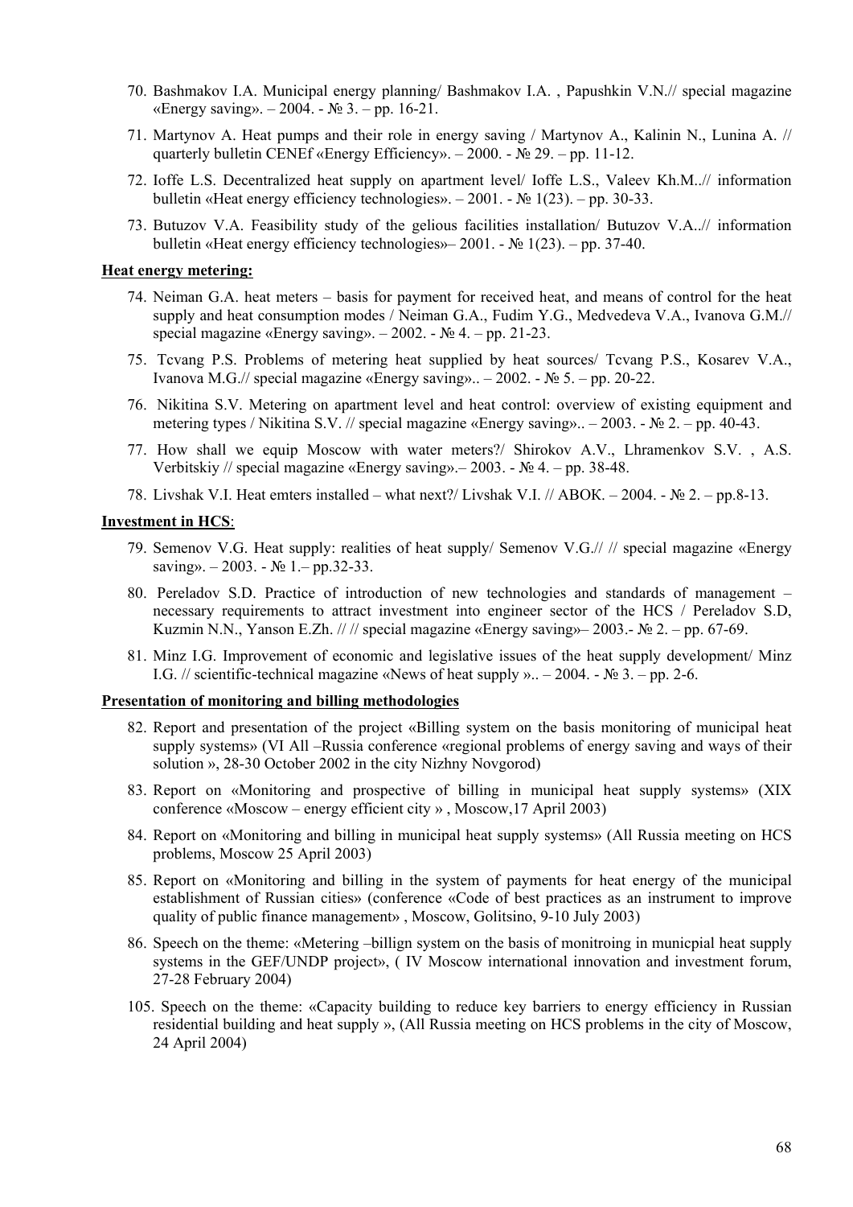70. Bashmakov I.A. Municipal energy planning/ Bashmakov I.A. , Papushkin V.N.// special magazine «Energy saving». – 2004. - № 3. – pp. 16-21.
71. Martynov A. Heat pumps and their role in energy saving / Martynov A., Kalinin N., Lunina A. // quarterly bulletin CENEf «Energy Efficiency». – 2000. - № 29. – pp. 11-12.
72. Ioffe L.S. Decentralized heat supply on apartment level/ Ioffe L.S., Valeev Kh.M..// information bulletin «Heat energy efficiency technologies». – 2001. - № 1(23). – pp. 30-33.
73. Butuzov V.A. Feasibility study of the gelious facilities installation/ Butuzov V.A..// information bulletin «Heat energy efficiency technologies»– 2001. - № 1(23). – pp. 37-40.

**Heat energy metering:**

74. Neiman G.A. heat meters – basis for payment for received heat, and means of control for the heat supply and heat consumption modes / Neiman G.A., Fudim Y.G., Medvedeva V.A., Ivanova G.M.// special magazine «Energy saving». – 2002. - № 4. – pp. 21-23.
75. Tcvang P.S. Problems of metering heat supplied by heat sources/ Tcvang P.S., Kosarev V.A., Ivanova M.G.// special magazine «Energy saving».. – 2002. - № 5. – pp. 20-22.
76. Nikitina S.V. Metering on apartment level and heat control: overview of existing equipment and metering types / Nikitina S.V. // special magazine «Energy saving».. – 2003. - № 2. – pp. 40-43.
77. How shall we equip Moscow with water meters?/ Shirokov A.V., Lhramenkov S.V. , A.S. Verbitskiy // special magazine «Energy saving».– 2003. - № 4. – pp. 38-48.
78. Livshak V.I. Heat emters installed – what next?/ Livshak V.I. // АВОК. – 2004. - № 2. – pp.8-13.

**Investment in HCS**:

79. Semenov V.G. Heat supply: realities of heat supply/ Semenov V.G.// // special magazine «Energy saving». – 2003. - № 1.– pp.32-33.
80. Pereladov S.D. Practice of introduction of new technologies and standards of management – necessary requirements to attract investment into engineer sector of the HCS / Pereladov S.D, Kuzmin N.N., Yanson E.Zh. // // special magazine «Energy saving»– 2003.- № 2. – pp. 67-69.
81. Minz I.G. Improvement of economic and legislative issues of the heat supply development/ Minz I.G. // scientific-technical magazine «News of heat supply ».. – 2004. - № 3. – pp. 2-6.

**Presentation of monitoring and billing methodologies**

82. Report and presentation of the project «Billing system on the basis monitoring of municipal heat supply systems» (VI All –Russia conference «regional problems of energy saving and ways of their solution », 28-30 October 2002 in the city Nizhny Novgorod)
83. Report on «Monitoring and prospective of billing in municipal heat supply systems» (XIX conference «Moscow – energy efficient city » , Moscow,17 April 2003)
84. Report on «Monitoring and billing in municipal heat supply systems» (All Russia meeting on HCS problems, Moscow 25 April 2003)
85. Report on «Monitoring and billing in the system of payments for heat energy of the municipal establishment of Russian cities» (conference «Code of best practices as an instrument to improve quality of public finance management» , Moscow, Golitsino, 9-10 July 2003)
86. Speech on the theme: «Metering –billign system on the basis of monitroing in municpial heat supply systems in the GEF/UNDP project», ( IV Moscow international innovation and investment forum, 27-28 February 2004)

105. Speech on the theme: «Capacity building to reduce key barriers to energy efficiency in Russian residential building and heat supply », (All Russia meeting on HCS problems in the city of Moscow, 24 April 2004)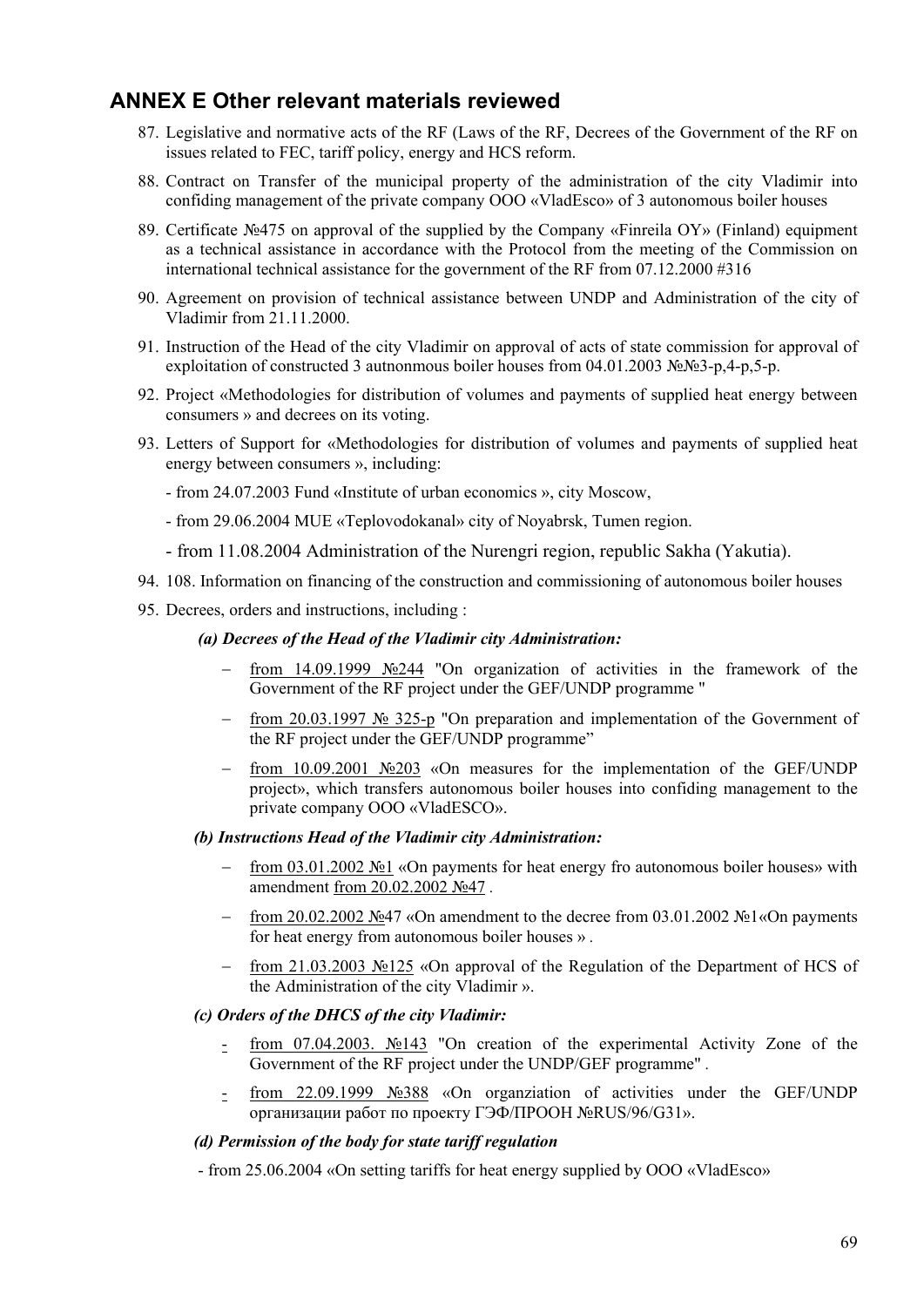## ANNEX E Other relevant materials reviewed

87. Legislative and normative acts of the RF (Laws of the RF, Decrees of the Government of the RF on issues related to FEC, tariff policy, energy and HCS reform.
88. Contract on Transfer of the municipal property of the administration of the city Vladimir into confiding management of the private company OOO «VladEsco» of 3 autonomous boiler houses
89. Certificate №475 on approval of the supplied by the Company «Finreila OY» (Finland) equipment as a technical assistance in accordance with the Protocol from the meeting of the Commission on international technical assistance for the government of the RF from 07.12.2000 #316
90. Agreement on provision of technical assistance between UNDP and Administration of the city of Vladimir from 21.11.2000.
91. Instruction of the Head of the city Vladimir on approval of acts of state commission for approval of exploitation of constructed 3 autnonmous boiler houses from 04.01.2003 №№3-р,4-р,5-р.
92. Project «Methodologies for distribution of volumes and payments of supplied heat energy between consumers » and decrees on its voting.
93. Letters of Support for «Methodologies for distribution of volumes and payments of supplied heat energy between consumers », including:

    - from 24.07.2003 Fund «Institute of urban economics », city Moscow,
    - from 29.06.2004 MUE «Teplovodokanal» city of Noyabrsk, Tumen region.
    - from 11.08.2004 Administration of the Nurengri region, republic Sakha (Yakutia).
94. 108. Information on financing of the construction and commissioning of autonomous boiler houses
95. Decrees, orders and instructions, including :

    ***(a) Decrees of the Head of the Vladimir city Administration:***

    - from 14.09.1999 №244 "On organization of activities in the framework of the Government of the RF project under the GEF/UNDP programme "
    - from 20.03.1997 № 325-р "On preparation and implementation of the Government of the RF project under the GEF/UNDP programme"
    - from 10.09.2001 №203 «On measures for the implementation of the GEF/UNDP project», which transfers autonomous boiler houses into confiding management to the private company OOO «VladESCO».

    ***(b) Instructions Head of the Vladimir city Administration:***

    - from 03.01.2002 №1 «On payments for heat energy fro autonomous boiler houses» with amendment from 20.02.2002 №47 .
    - from 20.02.2002 №47 «On amendment to the decree from 03.01.2002 №1«On payments for heat energy from autonomous boiler houses » .
    - from 21.03.2003 №125 «On approval of the Regulation of the Department of HCS of the Administration of the city Vladimir ».

    ***(c) Orders of the DHCS of the city Vladimir:***

    - from 07.04.2003. №143 "On creation of the experimental Activity Zone of the Government of the RF project under the UNDP/GEF programme" .
    - from 22.09.1999 №388 «On organziation of activities under the GEF/UNDP организации работ по проекту ГЭФ/ПРООН №RUS/96/G31».

    ***(d) Permission of the body for state tariff regulation***

    - from 25.06.2004 «On setting tariffs for heat energy supplied by OOO «VladEsco»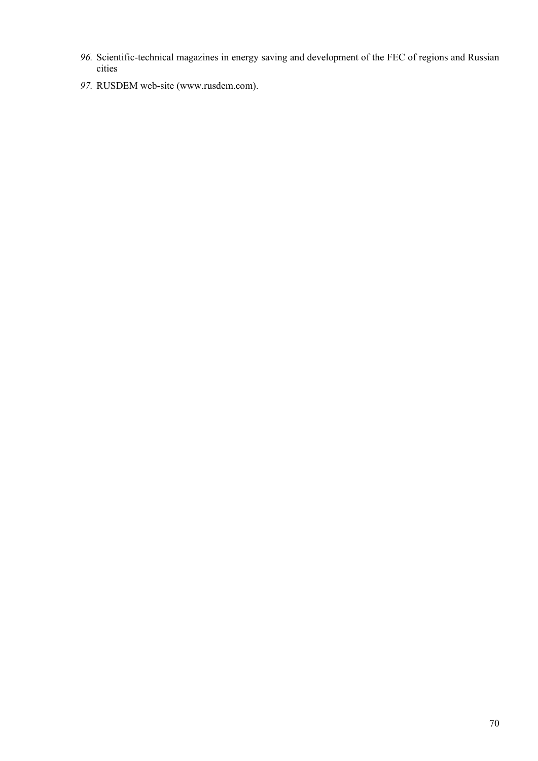*96.* Scientific-technical magazines in energy saving and development of the FEC of regions and Russian cities

*97.* RUSDEM web-site (www.rusdem.com).